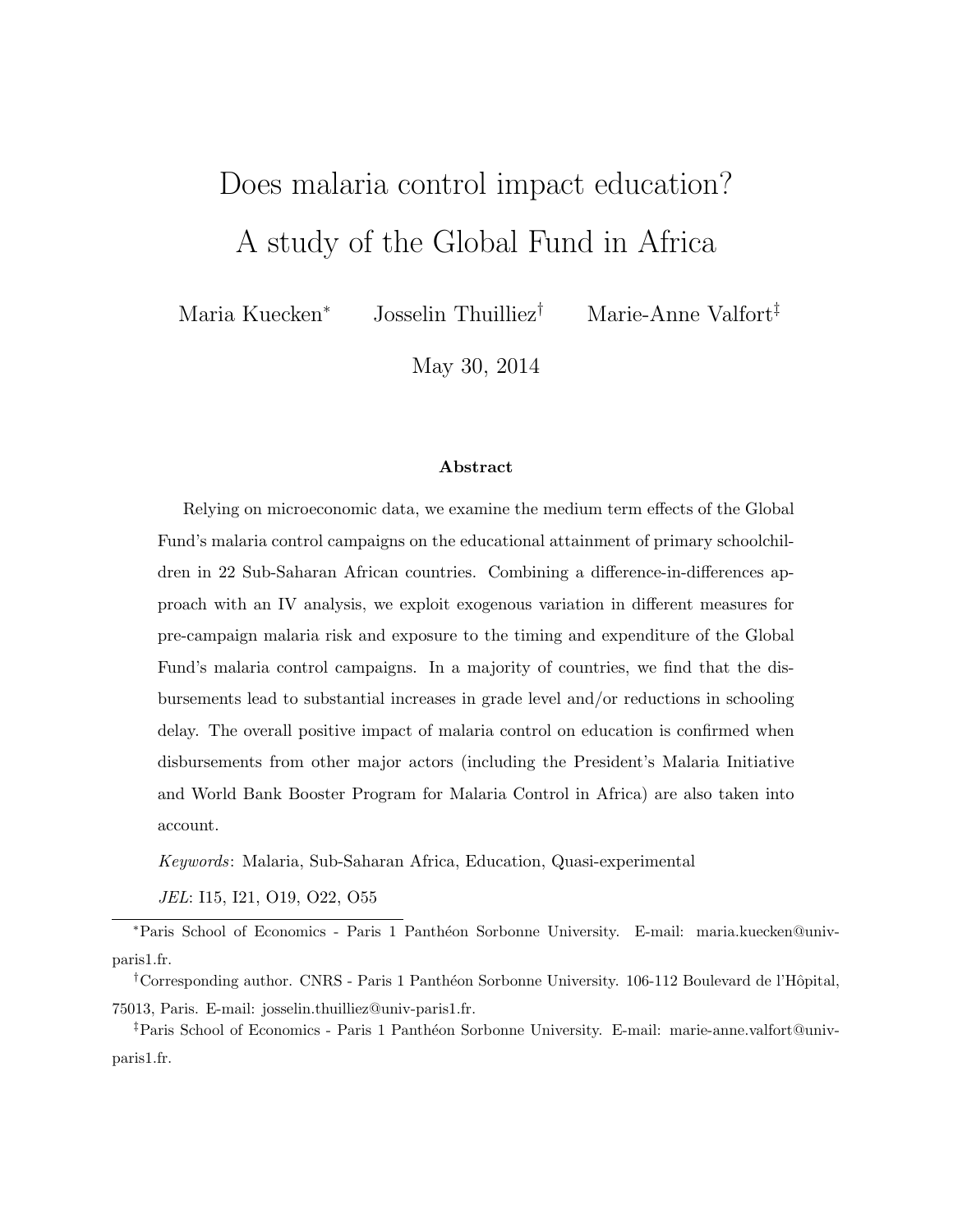# Does malaria control impact education? A study of the Global Fund in Africa

Maria Kuecken[*] Josselin Thuilliez[†] Marie-Anne Valfort[‡]

May 30, 2014

## Abstract

Relying on microeconomic data, we examine the medium term effects of the Global Fund's malaria control campaigns on the educational attainment of primary schoolchildren in 22 Sub-Saharan African countries. Combining a difference-in-differences approach with an IV analysis, we exploit exogenous variation in different measures for pre-campaign malaria risk and exposure to the timing and expenditure of the Global Fund's malaria control campaigns. In a majority of countries, we find that the disbursements lead to substantial increases in grade level and/or reductions in schooling delay. The overall positive impact of malaria control on education is confirmed when disbursements from other major actors (including the President's Malaria Initiative and World Bank Booster Program for Malaria Control in Africa) are also taken into account.

*Keywords*: Malaria, Sub-Saharan Africa, Education, Quasi-experimental

*JEL*: I15, I21, O19, O22, O55

[*] Paris School of Economics - Paris 1 Panthéon Sorbonne University. E-mail: maria.kuecken@univ-paris1.fr.

[†] Corresponding author. CNRS - Paris 1 Panthéon Sorbonne University. 106-112 Boulevard de l'Hôpital, 75013, Paris. E-mail: josselin.thuilliez@univ-paris1.fr.

[‡] Paris School of Economics - Paris 1 Panthéon Sorbonne University. E-mail: marie-anne.valfort@univ-paris1.fr.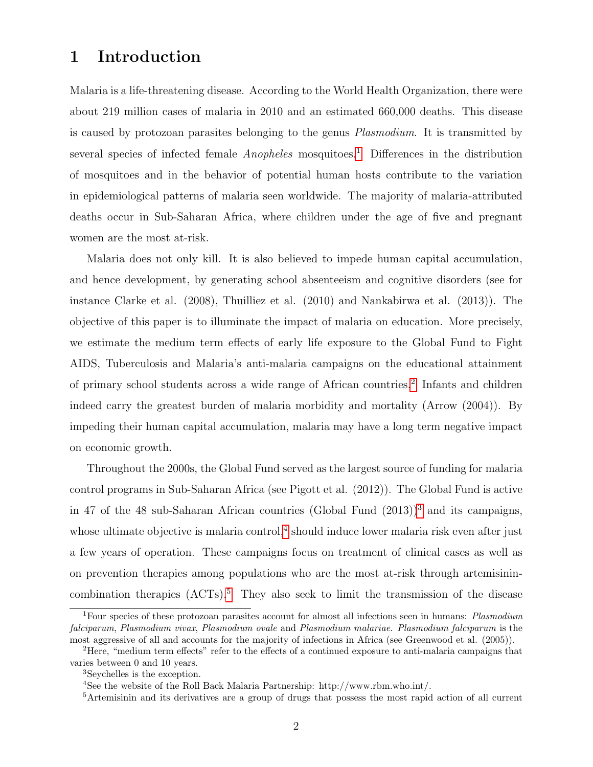# 1 Introduction

Malaria is a life-threatening disease. According to the World Health Organization, there were about 219 million cases of malaria in 2010 and an estimated 660,000 deaths. This disease is caused by protozoan parasites belonging to the genus *Plasmodium*. It is transmitted by several species of infected female *Anopheles* mosquitoes.[1] Differences in the distribution of mosquitoes and in the behavior of potential human hosts contribute to the variation in epidemiological patterns of malaria seen worldwide. The majority of malaria-attributed deaths occur in Sub-Saharan Africa, where children under the age of five and pregnant women are the most at-risk.

Malaria does not only kill. It is also believed to impede human capital accumulation, and hence development, by generating school absenteeism and cognitive disorders (see for instance Clarke et al. (2008), Thuilliez et al. (2010) and Nankabirwa et al. (2013)). The objective of this paper is to illuminate the impact of malaria on education. More precisely, we estimate the medium term effects of early life exposure to the Global Fund to Fight AIDS, Tuberculosis and Malaria's anti-malaria campaigns on the educational attainment of primary school students across a wide range of African countries.[2] Infants and children indeed carry the greatest burden of malaria morbidity and mortality (Arrow (2004)). By impeding their human capital accumulation, malaria may have a long term negative impact on economic growth.

Throughout the 2000s, the Global Fund served as the largest source of funding for malaria control programs in Sub-Saharan Africa (see Pigott et al. (2012)). The Global Fund is active in 47 of the 48 sub-Saharan African countries (Global Fund (2013))[3] and its campaigns, whose ultimate objective is malaria control,[4] should induce lower malaria risk even after just a few years of operation. These campaigns focus on treatment of clinical cases as well as on prevention therapies among populations who are the most at-risk through artemisinin-combination therapies (ACTs).[5] They also seek to limit the transmission of the disease

---

[1] Four species of these protozoan parasites account for almost all infections seen in humans: *Plasmodium falciparum*, *Plasmodium vivax*, *Plasmodium ovale* and *Plasmodium malariae*. *Plasmodium falciparum* is the most aggressive of all and accounts for the majority of infections in Africa (see Greenwood et al. (2005)).

[2] Here, "medium term effects" refer to the effects of a continued exposure to anti-malaria campaigns that varies between 0 and 10 years.

[3] Seychelles is the exception.

[4] See the website of the Roll Back Malaria Partnership: http://www.rbm.who.int/.

[5] Artemisinin and its derivatives are a group of drugs that possess the most rapid action of all current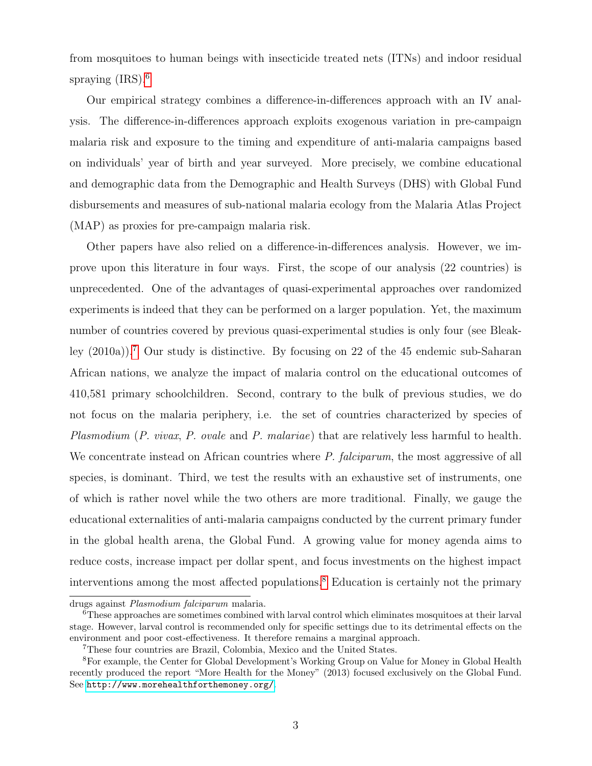from mosquitoes to human beings with insecticide treated nets (ITNs) and indoor residual spraying (IRS).[6]

Our empirical strategy combines a difference-in-differences approach with an IV analysis. The difference-in-differences approach exploits exogenous variation in pre-campaign malaria risk and exposure to the timing and expenditure of anti-malaria campaigns based on individuals' year of birth and year surveyed. More precisely, we combine educational and demographic data from the Demographic and Health Surveys (DHS) with Global Fund disbursements and measures of sub-national malaria ecology from the Malaria Atlas Project (MAP) as proxies for pre-campaign malaria risk.

Other papers have also relied on a difference-in-differences analysis. However, we improve upon this literature in four ways. First, the scope of our analysis (22 countries) is unprecedented. One of the advantages of quasi-experimental approaches over randomized experiments is indeed that they can be performed on a larger population. Yet, the maximum number of countries covered by previous quasi-experimental studies is only four (see Bleakley (2010a)).[7] Our study is distinctive. By focusing on 22 of the 45 endemic sub-Saharan African nations, we analyze the impact of malaria control on the educational outcomes of 410,581 primary schoolchildren. Second, contrary to the bulk of previous studies, we do not focus on the malaria periphery, i.e. the set of countries characterized by species of *Plasmodium* (*P. vivax*, *P. ovale* and *P. malariae*) that are relatively less harmful to health. We concentrate instead on African countries where *P. falciparum*, the most aggressive of all species, is dominant. Third, we test the results with an exhaustive set of instruments, one of which is rather novel while the two others are more traditional. Finally, we gauge the educational externalities of anti-malaria campaigns conducted by the current primary funder in the global health arena, the Global Fund. A growing value for money agenda aims to reduce costs, increase impact per dollar spent, and focus investments on the highest impact interventions among the most affected populations.[8] Education is certainly not the primary

---

drugs against *Plasmodium falciparum* malaria.

[6] These approaches are sometimes combined with larval control which eliminates mosquitoes at their larval stage. However, larval control is recommended only for specific settings due to its detrimental effects on the environment and poor cost-effectiveness. It therefore remains a marginal approach.

[7] These four countries are Brazil, Colombia, Mexico and the United States.

[8] For example, the Center for Global Development's Working Group on Value for Money in Global Health recently produced the report "More Health for the Money" (2013) focused exclusively on the Global Fund. See http://www.morehealthforthemoney.org/.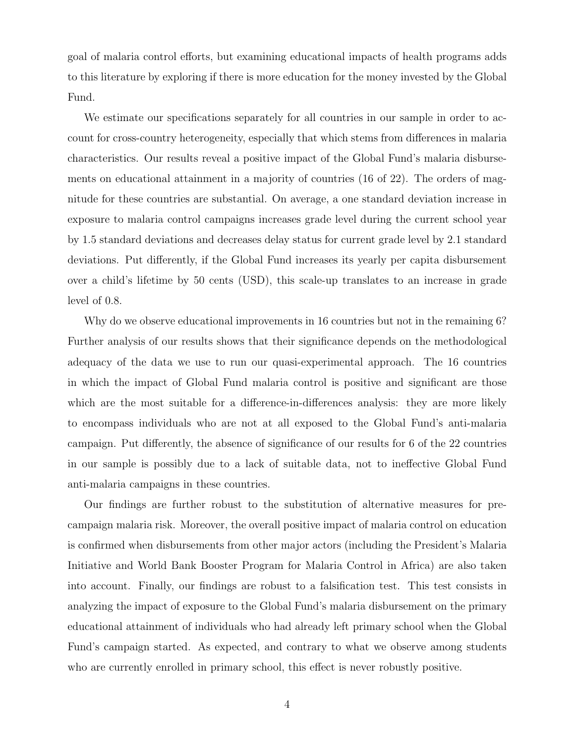goal of malaria control efforts, but examining educational impacts of health programs adds to this literature by exploring if there is more education for the money invested by the Global Fund.

We estimate our specifications separately for all countries in our sample in order to account for cross-country heterogeneity, especially that which stems from differences in malaria characteristics. Our results reveal a positive impact of the Global Fund's malaria disbursements on educational attainment in a majority of countries (16 of 22). The orders of magnitude for these countries are substantial. On average, a one standard deviation increase in exposure to malaria control campaigns increases grade level during the current school year by 1.5 standard deviations and decreases delay status for current grade level by 2.1 standard deviations. Put differently, if the Global Fund increases its yearly per capita disbursement over a child's lifetime by 50 cents (USD), this scale-up translates to an increase in grade level of 0.8.

Why do we observe educational improvements in 16 countries but not in the remaining 6? Further analysis of our results shows that their significance depends on the methodological adequacy of the data we use to run our quasi-experimental approach. The 16 countries in which the impact of Global Fund malaria control is positive and significant are those which are the most suitable for a difference-in-differences analysis: they are more likely to encompass individuals who are not at all exposed to the Global Fund's anti-malaria campaign. Put differently, the absence of significance of our results for 6 of the 22 countries in our sample is possibly due to a lack of suitable data, not to ineffective Global Fund anti-malaria campaigns in these countries.

Our findings are further robust to the substitution of alternative measures for pre-campaign malaria risk. Moreover, the overall positive impact of malaria control on education is confirmed when disbursements from other major actors (including the President's Malaria Initiative and World Bank Booster Program for Malaria Control in Africa) are also taken into account. Finally, our findings are robust to a falsification test. This test consists in analyzing the impact of exposure to the Global Fund's malaria disbursement on the primary educational attainment of individuals who had already left primary school when the Global Fund's campaign started. As expected, and contrary to what we observe among students who are currently enrolled in primary school, this effect is never robustly positive.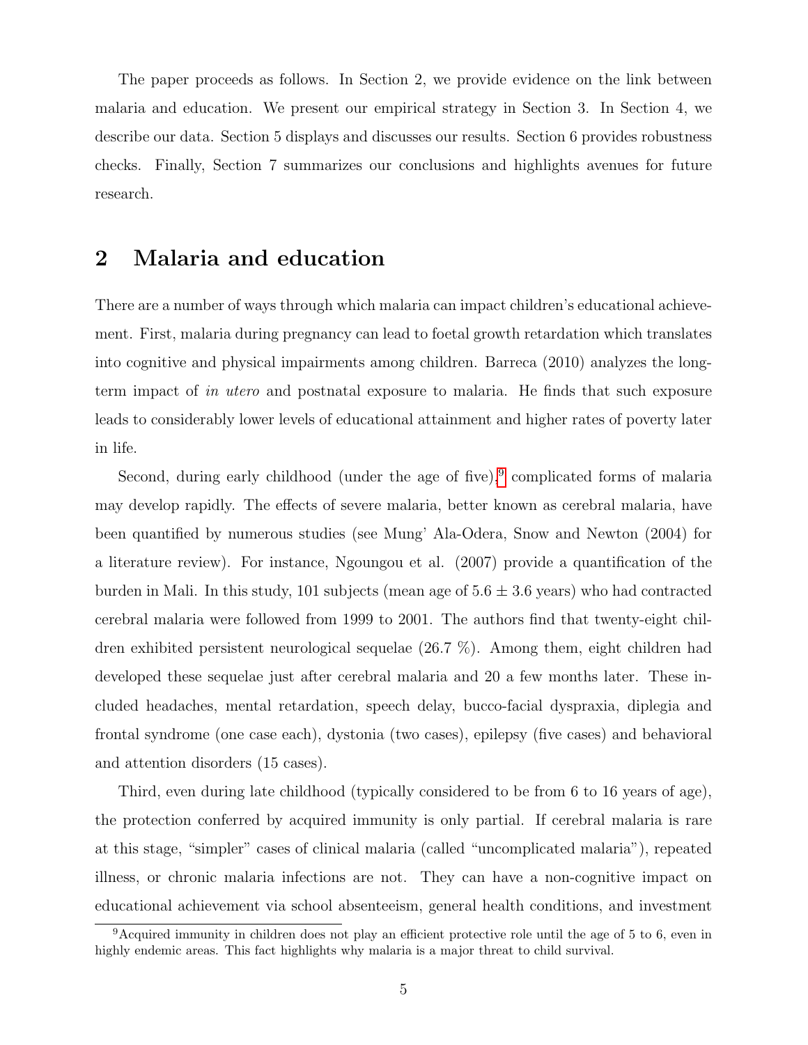The paper proceeds as follows. In Section 2, we provide evidence on the link between malaria and education. We present our empirical strategy in Section 3. In Section 4, we describe our data. Section 5 displays and discusses our results. Section 6 provides robustness checks. Finally, Section 7 summarizes our conclusions and highlights avenues for future research.

# 2 Malaria and education

There are a number of ways through which malaria can impact children's educational achievement. First, malaria during pregnancy can lead to foetal growth retardation which translates into cognitive and physical impairments among children. Barreca (2010) analyzes the long-term impact of *in utero* and postnatal exposure to malaria. He finds that such exposure leads to considerably lower levels of educational attainment and higher rates of poverty later in life.

Second, during early childhood (under the age of five),[9] complicated forms of malaria may develop rapidly. The effects of severe malaria, better known as cerebral malaria, have been quantified by numerous studies (see Mung' Ala-Odera, Snow and Newton (2004) for a literature review). For instance, Ngoungou et al. (2007) provide a quantification of the burden in Mali. In this study, 101 subjects (mean age of $5.6 \pm 3.6$ years) who had contracted cerebral malaria were followed from 1999 to 2001. The authors find that twenty-eight children exhibited persistent neurological sequelae (26.7 %). Among them, eight children had developed these sequelae just after cerebral malaria and 20 a few months later. These included headaches, mental retardation, speech delay, bucco-facial dyspraxia, diplegia and frontal syndrome (one case each), dystonia (two cases), epilepsy (five cases) and behavioral and attention disorders (15 cases).

Third, even during late childhood (typically considered to be from 6 to 16 years of age), the protection conferred by acquired immunity is only partial. If cerebral malaria is rare at this stage, "simpler" cases of clinical malaria (called "uncomplicated malaria"), repeated illness, or chronic malaria infections are not. They can have a non-cognitive impact on educational achievement via school absenteeism, general health conditions, and investment

[9] Acquired immunity in children does not play an efficient protective role until the age of 5 to 6, even in highly endemic areas. This fact highlights why malaria is a major threat to child survival.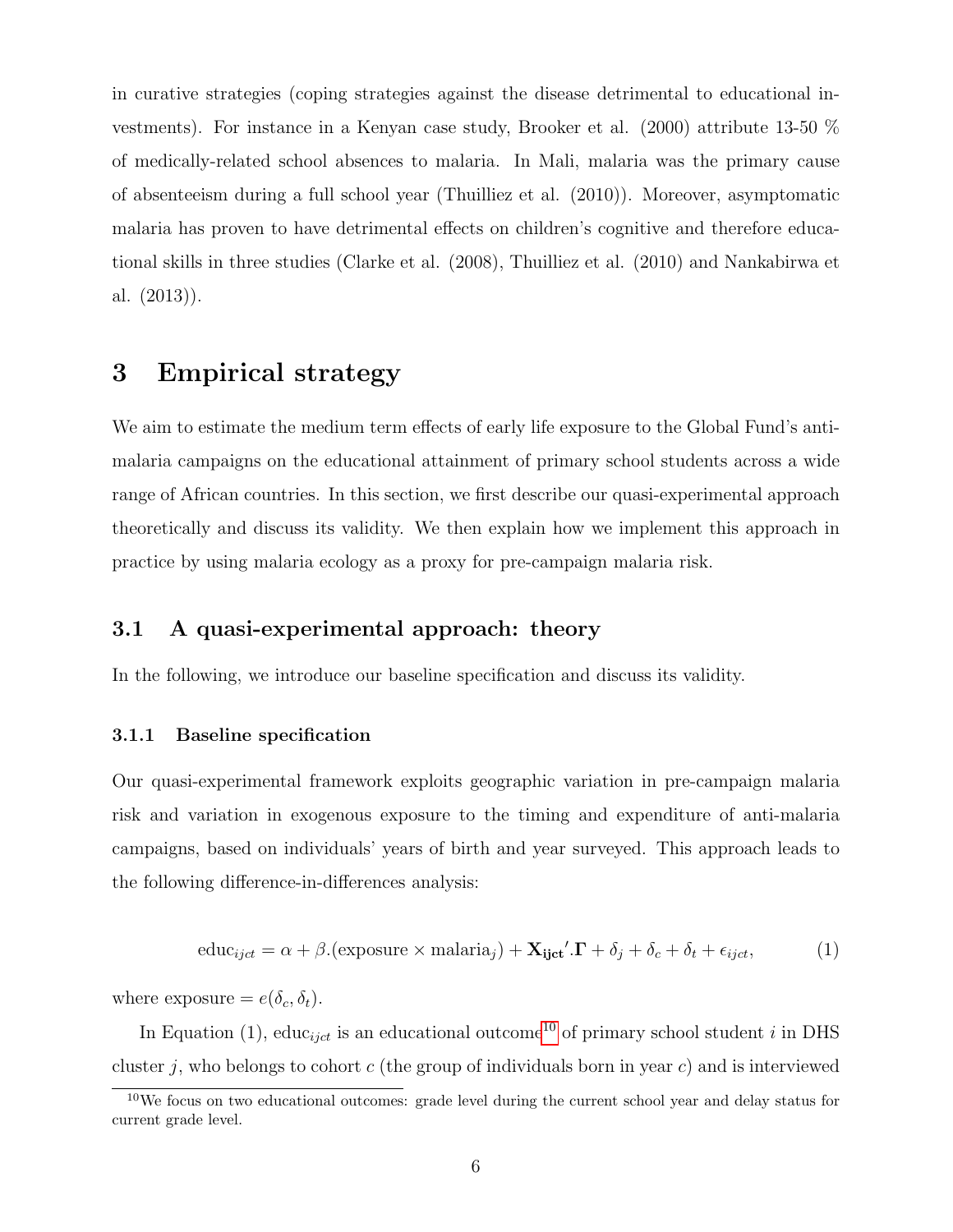in curative strategies (coping strategies against the disease detrimental to educational investments). For instance in a Kenyan case study, Brooker et al. (2000) attribute 13-50 % of medically-related school absences to malaria. In Mali, malaria was the primary cause of absenteeism during a full school year (Thuilliez et al. (2010)). Moreover, asymptomatic malaria has proven to have detrimental effects on children's cognitive and therefore educational skills in three studies (Clarke et al. (2008), Thuilliez et al. (2010) and Nankabirwa et al. (2013)).

# 3 Empirical strategy

We aim to estimate the medium term effects of early life exposure to the Global Fund's anti-malaria campaigns on the educational attainment of primary school students across a wide range of African countries. In this section, we first describe our quasi-experimental approach theoretically and discuss its validity. We then explain how we implement this approach in practice by using malaria ecology as a proxy for pre-campaign malaria risk.

## 3.1 A quasi-experimental approach: theory

In the following, we introduce our baseline specification and discuss its validity.

### 3.1.1 Baseline specification

Our quasi-experimental framework exploits geographic variation in pre-campaign malaria risk and variation in exogenous exposure to the timing and expenditure of anti-malaria campaigns, based on individuals' years of birth and year surveyed. This approach leads to the following difference-in-differences analysis:

$$\text{educ}_{ijct} = \alpha + \beta.(\text{exposure} \times \text{malaria}_j) + \mathbf{X_{ijct}}'.\mathbf{\Gamma} + \delta_j + \delta_c + \delta_t + \epsilon_{ijct}, \tag{1}$$

where exposure $= e(\delta_c, \delta_t)$.

In Equation (1), $\text{educ}_{ijct}$ is an educational outcome[10] of primary school student $i$ in DHS cluster $j$, who belongs to cohort $c$ (the group of individuals born in year $c$) and is interviewed

[10] We focus on two educational outcomes: grade level during the current school year and delay status for current grade level.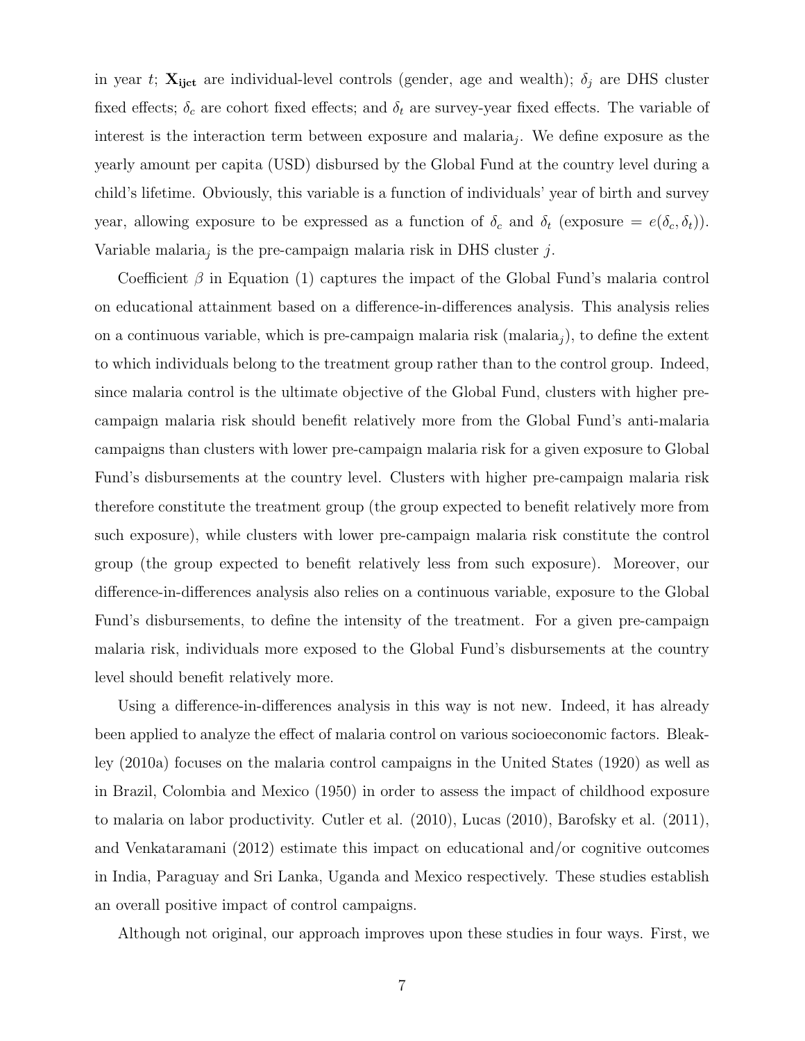in year $t$; $\mathbf{X_{ijct}}$ are individual-level controls (gender, age and wealth); $\delta_j$ are DHS cluster fixed effects; $\delta_c$ are cohort fixed effects; and $\delta_t$ are survey-year fixed effects. The variable of interest is the interaction term between exposure and malaria$_j$. We define exposure as the yearly amount per capita (USD) disbursed by the Global Fund at the country level during a child's lifetime. Obviously, this variable is a function of individuals' year of birth and survey year, allowing exposure to be expressed as a function of $\delta_c$ and $\delta_t$ (exposure $= e(\delta_c, \delta_t)$). Variable malaria$_j$ is the pre-campaign malaria risk in DHS cluster $j$.

Coefficient $\beta$ in Equation (1) captures the impact of the Global Fund's malaria control on educational attainment based on a difference-in-differences analysis. This analysis relies on a continuous variable, which is pre-campaign malaria risk (malaria$_j$), to define the extent to which individuals belong to the treatment group rather than to the control group. Indeed, since malaria control is the ultimate objective of the Global Fund, clusters with higher pre-campaign malaria risk should benefit relatively more from the Global Fund's anti-malaria campaigns than clusters with lower pre-campaign malaria risk for a given exposure to Global Fund's disbursements at the country level. Clusters with higher pre-campaign malaria risk therefore constitute the treatment group (the group expected to benefit relatively more from such exposure), while clusters with lower pre-campaign malaria risk constitute the control group (the group expected to benefit relatively less from such exposure). Moreover, our difference-in-differences analysis also relies on a continuous variable, exposure to the Global Fund's disbursements, to define the intensity of the treatment. For a given pre-campaign malaria risk, individuals more exposed to the Global Fund's disbursements at the country level should benefit relatively more.

Using a difference-in-differences analysis in this way is not new. Indeed, it has already been applied to analyze the effect of malaria control on various socioeconomic factors. Bleakley (2010a) focuses on the malaria control campaigns in the United States (1920) as well as in Brazil, Colombia and Mexico (1950) in order to assess the impact of childhood exposure to malaria on labor productivity. Cutler et al. (2010), Lucas (2010), Barofsky et al. (2011), and Venkataramani (2012) estimate this impact on educational and/or cognitive outcomes in India, Paraguay and Sri Lanka, Uganda and Mexico respectively. These studies establish an overall positive impact of control campaigns.

Although not original, our approach improves upon these studies in four ways. First, we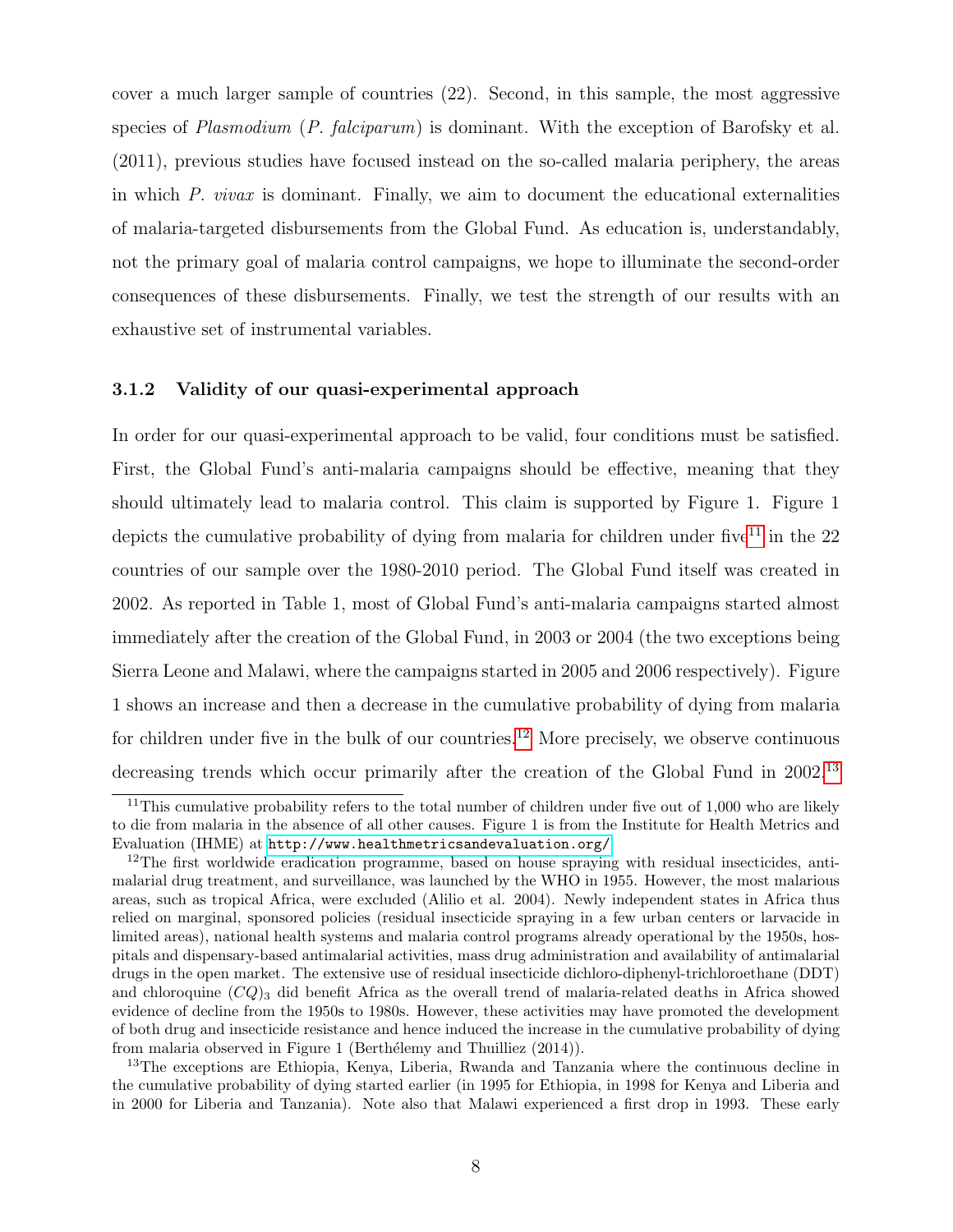cover a much larger sample of countries (22). Second, in this sample, the most aggressive species of *Plasmodium* (*P. falciparum*) is dominant. With the exception of Barofsky et al. (2011), previous studies have focused instead on the so-called malaria periphery, the areas in which *P. vivax* is dominant. Finally, we aim to document the educational externalities of malaria-targeted disbursements from the Global Fund. As education is, understandably, not the primary goal of malaria control campaigns, we hope to illuminate the second-order consequences of these disbursements. Finally, we test the strength of our results with an exhaustive set of instrumental variables.

### 3.1.2 Validity of our quasi-experimental approach

In order for our quasi-experimental approach to be valid, four conditions must be satisfied. First, the Global Fund's anti-malaria campaigns should be effective, meaning that they should ultimately lead to malaria control. This claim is supported by Figure 1. Figure 1 depicts the cumulative probability of dying from malaria for children under five[11] in the 22 countries of our sample over the 1980-2010 period. The Global Fund itself was created in 2002. As reported in Table 1, most of Global Fund's anti-malaria campaigns started almost immediately after the creation of the Global Fund, in 2003 or 2004 (the two exceptions being Sierra Leone and Malawi, where the campaigns started in 2005 and 2006 respectively). Figure 1 shows an increase and then a decrease in the cumulative probability of dying from malaria for children under five in the bulk of our countries.[12] More precisely, we observe continuous decreasing trends which occur primarily after the creation of the Global Fund in 2002.[13]

[11] This cumulative probability refers to the total number of children under five out of 1,000 who are likely to die from malaria in the absence of all other causes. Figure 1 is from the Institute for Health Metrics and Evaluation (IHME) at http://www.healthmetricsandevaluation.org/

[12] The first worldwide eradication programme, based on house spraying with residual insecticides, antimalarial drug treatment, and surveillance, was launched by the WHO in 1955. However, the most malarious areas, such as tropical Africa, were excluded (Alilio et al. 2004). Newly independent states in Africa thus relied on marginal, sponsored policies (residual insecticide spraying in a few urban centers or larvacide in limited areas), national health systems and malaria control programs already operational by the 1950s, hospitals and dispensary-based antimalarial activities, mass drug administration and availability of antimalarial drugs in the open market. The extensive use of residual insecticide dichloro-diphenyl-trichloroethane (DDT) and chloroquine $(CQ)_3$ did benefit Africa as the overall trend of malaria-related deaths in Africa showed evidence of decline from the 1950s to 1980s. However, these activities may have promoted the development of both drug and insecticide resistance and hence induced the increase in the cumulative probability of dying from malaria observed in Figure 1 (Berthélemy and Thuilliez (2014)).

[13] The exceptions are Ethiopia, Kenya, Liberia, Rwanda and Tanzania where the continuous decline in the cumulative probability of dying started earlier (in 1995 for Ethiopia, in 1998 for Kenya and Liberia and in 2000 for Liberia and Tanzania). Note also that Malawi experienced a first drop in 1993. These early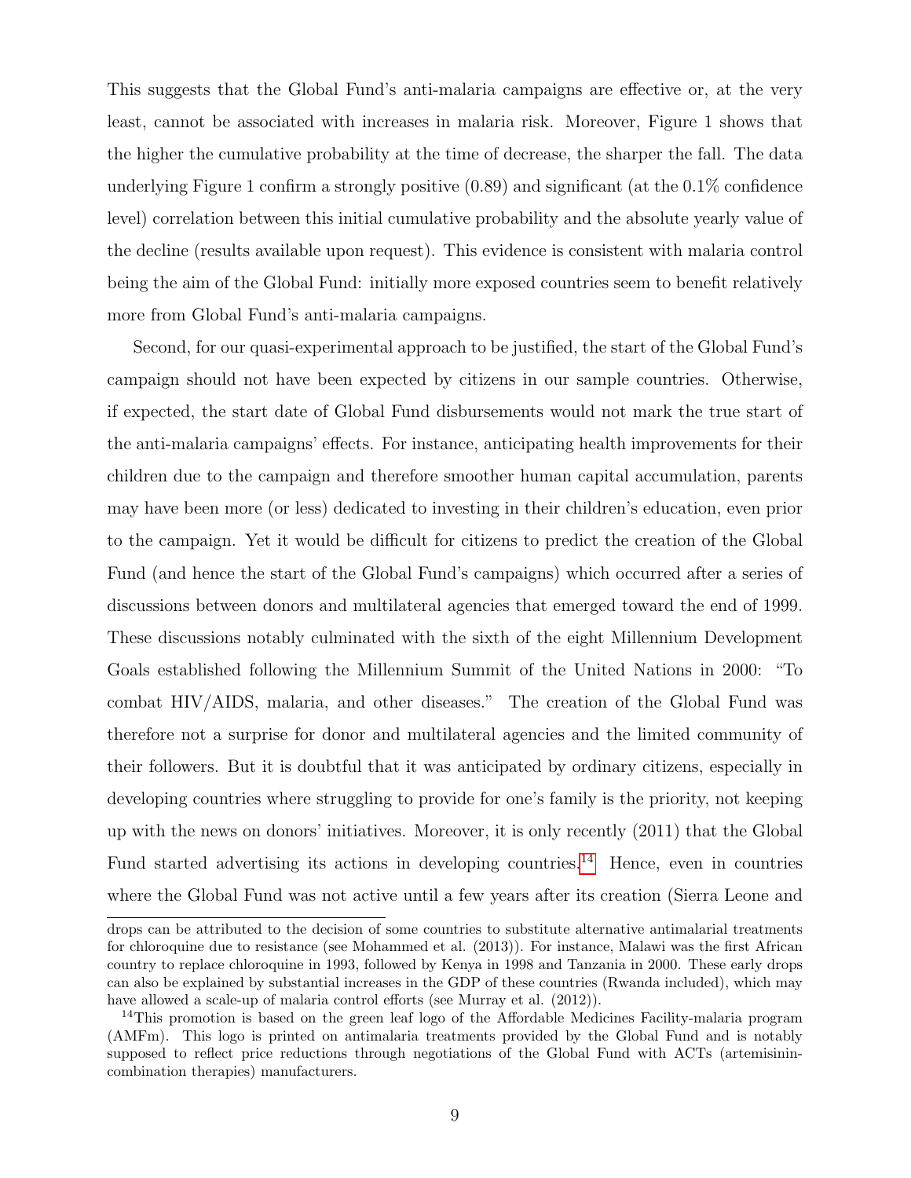This suggests that the Global Fund's anti-malaria campaigns are effective or, at the very least, cannot be associated with increases in malaria risk. Moreover, Figure 1 shows that the higher the cumulative probability at the time of decrease, the sharper the fall. The data underlying Figure 1 confirm a strongly positive (0.89) and significant (at the 0.1% confidence level) correlation between this initial cumulative probability and the absolute yearly value of the decline (results available upon request). This evidence is consistent with malaria control being the aim of the Global Fund: initially more exposed countries seem to benefit relatively more from Global Fund's anti-malaria campaigns.

Second, for our quasi-experimental approach to be justified, the start of the Global Fund's campaign should not have been expected by citizens in our sample countries. Otherwise, if expected, the start date of Global Fund disbursements would not mark the true start of the anti-malaria campaigns' effects. For instance, anticipating health improvements for their children due to the campaign and therefore smoother human capital accumulation, parents may have been more (or less) dedicated to investing in their children's education, even prior to the campaign. Yet it would be difficult for citizens to predict the creation of the Global Fund (and hence the start of the Global Fund's campaigns) which occurred after a series of discussions between donors and multilateral agencies that emerged toward the end of 1999. These discussions notably culminated with the sixth of the eight Millennium Development Goals established following the Millennium Summit of the United Nations in 2000: "To combat HIV/AIDS, malaria, and other diseases." The creation of the Global Fund was therefore not a surprise for donor and multilateral agencies and the limited community of their followers. But it is doubtful that it was anticipated by ordinary citizens, especially in developing countries where struggling to provide for one's family is the priority, not keeping up with the news on donors' initiatives. Moreover, it is only recently (2011) that the Global Fund started advertising its actions in developing countries.[14] Hence, even in countries where the Global Fund was not active until a few years after its creation (Sierra Leone and

drops can be attributed to the decision of some countries to substitute alternative antimalarial treatments for chloroquine due to resistance (see Mohammed et al. (2013)). For instance, Malawi was the first African country to replace chloroquine in 1993, followed by Kenya in 1998 and Tanzania in 2000. These early drops can also be explained by substantial increases in the GDP of these countries (Rwanda included), which may have allowed a scale-up of malaria control efforts (see Murray et al. (2012)).

[14]This promotion is based on the green leaf logo of the Affordable Medicines Facility-malaria program (AMFm). This logo is printed on antimalaria treatments provided by the Global Fund and is notably supposed to reflect price reductions through negotiations of the Global Fund with ACTs (artemisinin-combination therapies) manufacturers.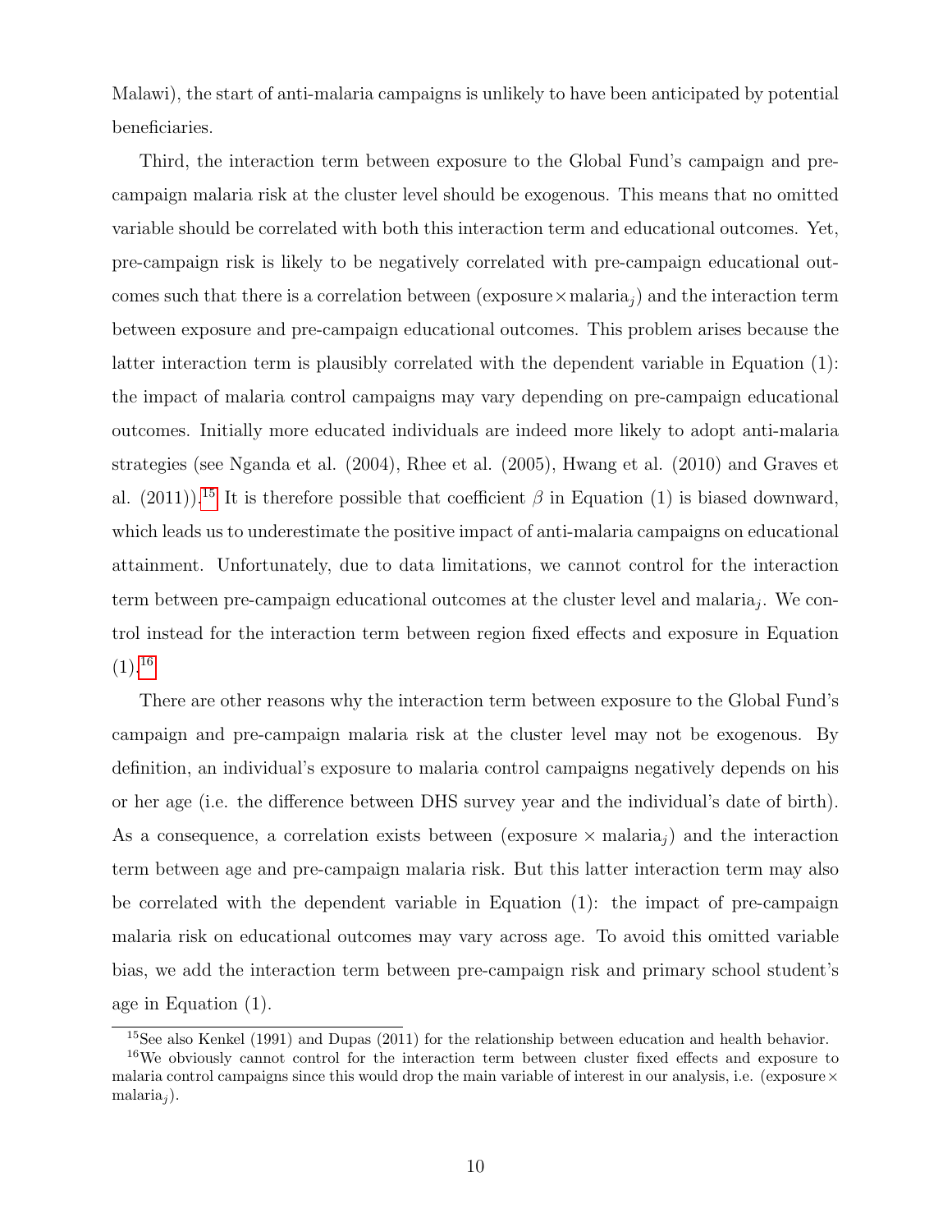Malawi), the start of anti-malaria campaigns is unlikely to have been anticipated by potential beneficiaries.

Third, the interaction term between exposure to the Global Fund's campaign and pre-campaign malaria risk at the cluster level should be exogenous. This means that no omitted variable should be correlated with both this interaction term and educational outcomes. Yet, pre-campaign risk is likely to be negatively correlated with pre-campaign educational outcomes such that there is a correlation between (exposure $\times$ malaria$_j$) and the interaction term between exposure and pre-campaign educational outcomes. This problem arises because the latter interaction term is plausibly correlated with the dependent variable in Equation (1): the impact of malaria control campaigns may vary depending on pre-campaign educational outcomes. Initially more educated individuals are indeed more likely to adopt anti-malaria strategies (see Nganda et al. (2004), Rhee et al. (2005), Hwang et al. (2010) and Graves et al. (2011)).[15] It is therefore possible that coefficient $\beta$ in Equation (1) is biased downward, which leads us to underestimate the positive impact of anti-malaria campaigns on educational attainment. Unfortunately, due to data limitations, we cannot control for the interaction term between pre-campaign educational outcomes at the cluster level and malaria$_j$. We control instead for the interaction term between region fixed effects and exposure in Equation (1).[16]

There are other reasons why the interaction term between exposure to the Global Fund's campaign and pre-campaign malaria risk at the cluster level may not be exogenous. By definition, an individual's exposure to malaria control campaigns negatively depends on his or her age (i.e. the difference between DHS survey year and the individual's date of birth). As a consequence, a correlation exists between (exposure $\times$ malaria$_j$) and the interaction term between age and pre-campaign malaria risk. But this latter interaction term may also be correlated with the dependent variable in Equation (1): the impact of pre-campaign malaria risk on educational outcomes may vary across age. To avoid this omitted variable bias, we add the interaction term between pre-campaign risk and primary school student's age in Equation (1).

[15] See also Kenkel (1991) and Dupas (2011) for the relationship between education and health behavior.

[16] We obviously cannot control for the interaction term between cluster fixed effects and exposure to malaria control campaigns since this would drop the main variable of interest in our analysis, i.e. (exposure $\times$ malaria$_j$).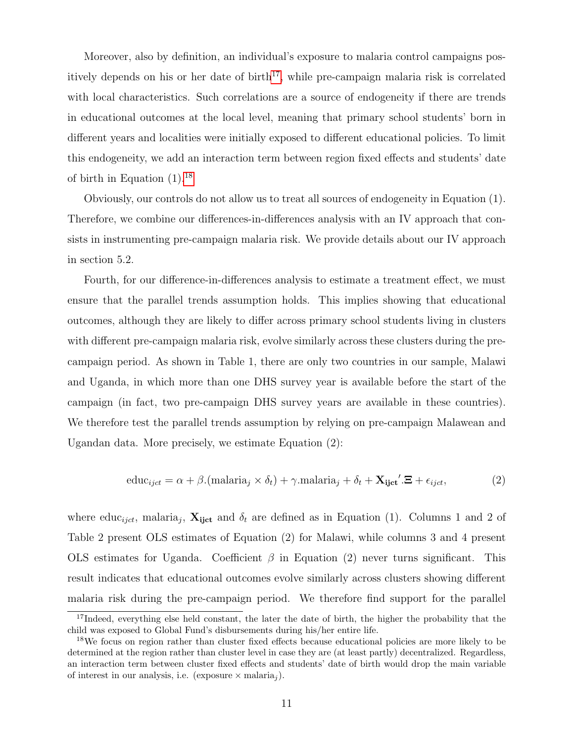Moreover, also by definition, an individual's exposure to malaria control campaigns positively depends on his or her date of birth[17], while pre-campaign malaria risk is correlated with local characteristics. Such correlations are a source of endogeneity if there are trends in educational outcomes at the local level, meaning that primary school students' born in different years and localities were initially exposed to different educational policies. To limit this endogeneity, we add an interaction term between region fixed effects and students' date of birth in Equation (1).[18]

Obviously, our controls do not allow us to treat all sources of endogeneity in Equation (1). Therefore, we combine our differences-in-differences analysis with an IV approach that consists in instrumenting pre-campaign malaria risk. We provide details about our IV approach in section 5.2.

Fourth, for our difference-in-differences analysis to estimate a treatment effect, we must ensure that the parallel trends assumption holds. This implies showing that educational outcomes, although they are likely to differ across primary school students living in clusters with different pre-campaign malaria risk, evolve similarly across these clusters during the pre-campaign period. As shown in Table 1, there are only two countries in our sample, Malawi and Uganda, in which more than one DHS survey year is available before the start of the campaign (in fact, two pre-campaign DHS survey years are available in these countries). We therefore test the parallel trends assumption by relying on pre-campaign Malawean and Ugandan data. More precisely, we estimate Equation (2):

$$\text{educ}_{ijct} = \alpha + \beta.(\text{malaria}_j \times \delta_t) + \gamma.\text{malaria}_j + \delta_t + \mathbf{X_{ijct}}'.\mathbf{\Xi} + \epsilon_{ijct}, \tag{2}$$

where $\text{educ}_{ijct}$, $\text{malaria}_j$, $\mathbf{X_{ijct}}$ and $\delta_t$ are defined as in Equation (1). Columns 1 and 2 of Table 2 present OLS estimates of Equation (2) for Malawi, while columns 3 and 4 present OLS estimates for Uganda. Coefficient $\beta$ in Equation (2) never turns significant. This result indicates that educational outcomes evolve similarly across clusters showing different malaria risk during the pre-campaign period. We therefore find support for the parallel

[17] Indeed, everything else held constant, the later the date of birth, the higher the probability that the child was exposed to Global Fund's disbursements during his/her entire life.

[18] We focus on region rather than cluster fixed effects because educational policies are more likely to be determined at the region rather than cluster level in case they are (at least partly) decentralized. Regardless, an interaction term between cluster fixed effects and students' date of birth would drop the main variable of interest in our analysis, i.e. (exposure $\times$ $\text{malaria}_j$).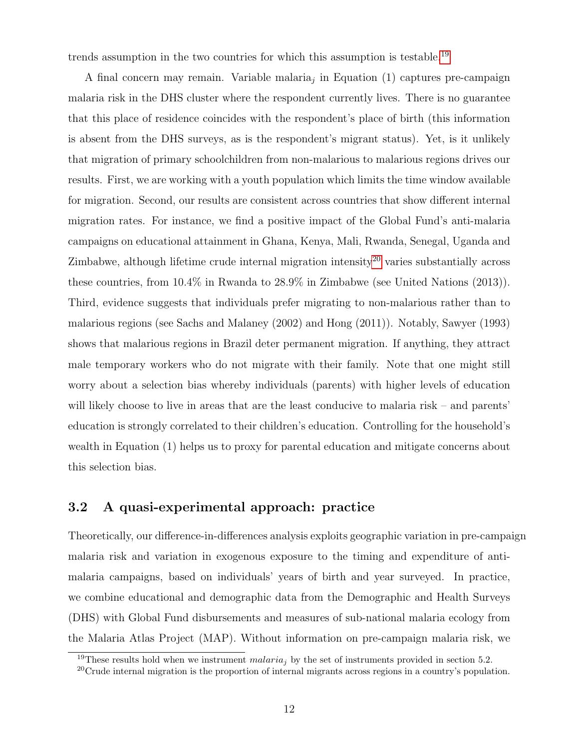trends assumption in the two countries for which this assumption is testable.[19]

A final concern may remain. Variable $malaria_j$ in Equation (1) captures pre-campaign malaria risk in the DHS cluster where the respondent currently lives. There is no guarantee that this place of residence coincides with the respondent's place of birth (this information is absent from the DHS surveys, as is the respondent's migrant status). Yet, is it unlikely that migration of primary schoolchildren from non-malarious to malarious regions drives our results. First, we are working with a youth population which limits the time window available for migration. Second, our results are consistent across countries that show different internal migration rates. For instance, we find a positive impact of the Global Fund's anti-malaria campaigns on educational attainment in Ghana, Kenya, Mali, Rwanda, Senegal, Uganda and Zimbabwe, although lifetime crude internal migration intensity[20] varies substantially across these countries, from 10.4% in Rwanda to 28.9% in Zimbabwe (see United Nations (2013)). Third, evidence suggests that individuals prefer migrating to non-malarious rather than to malarious regions (see Sachs and Malaney (2002) and Hong (2011)). Notably, Sawyer (1993) shows that malarious regions in Brazil deter permanent migration. If anything, they attract male temporary workers who do not migrate with their family. Note that one might still worry about a selection bias whereby individuals (parents) with higher levels of education will likely choose to live in areas that are the least conducive to malaria risk – and parents' education is strongly correlated to their children's education. Controlling for the household's wealth in Equation (1) helps us to proxy for parental education and mitigate concerns about this selection bias.

## 3.2 A quasi-experimental approach: practice

Theoretically, our difference-in-differences analysis exploits geographic variation in pre-campaign malaria risk and variation in exogenous exposure to the timing and expenditure of anti-malaria campaigns, based on individuals' years of birth and year surveyed. In practice, we combine educational and demographic data from the Demographic and Health Surveys (DHS) with Global Fund disbursements and measures of sub-national malaria ecology from the Malaria Atlas Project (MAP). Without information on pre-campaign malaria risk, we

[19] These results hold when we instrument $malaria_j$ by the set of instruments provided in section 5.2.

[20] Crude internal migration is the proportion of internal migrants across regions in a country's population.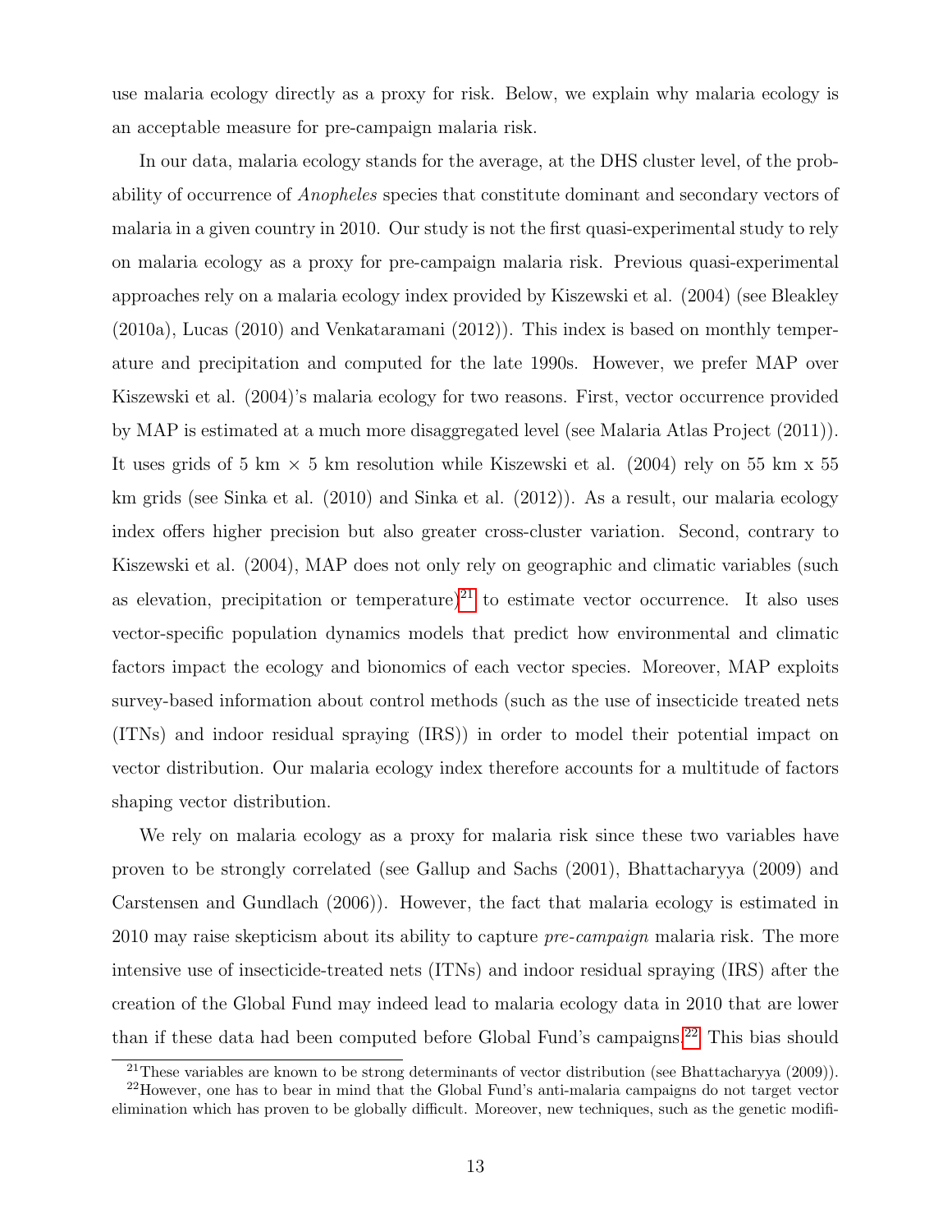use malaria ecology directly as a proxy for risk. Below, we explain why malaria ecology is an acceptable measure for pre-campaign malaria risk.

In our data, malaria ecology stands for the average, at the DHS cluster level, of the probability of occurrence of *Anopheles* species that constitute dominant and secondary vectors of malaria in a given country in 2010. Our study is not the first quasi-experimental study to rely on malaria ecology as a proxy for pre-campaign malaria risk. Previous quasi-experimental approaches rely on a malaria ecology index provided by Kiszewski et al. (2004) (see Bleakley (2010a), Lucas (2010) and Venkataramani (2012)). This index is based on monthly temperature and precipitation and computed for the late 1990s. However, we prefer MAP over Kiszewski et al. (2004)'s malaria ecology for two reasons. First, vector occurrence provided by MAP is estimated at a much more disaggregated level (see Malaria Atlas Project (2011)). It uses grids of 5 km $\times$ 5 km resolution while Kiszewski et al. (2004) rely on 55 km x 55 km grids (see Sinka et al. (2010) and Sinka et al. (2012)). As a result, our malaria ecology index offers higher precision but also greater cross-cluster variation. Second, contrary to Kiszewski et al. (2004), MAP does not only rely on geographic and climatic variables (such as elevation, precipitation or temperature)[21] to estimate vector occurrence. It also uses vector-specific population dynamics models that predict how environmental and climatic factors impact the ecology and bionomics of each vector species. Moreover, MAP exploits survey-based information about control methods (such as the use of insecticide treated nets (ITNs) and indoor residual spraying (IRS)) in order to model their potential impact on vector distribution. Our malaria ecology index therefore accounts for a multitude of factors shaping vector distribution.

We rely on malaria ecology as a proxy for malaria risk since these two variables have proven to be strongly correlated (see Gallup and Sachs (2001), Bhattacharyya (2009) and Carstensen and Gundlach (2006)). However, the fact that malaria ecology is estimated in 2010 may raise skepticism about its ability to capture *pre-campaign* malaria risk. The more intensive use of insecticide-treated nets (ITNs) and indoor residual spraying (IRS) after the creation of the Global Fund may indeed lead to malaria ecology data in 2010 that are lower than if these data had been computed before Global Fund's campaigns.[22] This bias should

[21] These variables are known to be strong determinants of vector distribution (see Bhattacharyya (2009)).

[22] However, one has to bear in mind that the Global Fund's anti-malaria campaigns do not target vector elimination which has proven to be globally difficult. Moreover, new techniques, such as the genetic modifi-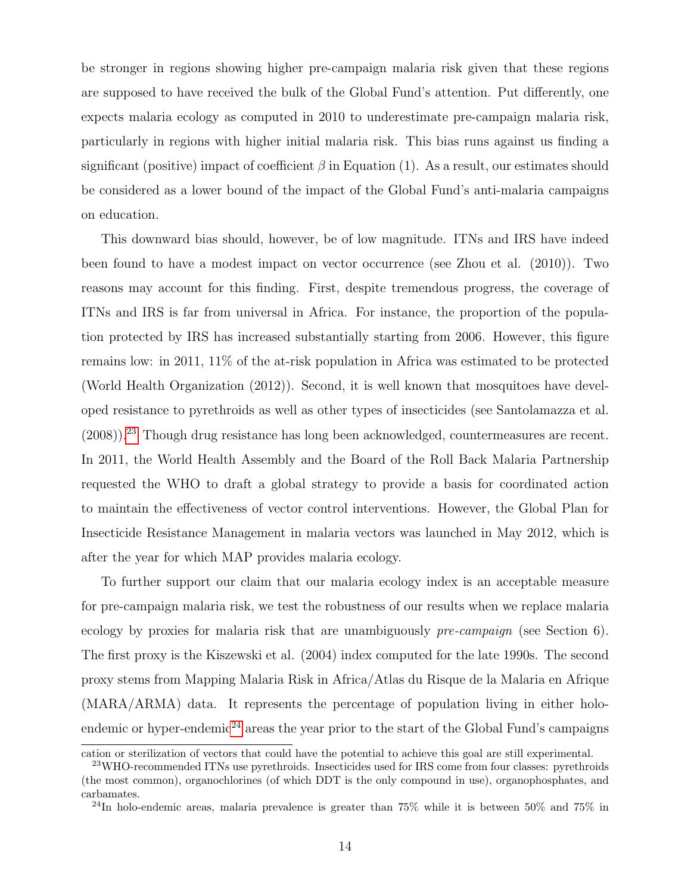be stronger in regions showing higher pre-campaign malaria risk given that these regions are supposed to have received the bulk of the Global Fund's attention. Put differently, one expects malaria ecology as computed in 2010 to underestimate pre-campaign malaria risk, particularly in regions with higher initial malaria risk. This bias runs against us finding a significant (positive) impact of coefficient $\beta$ in Equation (1). As a result, our estimates should be considered as a lower bound of the impact of the Global Fund's anti-malaria campaigns on education.

This downward bias should, however, be of low magnitude. ITNs and IRS have indeed been found to have a modest impact on vector occurrence (see Zhou et al. (2010)). Two reasons may account for this finding. First, despite tremendous progress, the coverage of ITNs and IRS is far from universal in Africa. For instance, the proportion of the population protected by IRS has increased substantially starting from 2006. However, this figure remains low: in 2011, 11% of the at-risk population in Africa was estimated to be protected (World Health Organization (2012)). Second, it is well known that mosquitoes have developed resistance to pyrethroids as well as other types of insecticides (see Santolamazza et al. (2008)).[23] Though drug resistance has long been acknowledged, countermeasures are recent. In 2011, the World Health Assembly and the Board of the Roll Back Malaria Partnership requested the WHO to draft a global strategy to provide a basis for coordinated action to maintain the effectiveness of vector control interventions. However, the Global Plan for Insecticide Resistance Management in malaria vectors was launched in May 2012, which is after the year for which MAP provides malaria ecology.

To further support our claim that our malaria ecology index is an acceptable measure for pre-campaign malaria risk, we test the robustness of our results when we replace malaria ecology by proxies for malaria risk that are unambiguously *pre-campaign* (see Section 6). The first proxy is the Kiszewski et al. (2004) index computed for the late 1990s. The second proxy stems from Mapping Malaria Risk in Africa/Atlas du Risque de la Malaria en Afrique (MARA/ARMA) data. It represents the percentage of population living in either holo-endemic or hyper-endemic[24] areas the year prior to the start of the Global Fund's campaigns

cation or sterilization of vectors that could have the potential to achieve this goal are still experimental.

[23] WHO-recommended ITNs use pyrethroids. Insecticides used for IRS come from four classes: pyrethroids (the most common), organochlorines (of which DDT is the only compound in use), organophosphates, and carbamates.

[24] In holo-endemic areas, malaria prevalence is greater than 75% while it is between 50% and 75% in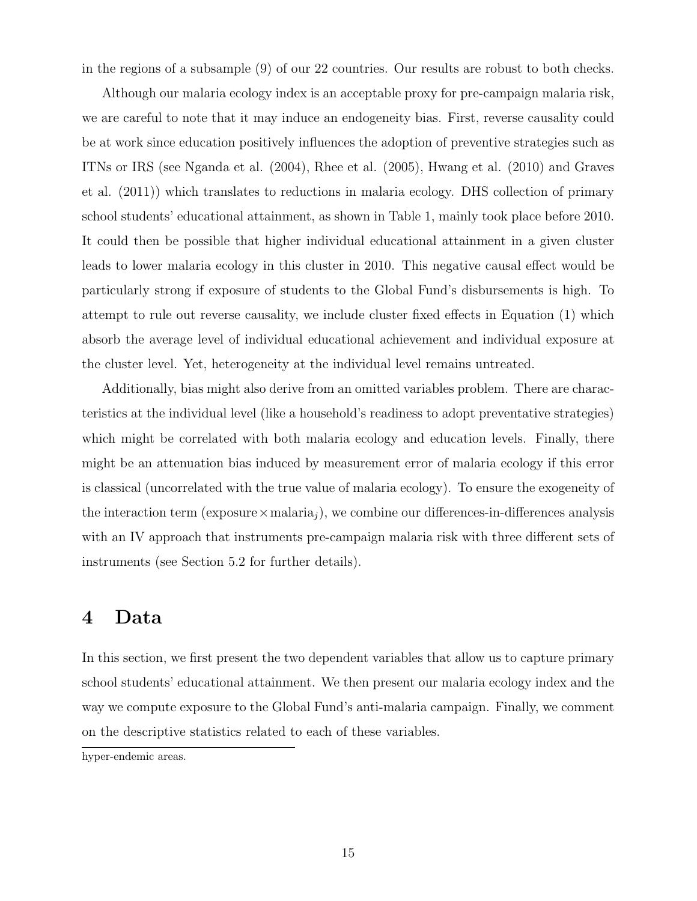in the regions of a subsample (9) of our 22 countries. Our results are robust to both checks.

Although our malaria ecology index is an acceptable proxy for pre-campaign malaria risk, we are careful to note that it may induce an endogeneity bias. First, reverse causality could be at work since education positively influences the adoption of preventive strategies such as ITNs or IRS (see Nganda et al. (2004), Rhee et al. (2005), Hwang et al. (2010) and Graves et al. (2011)) which translates to reductions in malaria ecology. DHS collection of primary school students' educational attainment, as shown in Table 1, mainly took place before 2010. It could then be possible that higher individual educational attainment in a given cluster leads to lower malaria ecology in this cluster in 2010. This negative causal effect would be particularly strong if exposure of students to the Global Fund's disbursements is high. To attempt to rule out reverse causality, we include cluster fixed effects in Equation (1) which absorb the average level of individual educational achievement and individual exposure at the cluster level. Yet, heterogeneity at the individual level remains untreated.

Additionally, bias might also derive from an omitted variables problem. There are characteristics at the individual level (like a household's readiness to adopt preventative strategies) which might be correlated with both malaria ecology and education levels. Finally, there might be an attenuation bias induced by measurement error of malaria ecology if this error is classical (uncorrelated with the true value of malaria ecology). To ensure the exogeneity of the interaction term ($\text{exposure} \times \text{malaria}_j$), we combine our differences-in-differences analysis with an IV approach that instruments pre-campaign malaria risk with three different sets of instruments (see Section 5.2 for further details).

# 4 Data

In this section, we first present the two dependent variables that allow us to capture primary school students' educational attainment. We then present our malaria ecology index and the way we compute exposure to the Global Fund's anti-malaria campaign. Finally, we comment on the descriptive statistics related to each of these variables.

hyper-endemic areas.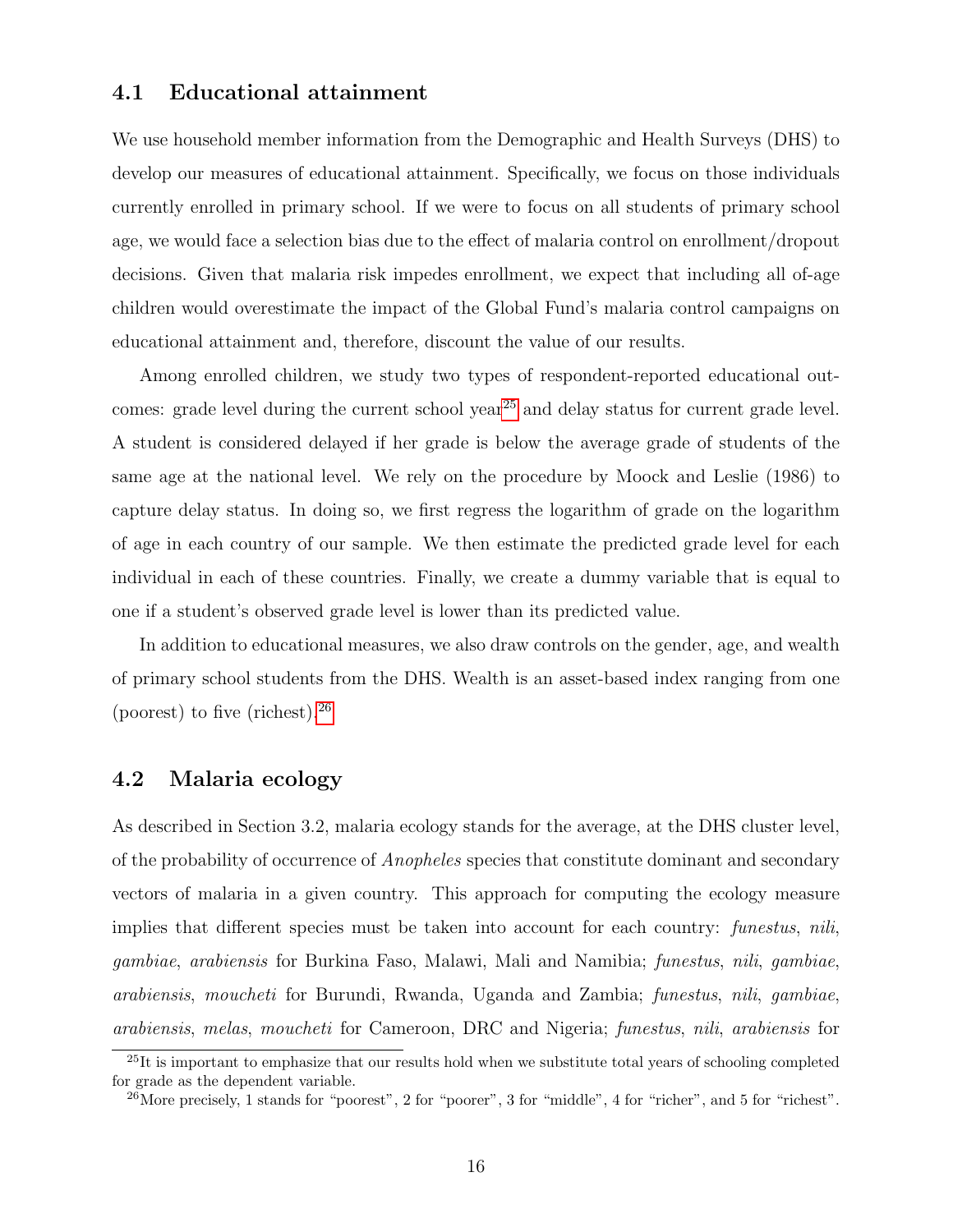### 4.1 Educational attainment

We use household member information from the Demographic and Health Surveys (DHS) to develop our measures of educational attainment. Specifically, we focus on those individuals currently enrolled in primary school. If we were to focus on all students of primary school age, we would face a selection bias due to the effect of malaria control on enrollment/dropout decisions. Given that malaria risk impedes enrollment, we expect that including all of-age children would overestimate the impact of the Global Fund's malaria control campaigns on educational attainment and, therefore, discount the value of our results.

Among enrolled children, we study two types of respondent-reported educational outcomes: grade level during the current school year[25] and delay status for current grade level. A student is considered delayed if her grade is below the average grade of students of the same age at the national level. We rely on the procedure by Moock and Leslie (1986) to capture delay status. In doing so, we first regress the logarithm of grade on the logarithm of age in each country of our sample. We then estimate the predicted grade level for each individual in each of these countries. Finally, we create a dummy variable that is equal to one if a student's observed grade level is lower than its predicted value.

In addition to educational measures, we also draw controls on the gender, age, and wealth of primary school students from the DHS. Wealth is an asset-based index ranging from one (poorest) to five (richest).[26]

### 4.2 Malaria ecology

As described in Section 3.2, malaria ecology stands for the average, at the DHS cluster level, of the probability of occurrence of *Anopheles* species that constitute dominant and secondary vectors of malaria in a given country. This approach for computing the ecology measure implies that different species must be taken into account for each country: *funestus*, *nili*, *gambiae*, *arabiensis* for Burkina Faso, Malawi, Mali and Namibia; *funestus*, *nili*, *gambiae*, *arabiensis*, *moucheti* for Burundi, Rwanda, Uganda and Zambia; *funestus*, *nili*, *gambiae*, *arabiensis*, *melas*, *moucheti* for Cameroon, DRC and Nigeria; *funestus*, *nili*, *arabiensis* for

[25] It is important to emphasize that our results hold when we substitute total years of schooling completed for grade as the dependent variable.

[26] More precisely, 1 stands for "poorest", 2 for "poorer", 3 for "middle", 4 for "richer", and 5 for "richest".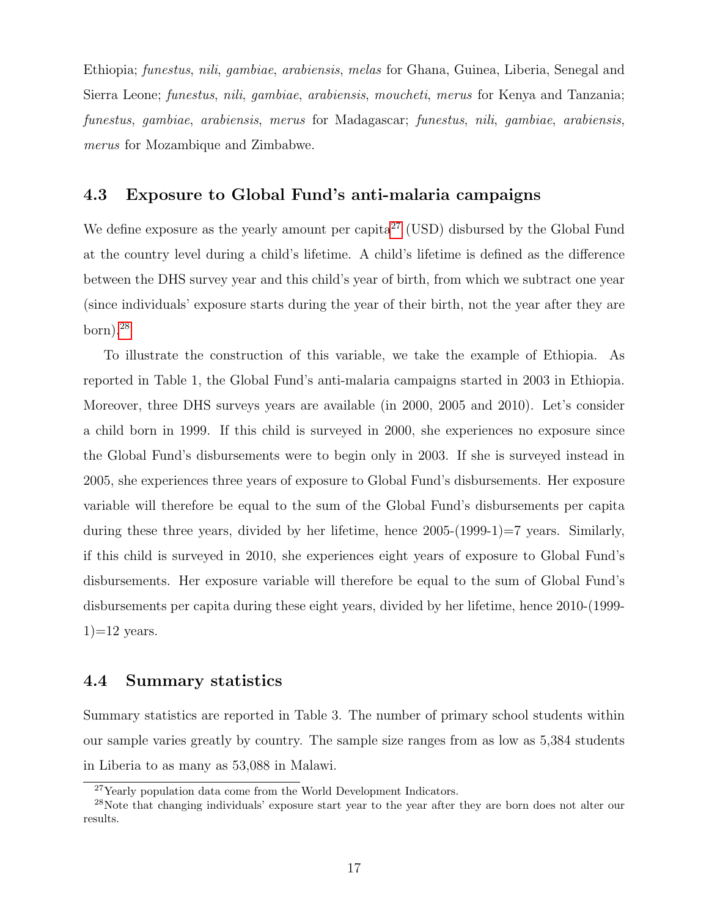Ethiopia; *funestus*, *nili*, *gambiae*, *arabiensis*, *melas* for Ghana, Guinea, Liberia, Senegal and Sierra Leone; *funestus*, *nili*, *gambiae*, *arabiensis*, *moucheti*, *merus* for Kenya and Tanzania; *funestus*, *gambiae*, *arabiensis*, *merus* for Madagascar; *funestus*, *nili*, *gambiae*, *arabiensis*, *merus* for Mozambique and Zimbabwe.

### 4.3 Exposure to Global Fund's anti-malaria campaigns

We define exposure as the yearly amount per capita[27] (USD) disbursed by the Global Fund at the country level during a child's lifetime. A child's lifetime is defined as the difference between the DHS survey year and this child's year of birth, from which we subtract one year (since individuals' exposure starts during the year of their birth, not the year after they are born).[28]

To illustrate the construction of this variable, we take the example of Ethiopia. As reported in Table 1, the Global Fund's anti-malaria campaigns started in 2003 in Ethiopia. Moreover, three DHS surveys years are available (in 2000, 2005 and 2010). Let's consider a child born in 1999. If this child is surveyed in 2000, she experiences no exposure since the Global Fund's disbursements were to begin only in 2003. If she is surveyed instead in 2005, she experiences three years of exposure to Global Fund's disbursements. Her exposure variable will therefore be equal to the sum of the Global Fund's disbursements per capita during these three years, divided by her lifetime, hence 2005-(1999-1)=7 years. Similarly, if this child is surveyed in 2010, she experiences eight years of exposure to Global Fund's disbursements. Her exposure variable will therefore be equal to the sum of Global Fund's disbursements per capita during these eight years, divided by her lifetime, hence 2010-(1999-1)=12 years.

### 4.4 Summary statistics

Summary statistics are reported in Table 3. The number of primary school students within our sample varies greatly by country. The sample size ranges from as low as 5,384 students in Liberia to as many as 53,088 in Malawi.

[27] Yearly population data come from the World Development Indicators.

[28] Note that changing individuals' exposure start year to the year after they are born does not alter our results.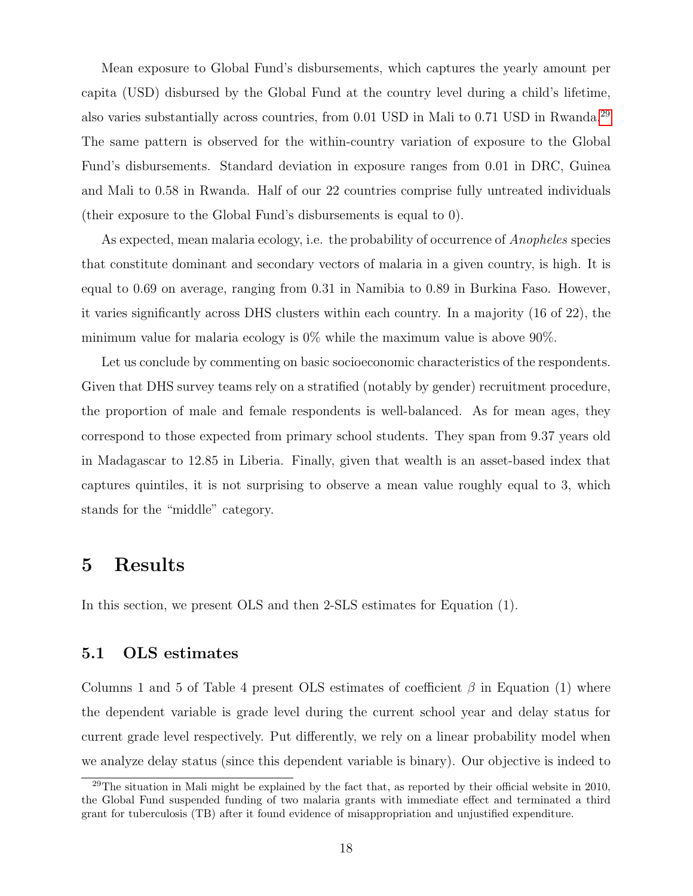Mean exposure to Global Fund's disbursements, which captures the yearly amount per capita (USD) disbursed by the Global Fund at the country level during a child's lifetime, also varies substantially across countries, from 0.01 USD in Mali to 0.71 USD in Rwanda.[29] The same pattern is observed for the within-country variation of exposure to the Global Fund's disbursements. Standard deviation in exposure ranges from 0.01 in DRC, Guinea and Mali to 0.58 in Rwanda. Half of our 22 countries comprise fully untreated individuals (their exposure to the Global Fund's disbursements is equal to 0).

As expected, mean malaria ecology, i.e. the probability of occurrence of *Anopheles* species that constitute dominant and secondary vectors of malaria in a given country, is high. It is equal to 0.69 on average, ranging from 0.31 in Namibia to 0.89 in Burkina Faso. However, it varies significantly across DHS clusters within each country. In a majority (16 of 22), the minimum value for malaria ecology is 0% while the maximum value is above 90%.

Let us conclude by commenting on basic socioeconomic characteristics of the respondents. Given that DHS survey teams rely on a stratified (notably by gender) recruitment procedure, the proportion of male and female respondents is well-balanced. As for mean ages, they correspond to those expected from primary school students. They span from 9.37 years old in Madagascar to 12.85 in Liberia. Finally, given that wealth is an asset-based index that captures quintiles, it is not surprising to observe a mean value roughly equal to 3, which stands for the "middle" category.

# 5 Results

In this section, we present OLS and then 2-SLS estimates for Equation (1).

## 5.1 OLS estimates

Columns 1 and 5 of Table 4 present OLS estimates of coefficient $\beta$ in Equation (1) where the dependent variable is grade level during the current school year and delay status for current grade level respectively. Put differently, we rely on a linear probability model when we analyze delay status (since this dependent variable is binary). Our objective is indeed to

[29] The situation in Mali might be explained by the fact that, as reported by their official website in 2010, the Global Fund suspended funding of two malaria grants with immediate effect and terminated a third grant for tuberculosis (TB) after it found evidence of misappropriation and unjustified expenditure.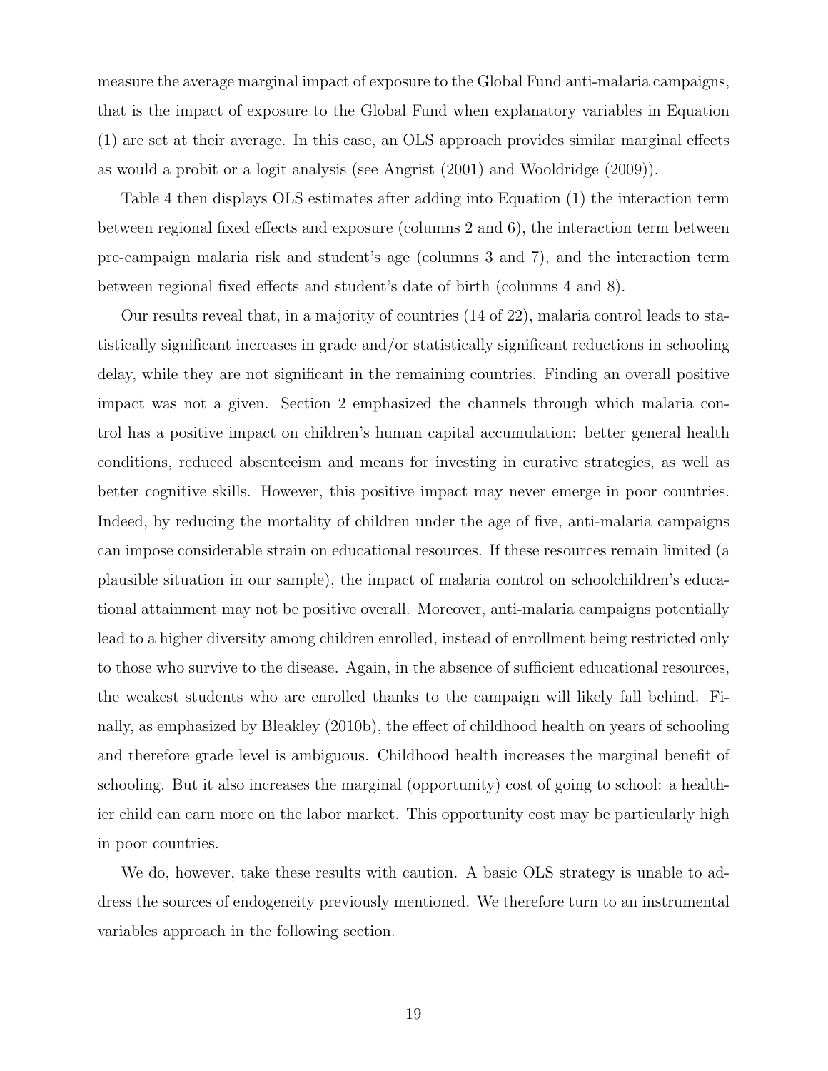measure the average marginal impact of exposure to the Global Fund anti-malaria campaigns, that is the impact of exposure to the Global Fund when explanatory variables in Equation (1) are set at their average. In this case, an OLS approach provides similar marginal effects as would a probit or a logit analysis (see Angrist (2001) and Wooldridge (2009)).

Table 4 then displays OLS estimates after adding into Equation (1) the interaction term between regional fixed effects and exposure (columns 2 and 6), the interaction term between pre-campaign malaria risk and student's age (columns 3 and 7), and the interaction term between regional fixed effects and student's date of birth (columns 4 and 8).

Our results reveal that, in a majority of countries (14 of 22), malaria control leads to statistically significant increases in grade and/or statistically significant reductions in schooling delay, while they are not significant in the remaining countries. Finding an overall positive impact was not a given. Section 2 emphasized the channels through which malaria control has a positive impact on children's human capital accumulation: better general health conditions, reduced absenteeism and means for investing in curative strategies, as well as better cognitive skills. However, this positive impact may never emerge in poor countries. Indeed, by reducing the mortality of children under the age of five, anti-malaria campaigns can impose considerable strain on educational resources. If these resources remain limited (a plausible situation in our sample), the impact of malaria control on schoolchildren's educational attainment may not be positive overall. Moreover, anti-malaria campaigns potentially lead to a higher diversity among children enrolled, instead of enrollment being restricted only to those who survive to the disease. Again, in the absence of sufficient educational resources, the weakest students who are enrolled thanks to the campaign will likely fall behind. Finally, as emphasized by Bleakley (2010b), the effect of childhood health on years of schooling and therefore grade level is ambiguous. Childhood health increases the marginal benefit of schooling. But it also increases the marginal (opportunity) cost of going to school: a healthier child can earn more on the labor market. This opportunity cost may be particularly high in poor countries.

We do, however, take these results with caution. A basic OLS strategy is unable to address the sources of endogeneity previously mentioned. We therefore turn to an instrumental variables approach in the following section.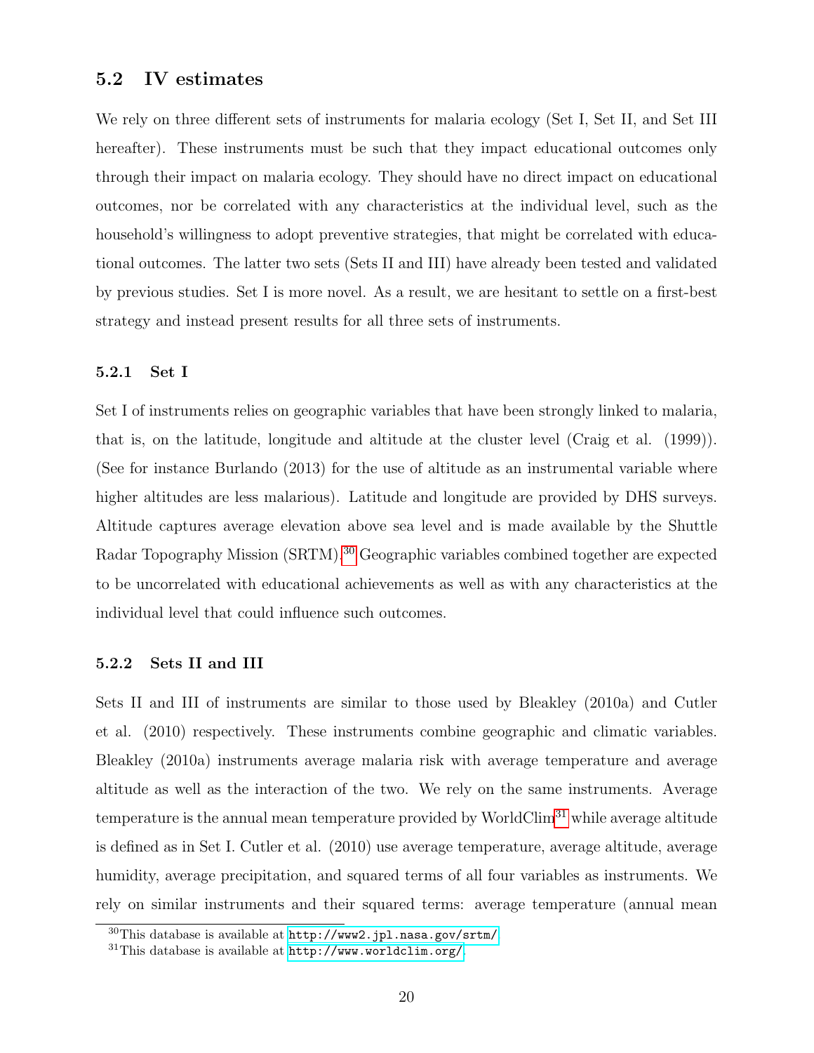## 5.2 IV estimates

We rely on three different sets of instruments for malaria ecology (Set I, Set II, and Set III hereafter). These instruments must be such that they impact educational outcomes only through their impact on malaria ecology. They should have no direct impact on educational outcomes, nor be correlated with any characteristics at the individual level, such as the household's willingness to adopt preventive strategies, that might be correlated with educational outcomes. The latter two sets (Sets II and III) have already been tested and validated by previous studies. Set I is more novel. As a result, we are hesitant to settle on a first-best strategy and instead present results for all three sets of instruments.

### 5.2.1 Set I

Set I of instruments relies on geographic variables that have been strongly linked to malaria, that is, on the latitude, longitude and altitude at the cluster level (Craig et al. (1999)). (See for instance Burlando (2013) for the use of altitude as an instrumental variable where higher altitudes are less malarious). Latitude and longitude are provided by DHS surveys. Altitude captures average elevation above sea level and is made available by the Shuttle Radar Topography Mission (SRTM).[30] Geographic variables combined together are expected to be uncorrelated with educational achievements as well as with any characteristics at the individual level that could influence such outcomes.

### 5.2.2 Sets II and III

Sets II and III of instruments are similar to those used by Bleakley (2010a) and Cutler et al. (2010) respectively. These instruments combine geographic and climatic variables. Bleakley (2010a) instruments average malaria risk with average temperature and average altitude as well as the interaction of the two. We rely on the same instruments. Average temperature is the annual mean temperature provided by WorldClim[31] while average altitude is defined as in Set I. Cutler et al. (2010) use average temperature, average altitude, average humidity, average precipitation, and squared terms of all four variables as instruments. We rely on similar instruments and their squared terms: average temperature (annual mean

[30] This database is available at http://www2.jpl.nasa.gov/srtm/

[31] This database is available at http://www.worldclim.org/.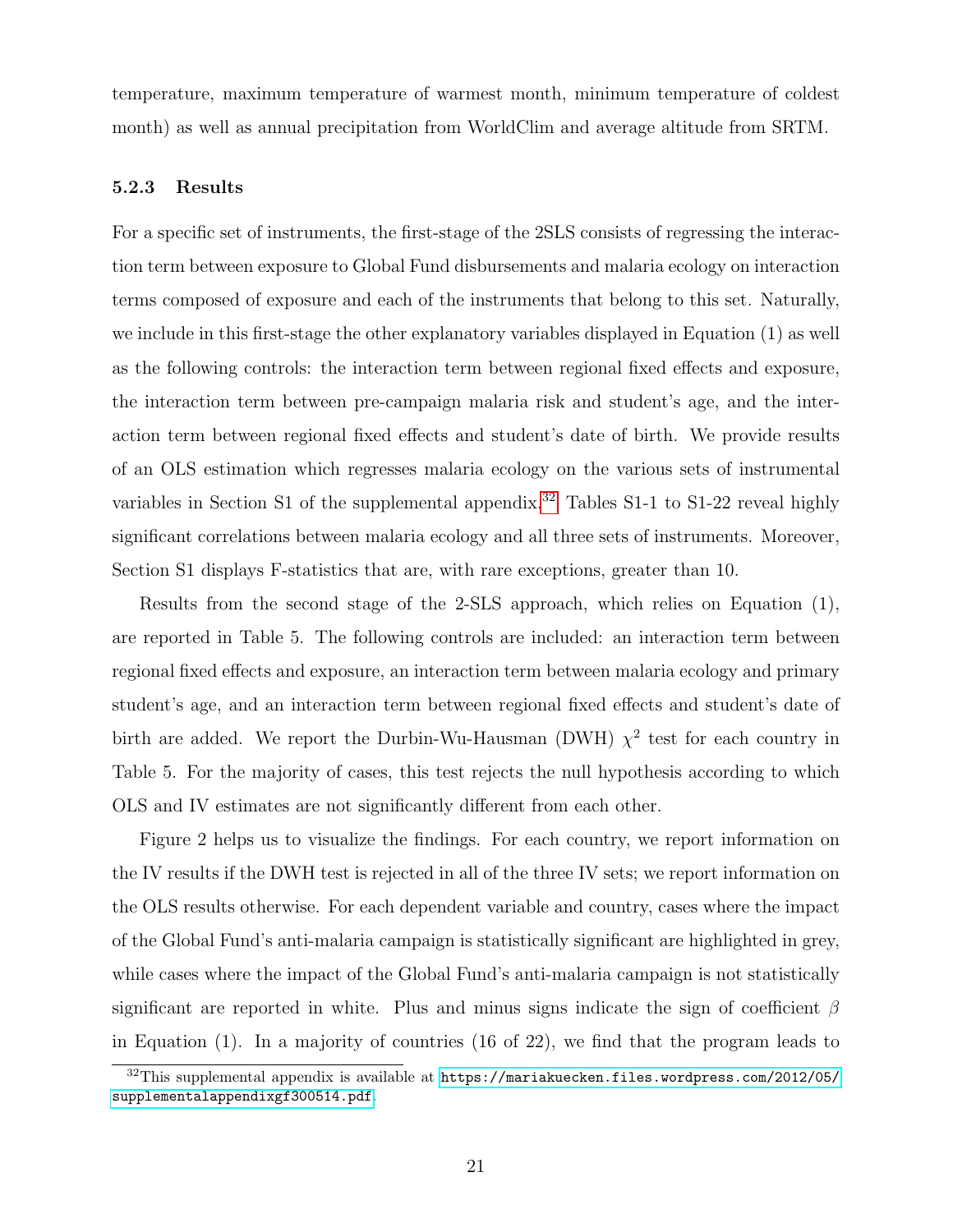temperature, maximum temperature of warmest month, minimum temperature of coldest month) as well as annual precipitation from WorldClim and average altitude from SRTM.

### 5.2.3 Results

For a specific set of instruments, the first-stage of the 2SLS consists of regressing the interaction term between exposure to Global Fund disbursements and malaria ecology on interaction terms composed of exposure and each of the instruments that belong to this set. Naturally, we include in this first-stage the other explanatory variables displayed in Equation (1) as well as the following controls: the interaction term between regional fixed effects and exposure, the interaction term between pre-campaign malaria risk and student's age, and the interaction term between regional fixed effects and student's date of birth. We provide results of an OLS estimation which regresses malaria ecology on the various sets of instrumental variables in Section S1 of the supplemental appendix.[32] Tables S1-1 to S1-22 reveal highly significant correlations between malaria ecology and all three sets of instruments. Moreover, Section S1 displays F-statistics that are, with rare exceptions, greater than 10.

Results from the second stage of the 2-SLS approach, which relies on Equation (1), are reported in Table 5. The following controls are included: an interaction term between regional fixed effects and exposure, an interaction term between malaria ecology and primary student's age, and an interaction term between regional fixed effects and student's date of birth are added. We report the Durbin-Wu-Hausman (DWH) $\chi^2$ test for each country in Table 5. For the majority of cases, this test rejects the null hypothesis according to which OLS and IV estimates are not significantly different from each other.

Figure 2 helps us to visualize the findings. For each country, we report information on the IV results if the DWH test is rejected in all of the three IV sets; we report information on the OLS results otherwise. For each dependent variable and country, cases where the impact of the Global Fund's anti-malaria campaign is statistically significant are highlighted in grey, while cases where the impact of the Global Fund's anti-malaria campaign is not statistically significant are reported in white. Plus and minus signs indicate the sign of coefficient $\beta$ in Equation (1). In a majority of countries (16 of 22), we find that the program leads to

[32] This supplemental appendix is available at https://mariakuecken.files.wordpress.com/2012/05/supplementalappendixgf300514.pdf.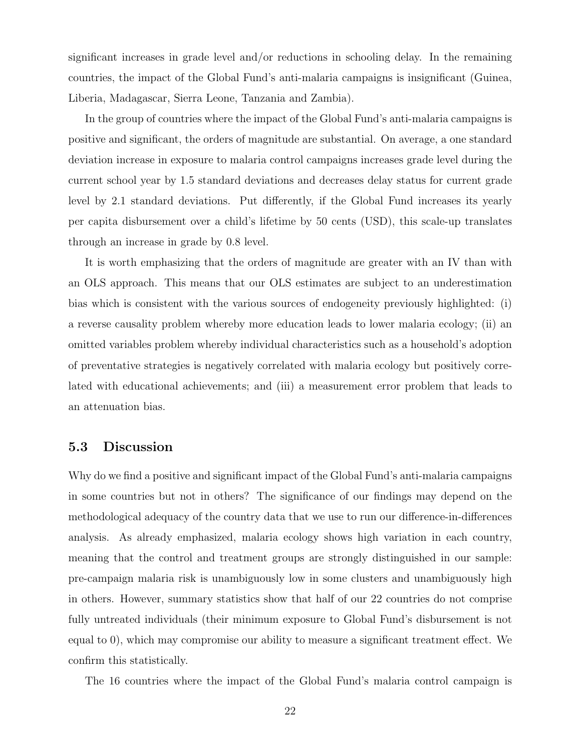significant increases in grade level and/or reductions in schooling delay. In the remaining countries, the impact of the Global Fund's anti-malaria campaigns is insignificant (Guinea, Liberia, Madagascar, Sierra Leone, Tanzania and Zambia).

In the group of countries where the impact of the Global Fund's anti-malaria campaigns is positive and significant, the orders of magnitude are substantial. On average, a one standard deviation increase in exposure to malaria control campaigns increases grade level during the current school year by 1.5 standard deviations and decreases delay status for current grade level by 2.1 standard deviations. Put differently, if the Global Fund increases its yearly per capita disbursement over a child's lifetime by 50 cents (USD), this scale-up translates through an increase in grade by 0.8 level.

It is worth emphasizing that the orders of magnitude are greater with an IV than with an OLS approach. This means that our OLS estimates are subject to an underestimation bias which is consistent with the various sources of endogeneity previously highlighted: (i) a reverse causality problem whereby more education leads to lower malaria ecology; (ii) an omitted variables problem whereby individual characteristics such as a household's adoption of preventative strategies is negatively correlated with malaria ecology but positively correlated with educational achievements; and (iii) a measurement error problem that leads to an attenuation bias.

### 5.3 Discussion

Why do we find a positive and significant impact of the Global Fund's anti-malaria campaigns in some countries but not in others? The significance of our findings may depend on the methodological adequacy of the country data that we use to run our difference-in-differences analysis. As already emphasized, malaria ecology shows high variation in each country, meaning that the control and treatment groups are strongly distinguished in our sample: pre-campaign malaria risk is unambiguously low in some clusters and unambiguously high in others. However, summary statistics show that half of our 22 countries do not comprise fully untreated individuals (their minimum exposure to Global Fund's disbursement is not equal to 0), which may compromise our ability to measure a significant treatment effect. We confirm this statistically.

The 16 countries where the impact of the Global Fund's malaria control campaign is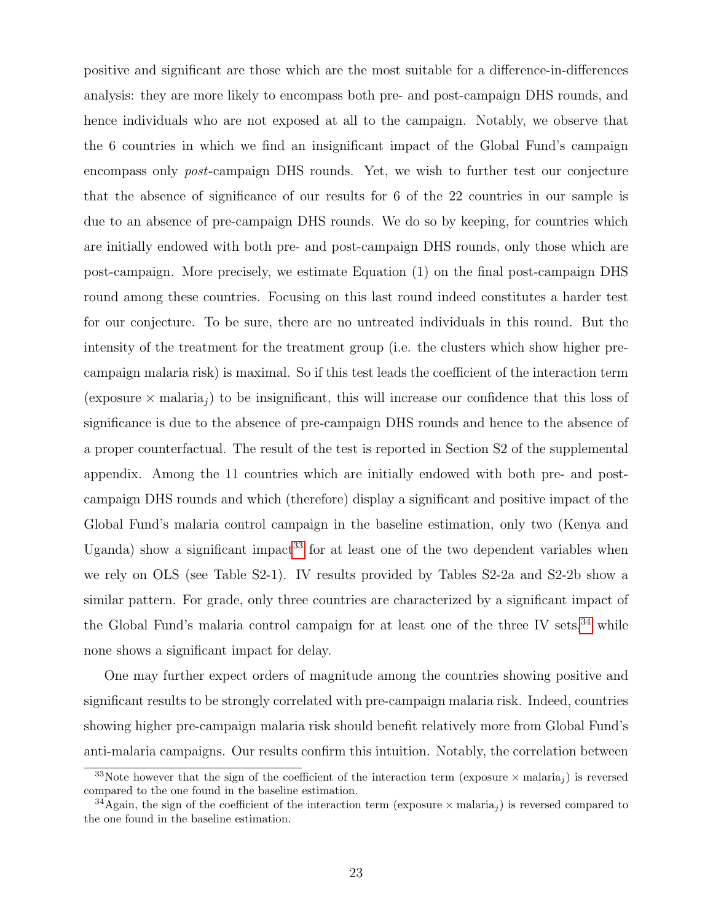positive and significant are those which are the most suitable for a difference-in-differences analysis: they are more likely to encompass both pre- and post-campaign DHS rounds, and hence individuals who are not exposed at all to the campaign. Notably, we observe that the 6 countries in which we find an insignificant impact of the Global Fund's campaign encompass only *post*-campaign DHS rounds. Yet, we wish to further test our conjecture that the absence of significance of our results for 6 of the 22 countries in our sample is due to an absence of pre-campaign DHS rounds. We do so by keeping, for countries which are initially endowed with both pre- and post-campaign DHS rounds, only those which are post-campaign. More precisely, we estimate Equation (1) on the final post-campaign DHS round among these countries. Focusing on this last round indeed constitutes a harder test for our conjecture. To be sure, there are no untreated individuals in this round. But the intensity of the treatment for the treatment group (i.e. the clusters which show higher pre-campaign malaria risk) is maximal. So if this test leads the coefficient of the interaction term (exposure $\times$ malaria$_j$) to be insignificant, this will increase our confidence that this loss of significance is due to the absence of pre-campaign DHS rounds and hence to the absence of a proper counterfactual. The result of the test is reported in Section S2 of the supplemental appendix. Among the 11 countries which are initially endowed with both pre- and post-campaign DHS rounds and which (therefore) display a significant and positive impact of the Global Fund's malaria control campaign in the baseline estimation, only two (Kenya and Uganda) show a significant impact[33] for at least one of the two dependent variables when we rely on OLS (see Table S2-1). IV results provided by Tables S2-2a and S2-2b show a similar pattern. For grade, only three countries are characterized by a significant impact of the Global Fund's malaria control campaign for at least one of the three IV sets,[34] while none shows a significant impact for delay.

One may further expect orders of magnitude among the countries showing positive and significant results to be strongly correlated with pre-campaign malaria risk. Indeed, countries showing higher pre-campaign malaria risk should benefit relatively more from Global Fund's anti-malaria campaigns. Our results confirm this intuition. Notably, the correlation between

[33] Note however that the sign of the coefficient of the interaction term (exposure $\times$ malaria$_j$) is reversed compared to the one found in the baseline estimation.

[34] Again, the sign of the coefficient of the interaction term (exposure $\times$ malaria$_j$) is reversed compared to the one found in the baseline estimation.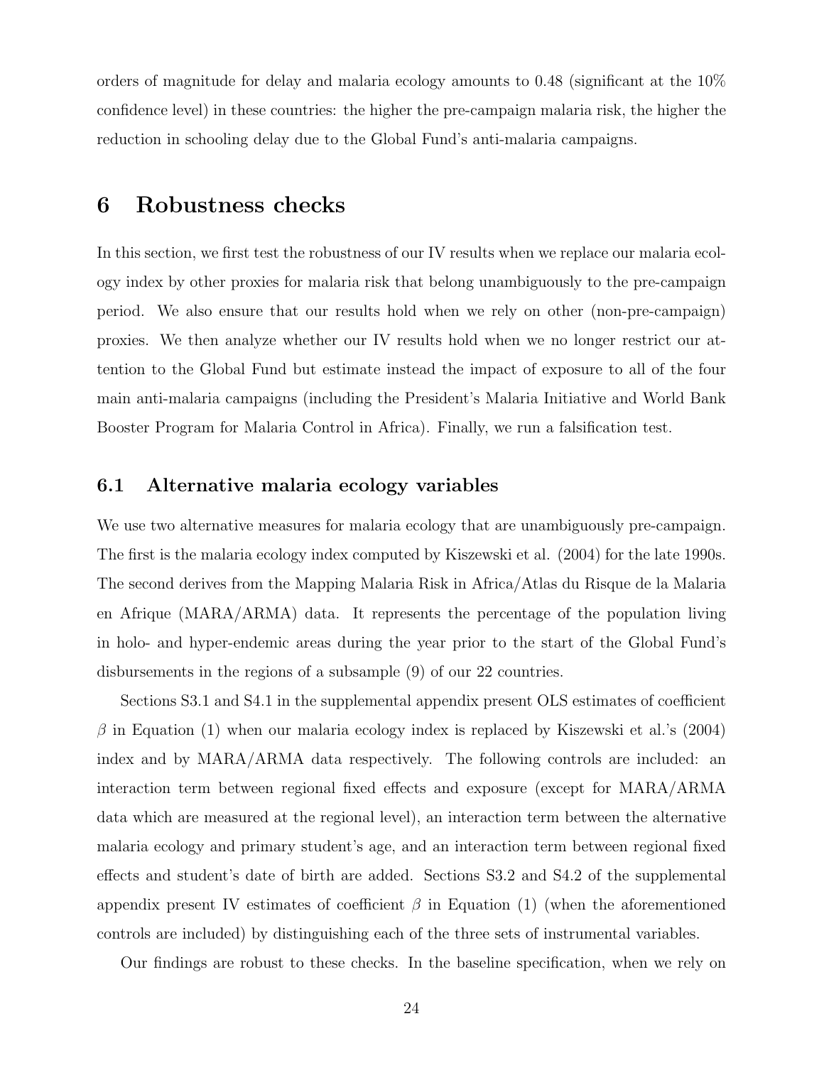orders of magnitude for delay and malaria ecology amounts to 0.48 (significant at the 10% confidence level) in these countries: the higher the pre-campaign malaria risk, the higher the reduction in schooling delay due to the Global Fund's anti-malaria campaigns.

# 6 Robustness checks

In this section, we first test the robustness of our IV results when we replace our malaria ecology index by other proxies for malaria risk that belong unambiguously to the pre-campaign period. We also ensure that our results hold when we rely on other (non-pre-campaign) proxies. We then analyze whether our IV results hold when we no longer restrict our attention to the Global Fund but estimate instead the impact of exposure to all of the four main anti-malaria campaigns (including the President's Malaria Initiative and World Bank Booster Program for Malaria Control in Africa). Finally, we run a falsification test.

## 6.1 Alternative malaria ecology variables

We use two alternative measures for malaria ecology that are unambiguously pre-campaign. The first is the malaria ecology index computed by Kiszewski et al. (2004) for the late 1990s. The second derives from the Mapping Malaria Risk in Africa/Atlas du Risque de la Malaria en Afrique (MARA/ARMA) data. It represents the percentage of the population living in holo- and hyper-endemic areas during the year prior to the start of the Global Fund's disbursements in the regions of a subsample (9) of our 22 countries.

Sections S3.1 and S4.1 in the supplemental appendix present OLS estimates of coefficient $\beta$ in Equation (1) when our malaria ecology index is replaced by Kiszewski et al.'s (2004) index and by MARA/ARMA data respectively. The following controls are included: an interaction term between regional fixed effects and exposure (except for MARA/ARMA data which are measured at the regional level), an interaction term between the alternative malaria ecology and primary student's age, and an interaction term between regional fixed effects and student's date of birth are added. Sections S3.2 and S4.2 of the supplemental appendix present IV estimates of coefficient $\beta$ in Equation (1) (when the aforementioned controls are included) by distinguishing each of the three sets of instrumental variables.

Our findings are robust to these checks. In the baseline specification, when we rely on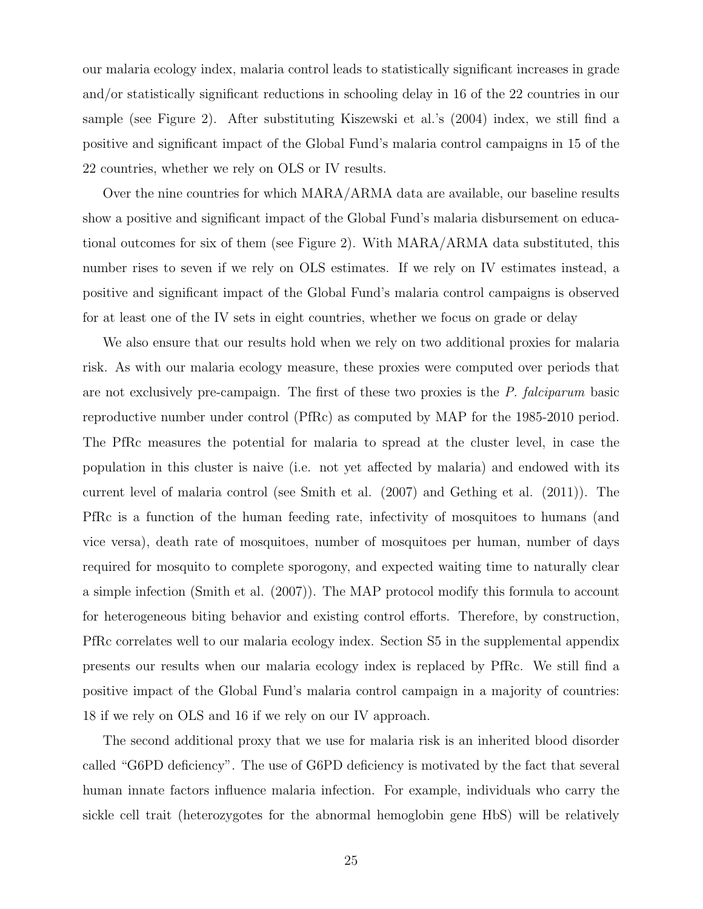our malaria ecology index, malaria control leads to statistically significant increases in grade and/or statistically significant reductions in schooling delay in 16 of the 22 countries in our sample (see Figure 2). After substituting Kiszewski et al.'s (2004) index, we still find a positive and significant impact of the Global Fund's malaria control campaigns in 15 of the 22 countries, whether we rely on OLS or IV results.

Over the nine countries for which MARA/ARMA data are available, our baseline results show a positive and significant impact of the Global Fund's malaria disbursement on educational outcomes for six of them (see Figure 2). With MARA/ARMA data substituted, this number rises to seven if we rely on OLS estimates. If we rely on IV estimates instead, a positive and significant impact of the Global Fund's malaria control campaigns is observed for at least one of the IV sets in eight countries, whether we focus on grade or delay

We also ensure that our results hold when we rely on two additional proxies for malaria risk. As with our malaria ecology measure, these proxies were computed over periods that are not exclusively pre-campaign. The first of these two proxies is the *P. falciparum* basic reproductive number under control (PfRc) as computed by MAP for the 1985-2010 period. The PfRc measures the potential for malaria to spread at the cluster level, in case the population in this cluster is naive (i.e. not yet affected by malaria) and endowed with its current level of malaria control (see Smith et al. (2007) and Gething et al. (2011)). The PfRc is a function of the human feeding rate, infectivity of mosquitoes to humans (and vice versa), death rate of mosquitoes, number of mosquitoes per human, number of days required for mosquito to complete sporogony, and expected waiting time to naturally clear a simple infection (Smith et al. (2007)). The MAP protocol modify this formula to account for heterogeneous biting behavior and existing control efforts. Therefore, by construction, PfRc correlates well to our malaria ecology index. Section S5 in the supplemental appendix presents our results when our malaria ecology index is replaced by PfRc. We still find a positive impact of the Global Fund's malaria control campaign in a majority of countries: 18 if we rely on OLS and 16 if we rely on our IV approach.

The second additional proxy that we use for malaria risk is an inherited blood disorder called "G6PD deficiency". The use of G6PD deficiency is motivated by the fact that several human innate factors influence malaria infection. For example, individuals who carry the sickle cell trait (heterozygotes for the abnormal hemoglobin gene HbS) will be relatively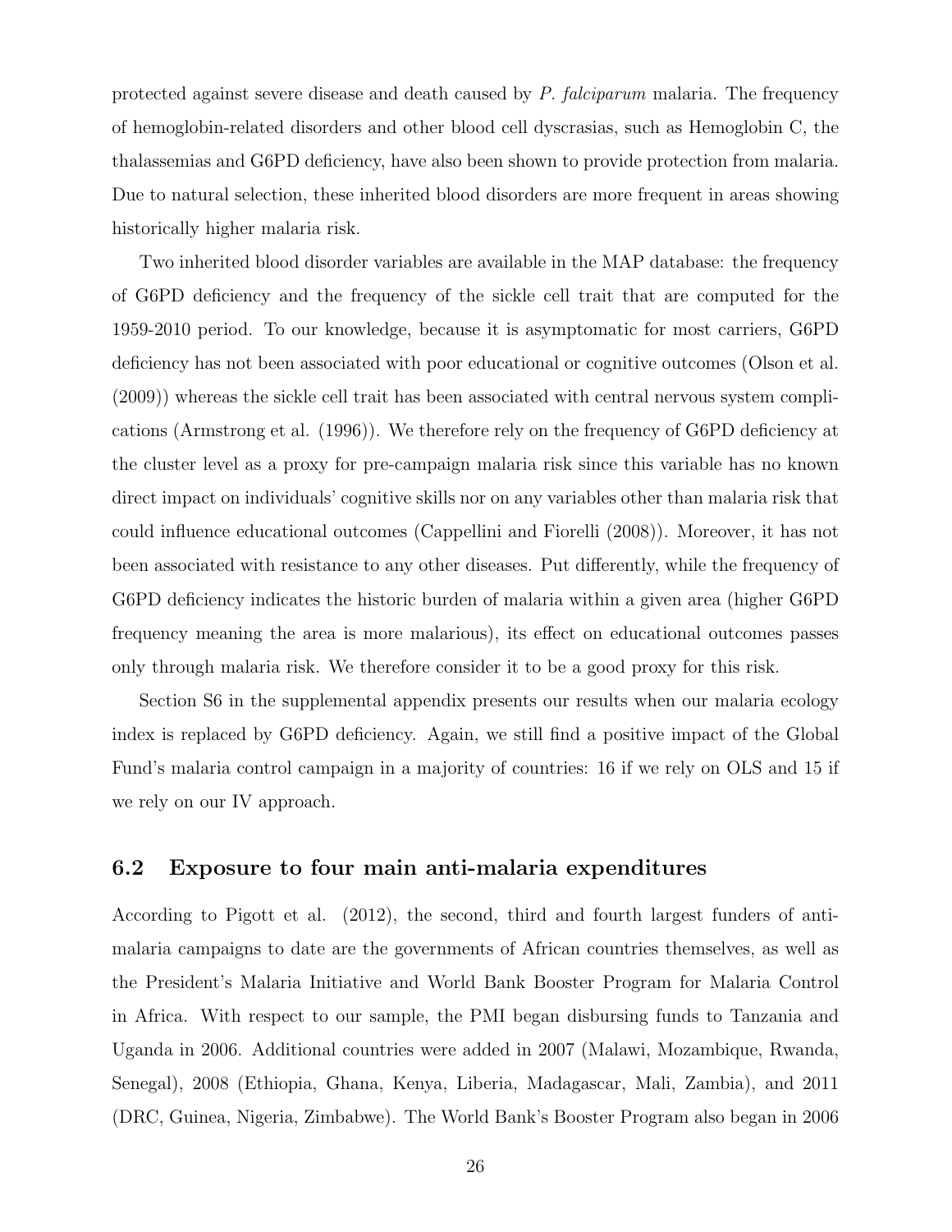protected against severe disease and death caused by *P. falciparum* malaria. The frequency of hemoglobin-related disorders and other blood cell dyscrasias, such as Hemoglobin C, the thalassemias and G6PD deficiency, have also been shown to provide protection from malaria. Due to natural selection, these inherited blood disorders are more frequent in areas showing historically higher malaria risk.

Two inherited blood disorder variables are available in the MAP database: the frequency of G6PD deficiency and the frequency of the sickle cell trait that are computed for the 1959-2010 period. To our knowledge, because it is asymptomatic for most carriers, G6PD deficiency has not been associated with poor educational or cognitive outcomes (Olson et al. (2009)) whereas the sickle cell trait has been associated with central nervous system complications (Armstrong et al. (1996)). We therefore rely on the frequency of G6PD deficiency at the cluster level as a proxy for pre-campaign malaria risk since this variable has no known direct impact on individuals' cognitive skills nor on any variables other than malaria risk that could influence educational outcomes (Cappellini and Fiorelli (2008)). Moreover, it has not been associated with resistance to any other diseases. Put differently, while the frequency of G6PD deficiency indicates the historic burden of malaria within a given area (higher G6PD frequency meaning the area is more malarious), its effect on educational outcomes passes only through malaria risk. We therefore consider it to be a good proxy for this risk.

Section S6 in the supplemental appendix presents our results when our malaria ecology index is replaced by G6PD deficiency. Again, we still find a positive impact of the Global Fund's malaria control campaign in a majority of countries: 16 if we rely on OLS and 15 if we rely on our IV approach.

## 6.2 Exposure to four main anti-malaria expenditures

According to Pigott et al. (2012), the second, third and fourth largest funders of anti-malaria campaigns to date are the governments of African countries themselves, as well as the President's Malaria Initiative and World Bank Booster Program for Malaria Control in Africa. With respect to our sample, the PMI began disbursing funds to Tanzania and Uganda in 2006. Additional countries were added in 2007 (Malawi, Mozambique, Rwanda, Senegal), 2008 (Ethiopia, Ghana, Kenya, Liberia, Madagascar, Mali, Zambia), and 2011 (DRC, Guinea, Nigeria, Zimbabwe). The World Bank's Booster Program also began in 2006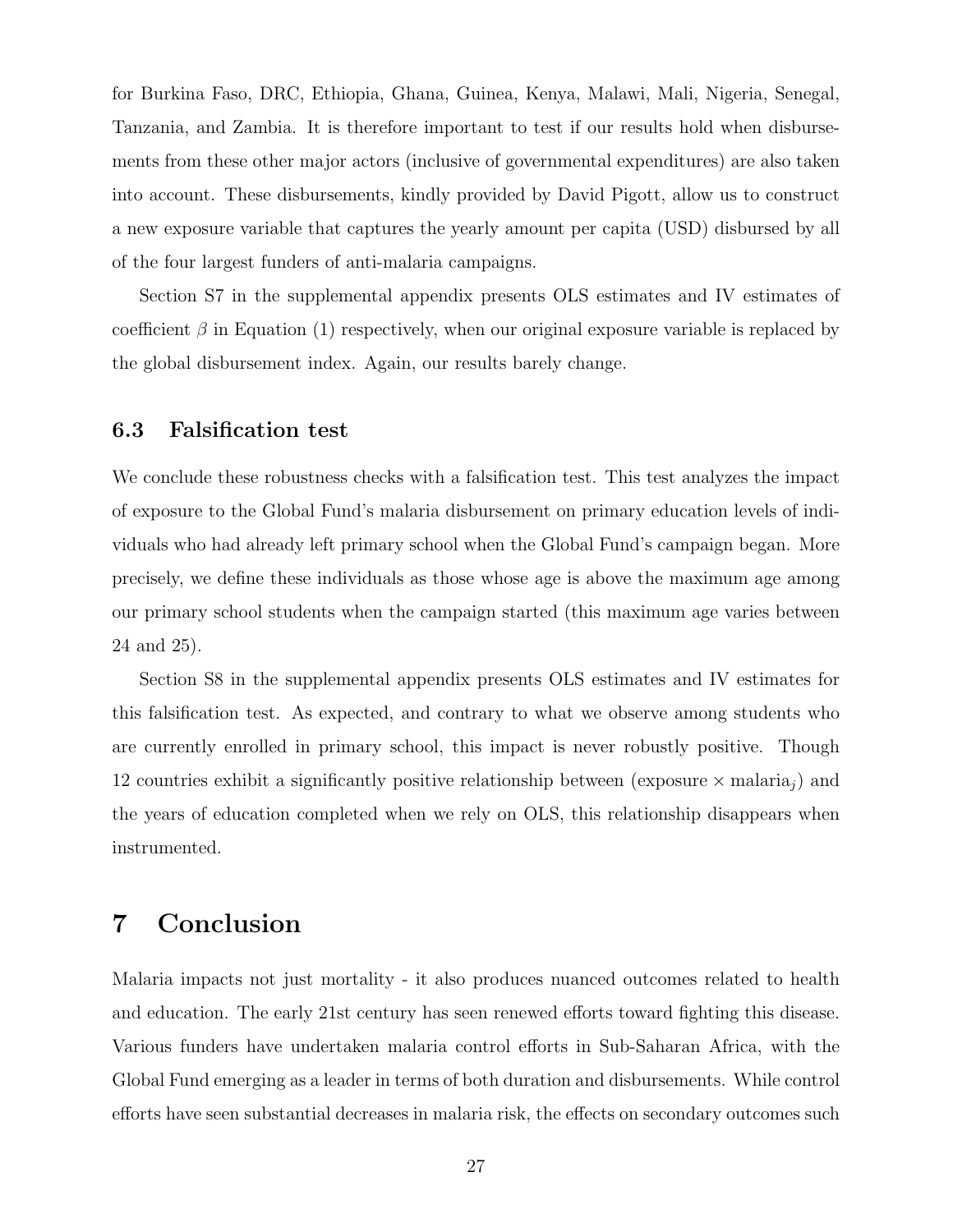for Burkina Faso, DRC, Ethiopia, Ghana, Guinea, Kenya, Malawi, Mali, Nigeria, Senegal, Tanzania, and Zambia. It is therefore important to test if our results hold when disbursements from these other major actors (inclusive of governmental expenditures) are also taken into account. These disbursements, kindly provided by David Pigott, allow us to construct a new exposure variable that captures the yearly amount per capita (USD) disbursed by all of the four largest funders of anti-malaria campaigns.

Section S7 in the supplemental appendix presents OLS estimates and IV estimates of coefficient $\beta$ in Equation (1) respectively, when our original exposure variable is replaced by the global disbursement index. Again, our results barely change.

### 6.3 Falsification test

We conclude these robustness checks with a falsification test. This test analyzes the impact of exposure to the Global Fund's malaria disbursement on primary education levels of individuals who had already left primary school when the Global Fund's campaign began. More precisely, we define these individuals as those whose age is above the maximum age among our primary school students when the campaign started (this maximum age varies between 24 and 25).

Section S8 in the supplemental appendix presents OLS estimates and IV estimates for this falsification test. As expected, and contrary to what we observe among students who are currently enrolled in primary school, this impact is never robustly positive. Though 12 countries exhibit a significantly positive relationship between (exposure $\times$ malaria$_j$) and the years of education completed when we rely on OLS, this relationship disappears when instrumented.

## 7 Conclusion

Malaria impacts not just mortality - it also produces nuanced outcomes related to health and education. The early 21st century has seen renewed efforts toward fighting this disease. Various funders have undertaken malaria control efforts in Sub-Saharan Africa, with the Global Fund emerging as a leader in terms of both duration and disbursements. While control efforts have seen substantial decreases in malaria risk, the effects on secondary outcomes such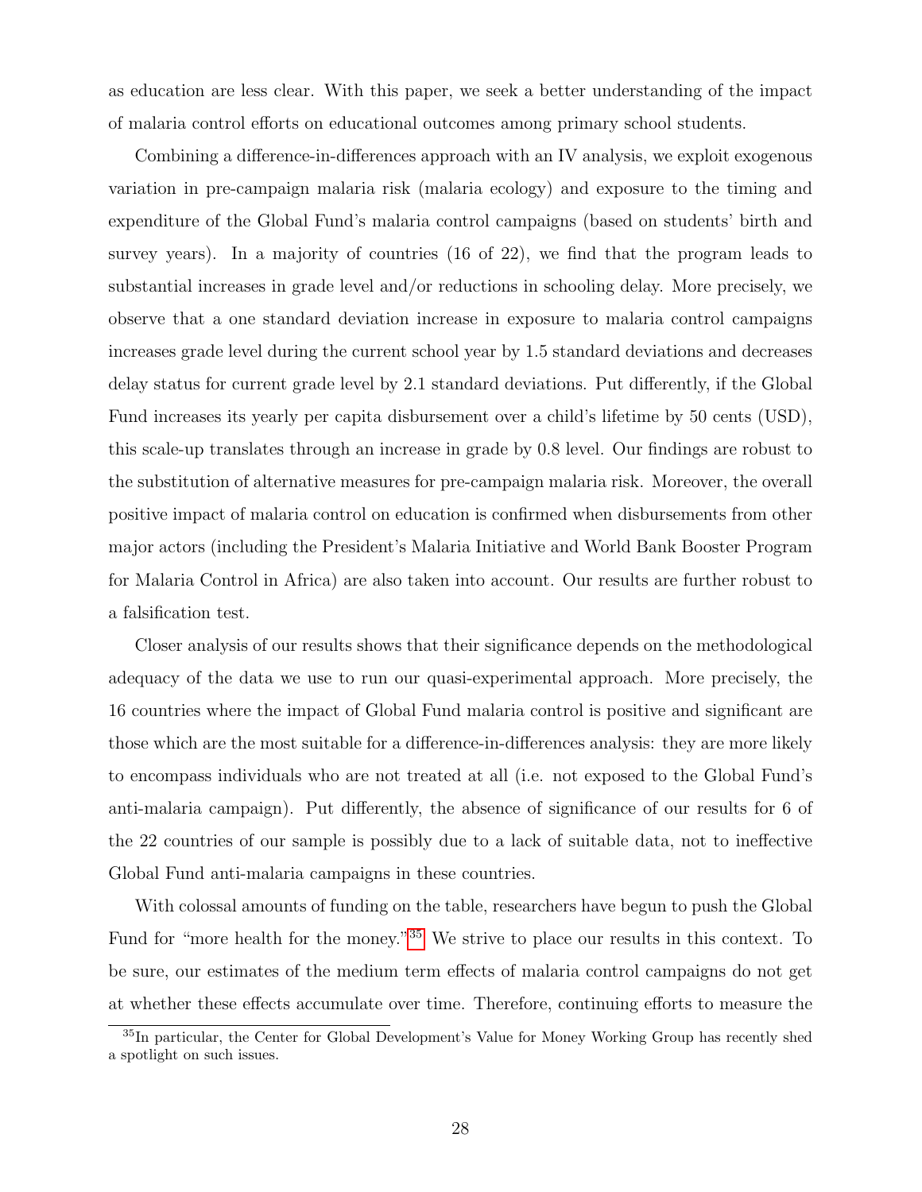as education are less clear. With this paper, we seek a better understanding of the impact of malaria control efforts on educational outcomes among primary school students.

Combining a difference-in-differences approach with an IV analysis, we exploit exogenous variation in pre-campaign malaria risk (malaria ecology) and exposure to the timing and expenditure of the Global Fund's malaria control campaigns (based on students' birth and survey years). In a majority of countries (16 of 22), we find that the program leads to substantial increases in grade level and/or reductions in schooling delay. More precisely, we observe that a one standard deviation increase in exposure to malaria control campaigns increases grade level during the current school year by 1.5 standard deviations and decreases delay status for current grade level by 2.1 standard deviations. Put differently, if the Global Fund increases its yearly per capita disbursement over a child's lifetime by 50 cents (USD), this scale-up translates through an increase in grade by 0.8 level. Our findings are robust to the substitution of alternative measures for pre-campaign malaria risk. Moreover, the overall positive impact of malaria control on education is confirmed when disbursements from other major actors (including the President's Malaria Initiative and World Bank Booster Program for Malaria Control in Africa) are also taken into account. Our results are further robust to a falsification test.

Closer analysis of our results shows that their significance depends on the methodological adequacy of the data we use to run our quasi-experimental approach. More precisely, the 16 countries where the impact of Global Fund malaria control is positive and significant are those which are the most suitable for a difference-in-differences analysis: they are more likely to encompass individuals who are not treated at all (i.e. not exposed to the Global Fund's anti-malaria campaign). Put differently, the absence of significance of our results for 6 of the 22 countries of our sample is possibly due to a lack of suitable data, not to ineffective Global Fund anti-malaria campaigns in these countries.

With colossal amounts of funding on the table, researchers have begun to push the Global Fund for "more health for the money."[35] We strive to place our results in this context. To be sure, our estimates of the medium term effects of malaria control campaigns do not get at whether these effects accumulate over time. Therefore, continuing efforts to measure the

[35] In particular, the Center for Global Development's Value for Money Working Group has recently shed a spotlight on such issues.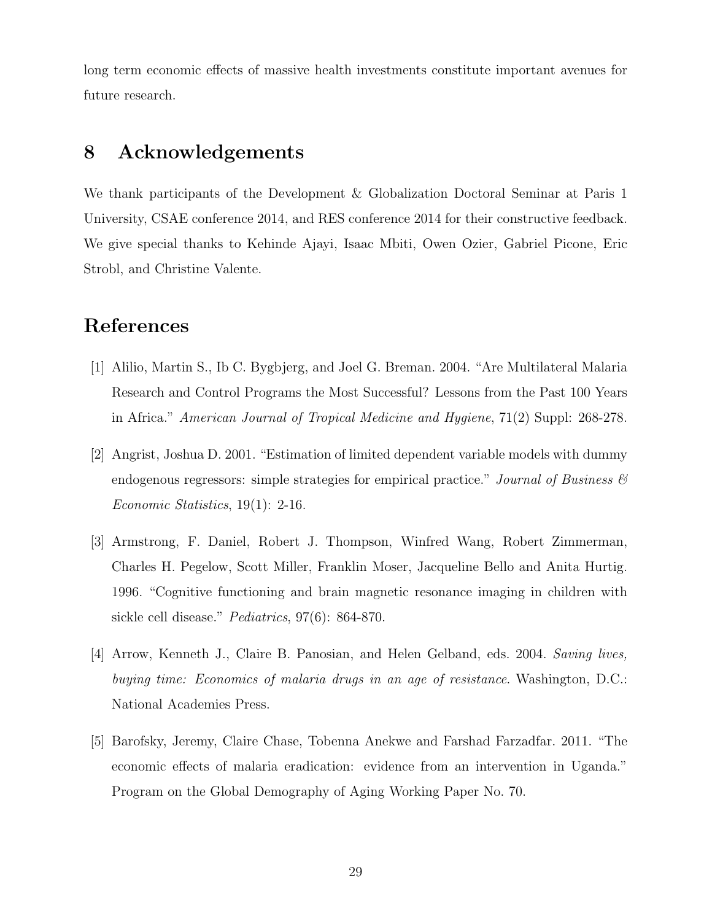long term economic effects of massive health investments constitute important avenues for future research.

# 8 Acknowledgements

We thank participants of the Development & Globalization Doctoral Seminar at Paris 1 University, CSAE conference 2014, and RES conference 2014 for their constructive feedback. We give special thanks to Kehinde Ajayi, Isaac Mbiti, Owen Ozier, Gabriel Picone, Eric Strobl, and Christine Valente.

# References

[1] Alilio, Martin S., Ib C. Bygbjerg, and Joel G. Breman. 2004. "Are Multilateral Malaria Research and Control Programs the Most Successful? Lessons from the Past 100 Years in Africa." *American Journal of Tropical Medicine and Hygiene*, 71(2) Suppl: 268-278.

[2] Angrist, Joshua D. 2001. "Estimation of limited dependent variable models with dummy endogenous regressors: simple strategies for empirical practice." *Journal of Business & Economic Statistics*, 19(1): 2-16.

[3] Armstrong, F. Daniel, Robert J. Thompson, Winfred Wang, Robert Zimmerman, Charles H. Pegelow, Scott Miller, Franklin Moser, Jacqueline Bello and Anita Hurtig. 1996. "Cognitive functioning and brain magnetic resonance imaging in children with sickle cell disease." *Pediatrics*, 97(6): 864-870.

[4] Arrow, Kenneth J., Claire B. Panosian, and Helen Gelband, eds. 2004. *Saving lives, buying time: Economics of malaria drugs in an age of resistance*. Washington, D.C.: National Academies Press.

[5] Barofsky, Jeremy, Claire Chase, Tobenna Anekwe and Farshad Farzadfar. 2011. "The economic effects of malaria eradication: evidence from an intervention in Uganda." Program on the Global Demography of Aging Working Paper No. 70.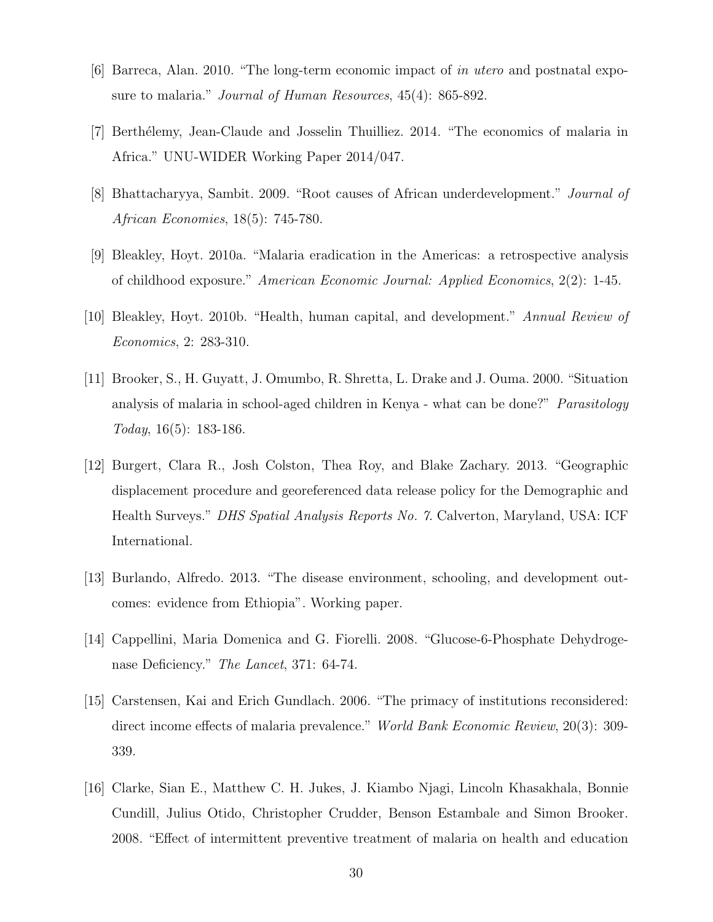[6] Barreca, Alan. 2010. "The long-term economic impact of *in utero* and postnatal exposure to malaria." *Journal of Human Resources*, 45(4): 865-892.

[7] Berthélemy, Jean-Claude and Josselin Thuilliez. 2014. "The economics of malaria in Africa." UNU-WIDER Working Paper 2014/047.

[8] Bhattacharyya, Sambit. 2009. "Root causes of African underdevelopment." *Journal of African Economies*, 18(5): 745-780.

[9] Bleakley, Hoyt. 2010a. "Malaria eradication in the Americas: a retrospective analysis of childhood exposure." *American Economic Journal: Applied Economics*, 2(2): 1-45.

[10] Bleakley, Hoyt. 2010b. "Health, human capital, and development." *Annual Review of Economics*, 2: 283-310.

[11] Brooker, S., H. Guyatt, J. Omumbo, R. Shretta, L. Drake and J. Ouma. 2000. "Situation analysis of malaria in school-aged children in Kenya - what can be done?" *Parasitology Today*, 16(5): 183-186.

[12] Burgert, Clara R., Josh Colston, Thea Roy, and Blake Zachary. 2013. "Geographic displacement procedure and georeferenced data release policy for the Demographic and Health Surveys." *DHS Spatial Analysis Reports No. 7.* Calverton, Maryland, USA: ICF International.

[13] Burlando, Alfredo. 2013. "The disease environment, schooling, and development outcomes: evidence from Ethiopia". Working paper.

[14] Cappellini, Maria Domenica and G. Fiorelli. 2008. "Glucose-6-Phosphate Dehydrogenase Deficiency." *The Lancet*, 371: 64-74.

[15] Carstensen, Kai and Erich Gundlach. 2006. "The primacy of institutions reconsidered: direct income effects of malaria prevalence." *World Bank Economic Review*, 20(3): 309-339.

[16] Clarke, Sian E., Matthew C. H. Jukes, J. Kiambo Njagi, Lincoln Khasakhala, Bonnie Cundill, Julius Otido, Christopher Crudder, Benson Estambale and Simon Brooker. 2008. "Effect of intermittent preventive treatment of malaria on health and education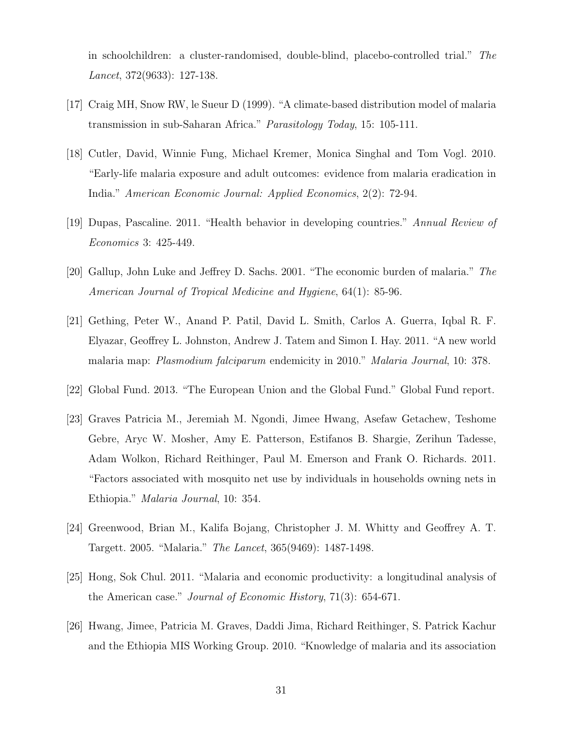in schoolchildren: a cluster-randomised, double-blind, placebo-controlled trial." *The Lancet*, 372(9633): 127-138.

[17] Craig MH, Snow RW, le Sueur D (1999). "A climate-based distribution model of malaria transmission in sub-Saharan Africa." *Parasitology Today*, 15: 105-111.

[18] Cutler, David, Winnie Fung, Michael Kremer, Monica Singhal and Tom Vogl. 2010. "Early-life malaria exposure and adult outcomes: evidence from malaria eradication in India." *American Economic Journal: Applied Economics*, 2(2): 72-94.

[19] Dupas, Pascaline. 2011. "Health behavior in developing countries." *Annual Review of Economics* 3: 425-449.

[20] Gallup, John Luke and Jeffrey D. Sachs. 2001. "The economic burden of malaria." *The American Journal of Tropical Medicine and Hygiene*, 64(1): 85-96.

[21] Gething, Peter W., Anand P. Patil, David L. Smith, Carlos A. Guerra, Iqbal R. F. Elyazar, Geoffrey L. Johnston, Andrew J. Tatem and Simon I. Hay. 2011. "A new world malaria map: *Plasmodium falciparum* endemicity in 2010." *Malaria Journal*, 10: 378.

[22] Global Fund. 2013. "The European Union and the Global Fund." Global Fund report.

[23] Graves Patricia M., Jeremiah M. Ngondi, Jimee Hwang, Asefaw Getachew, Teshome Gebre, Aryc W. Mosher, Amy E. Patterson, Estifanos B. Shargie, Zerihun Tadesse, Adam Wolkon, Richard Reithinger, Paul M. Emerson and Frank O. Richards. 2011. "Factors associated with mosquito net use by individuals in households owning nets in Ethiopia." *Malaria Journal*, 10: 354.

[24] Greenwood, Brian M., Kalifa Bojang, Christopher J. M. Whitty and Geoffrey A. T. Targett. 2005. "Malaria." *The Lancet*, 365(9469): 1487-1498.

[25] Hong, Sok Chul. 2011. "Malaria and economic productivity: a longitudinal analysis of the American case." *Journal of Economic History*, 71(3): 654-671.

[26] Hwang, Jimee, Patricia M. Graves, Daddi Jima, Richard Reithinger, S. Patrick Kachur and the Ethiopia MIS Working Group. 2010. "Knowledge of malaria and its association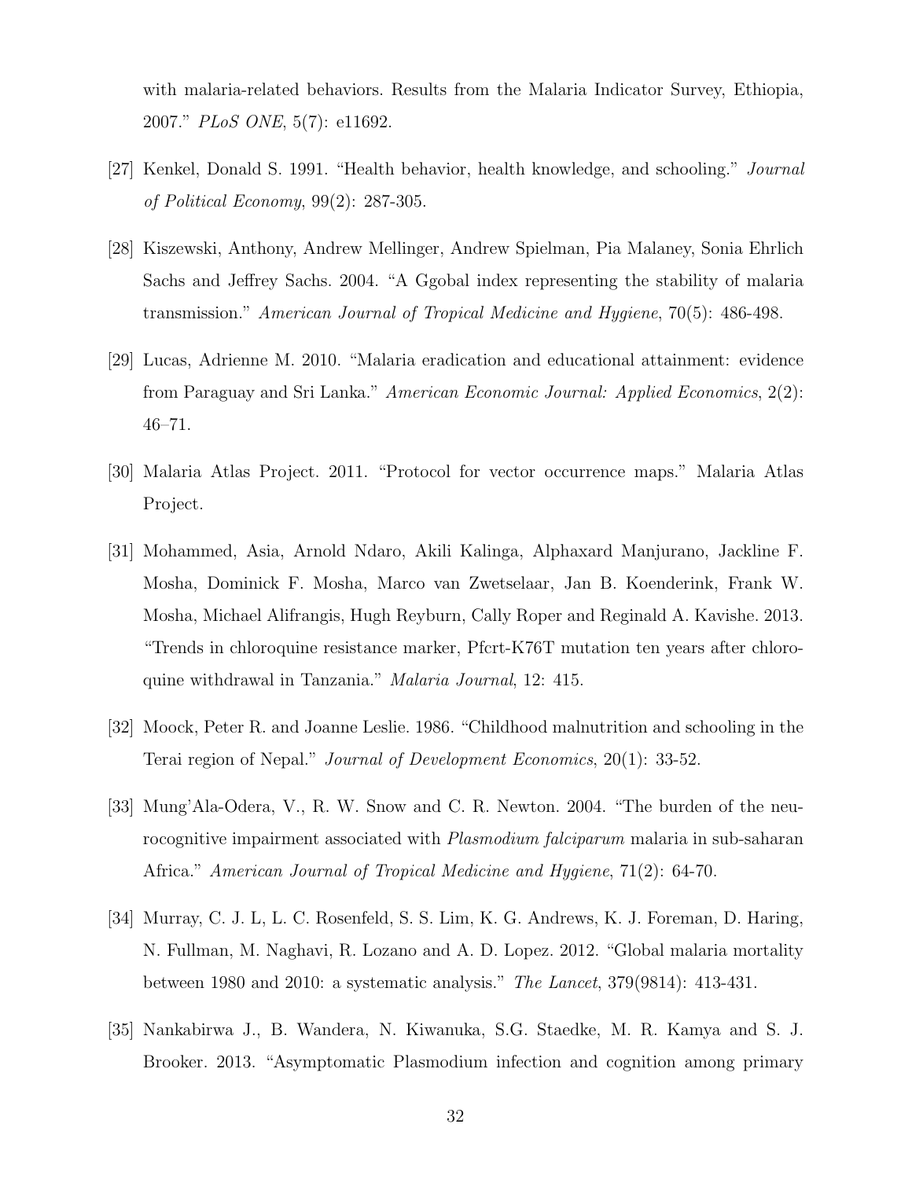with malaria-related behaviors. Results from the Malaria Indicator Survey, Ethiopia, 2007." *PLoS ONE*, 5(7): e11692.

[27] Kenkel, Donald S. 1991. "Health behavior, health knowledge, and schooling." *Journal of Political Economy*, 99(2): 287-305.

[28] Kiszewski, Anthony, Andrew Mellinger, Andrew Spielman, Pia Malaney, Sonia Ehrlich Sachs and Jeffrey Sachs. 2004. "A Ggobal index representing the stability of malaria transmission." *American Journal of Tropical Medicine and Hygiene*, 70(5): 486-498.

[29] Lucas, Adrienne M. 2010. "Malaria eradication and educational attainment: evidence from Paraguay and Sri Lanka." *American Economic Journal: Applied Economics*, 2(2): 46–71.

[30] Malaria Atlas Project. 2011. "Protocol for vector occurrence maps." Malaria Atlas Project.

[31] Mohammed, Asia, Arnold Ndaro, Akili Kalinga, Alphaxard Manjurano, Jackline F. Mosha, Dominick F. Mosha, Marco van Zwetselaar, Jan B. Koenderink, Frank W. Mosha, Michael Alifrangis, Hugh Reyburn, Cally Roper and Reginald A. Kavishe. 2013. "Trends in chloroquine resistance marker, Pfcrt-K76T mutation ten years after chloroquine withdrawal in Tanzania." *Malaria Journal*, 12: 415.

[32] Moock, Peter R. and Joanne Leslie. 1986. "Childhood malnutrition and schooling in the Terai region of Nepal." *Journal of Development Economics*, 20(1): 33-52.

[33] Mung'Ala-Odera, V., R. W. Snow and C. R. Newton. 2004. "The burden of the neurocognitive impairment associated with *Plasmodium falciparum* malaria in sub-saharan Africa." *American Journal of Tropical Medicine and Hygiene*, 71(2): 64-70.

[34] Murray, C. J. L, L. C. Rosenfeld, S. S. Lim, K. G. Andrews, K. J. Foreman, D. Haring, N. Fullman, M. Naghavi, R. Lozano and A. D. Lopez. 2012. "Global malaria mortality between 1980 and 2010: a systematic analysis." *The Lancet*, 379(9814): 413-431.

[35] Nankabirwa J., B. Wandera, N. Kiwanuka, S.G. Staedke, M. R. Kamya and S. J. Brooker. 2013. "Asymptomatic Plasmodium infection and cognition among primary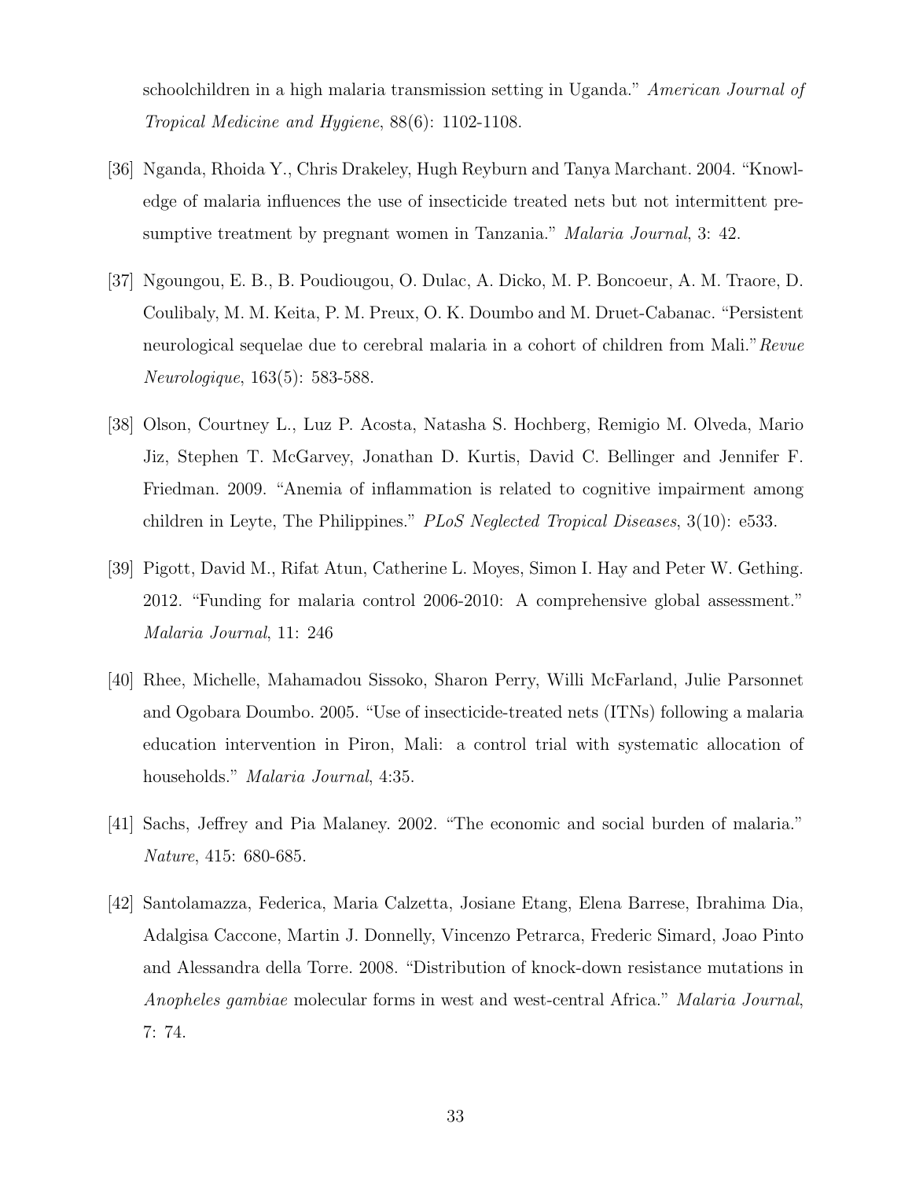schoolchildren in a high malaria transmission setting in Uganda." *American Journal of Tropical Medicine and Hygiene*, 88(6): 1102-1108.

[36] Nganda, Rhoida Y., Chris Drakeley, Hugh Reyburn and Tanya Marchant. 2004. "Knowledge of malaria influences the use of insecticide treated nets but not intermittent presumptive treatment by pregnant women in Tanzania." *Malaria Journal*, 3: 42.

[37] Ngoungou, E. B., B. Poudiougou, O. Dulac, A. Dicko, M. P. Boncoeur, A. M. Traore, D. Coulibaly, M. M. Keita, P. M. Preux, O. K. Doumbo and M. Druet-Cabanac. "Persistent neurological sequelae due to cerebral malaria in a cohort of children from Mali." *Revue Neurologique*, 163(5): 583-588.

[38] Olson, Courtney L., Luz P. Acosta, Natasha S. Hochberg, Remigio M. Olveda, Mario Jiz, Stephen T. McGarvey, Jonathan D. Kurtis, David C. Bellinger and Jennifer F. Friedman. 2009. "Anemia of inflammation is related to cognitive impairment among children in Leyte, The Philippines." *PLoS Neglected Tropical Diseases*, 3(10): e533.

[39] Pigott, David M., Rifat Atun, Catherine L. Moyes, Simon I. Hay and Peter W. Gething. 2012. "Funding for malaria control 2006-2010: A comprehensive global assessment." *Malaria Journal*, 11: 246

[40] Rhee, Michelle, Mahamadou Sissoko, Sharon Perry, Willi McFarland, Julie Parsonnet and Ogobara Doumbo. 2005. "Use of insecticide-treated nets (ITNs) following a malaria education intervention in Piron, Mali: a control trial with systematic allocation of households." *Malaria Journal*, 4:35.

[41] Sachs, Jeffrey and Pia Malaney. 2002. "The economic and social burden of malaria." *Nature*, 415: 680-685.

[42] Santolamazza, Federica, Maria Calzetta, Josiane Etang, Elena Barrese, Ibrahima Dia, Adalgisa Caccone, Martin J. Donnelly, Vincenzo Petrarca, Frederic Simard, Joao Pinto and Alessandra della Torre. 2008. "Distribution of knock-down resistance mutations in *Anopheles gambiae* molecular forms in west and west-central Africa." *Malaria Journal*, 7: 74.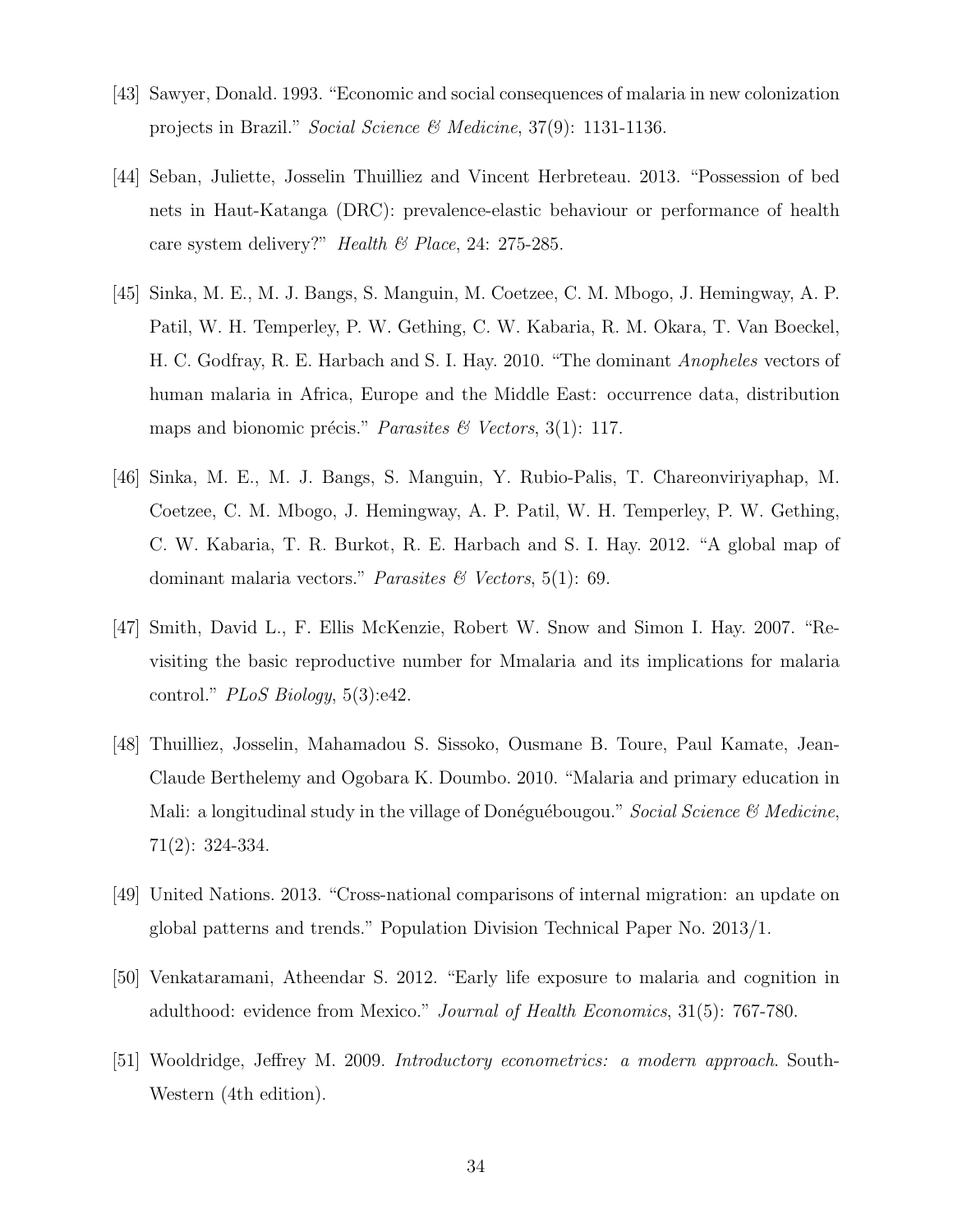[43] Sawyer, Donald. 1993. "Economic and social consequences of malaria in new colonization projects in Brazil." *Social Science & Medicine*, 37(9): 1131-1136.

[44] Seban, Juliette, Josselin Thuilliez and Vincent Herbreteau. 2013. "Possession of bed nets in Haut-Katanga (DRC): prevalence-elastic behaviour or performance of health care system delivery?" *Health & Place*, 24: 275-285.

[45] Sinka, M. E., M. J. Bangs, S. Manguin, M. Coetzee, C. M. Mbogo, J. Hemingway, A. P. Patil, W. H. Temperley, P. W. Gething, C. W. Kabaria, R. M. Okara, T. Van Boeckel, H. C. Godfray, R. E. Harbach and S. I. Hay. 2010. "The dominant *Anopheles* vectors of human malaria in Africa, Europe and the Middle East: occurrence data, distribution maps and bionomic précis." *Parasites & Vectors*, 3(1): 117.

[46] Sinka, M. E., M. J. Bangs, S. Manguin, Y. Rubio-Palis, T. Chareonviriyaphap, M. Coetzee, C. M. Mbogo, J. Hemingway, A. P. Patil, W. H. Temperley, P. W. Gething, C. W. Kabaria, T. R. Burkot, R. E. Harbach and S. I. Hay. 2012. "A global map of dominant malaria vectors." *Parasites & Vectors*, 5(1): 69.

[47] Smith, David L., F. Ellis McKenzie, Robert W. Snow and Simon I. Hay. 2007. "Revisiting the basic reproductive number for Mmalaria and its implications for malaria control." *PLoS Biology*, 5(3):e42.

[48] Thuilliez, Josselin, Mahamadou S. Sissoko, Ousmane B. Toure, Paul Kamate, Jean-Claude Berthelemy and Ogobara K. Doumbo. 2010. "Malaria and primary education in Mali: a longitudinal study in the village of Donéguébougou." *Social Science & Medicine*, 71(2): 324-334.

[49] United Nations. 2013. "Cross-national comparisons of internal migration: an update on global patterns and trends." Population Division Technical Paper No. 2013/1.

[50] Venkataramani, Atheendar S. 2012. "Early life exposure to malaria and cognition in adulthood: evidence from Mexico." *Journal of Health Economics*, 31(5): 767-780.

[51] Wooldridge, Jeffrey M. 2009. *Introductory econometrics: a modern approach*. South-Western (4th edition).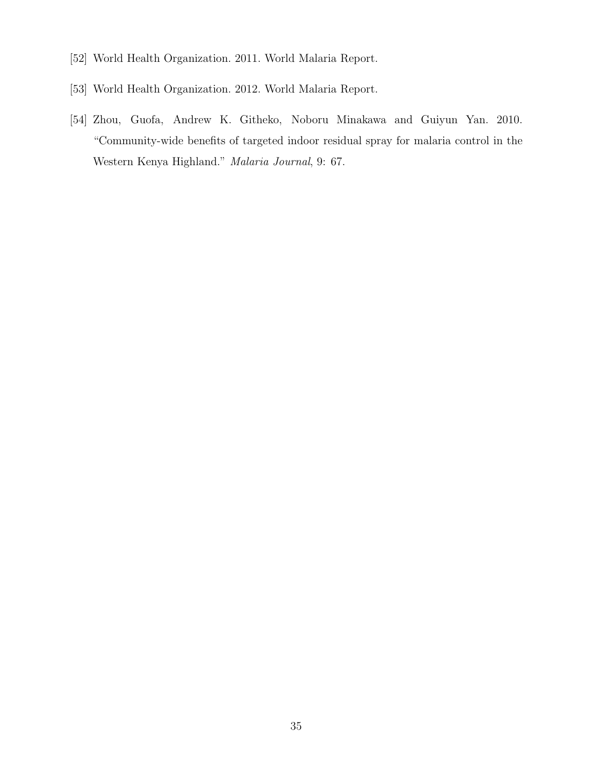[52] World Health Organization. 2011. World Malaria Report.

[53] World Health Organization. 2012. World Malaria Report.

[54] Zhou, Guofa, Andrew K. Githeko, Noboru Minakawa and Guiyun Yan. 2010. "Community-wide benefits of targeted indoor residual spray for malaria control in the Western Kenya Highland." *Malaria Journal*, 9: 67.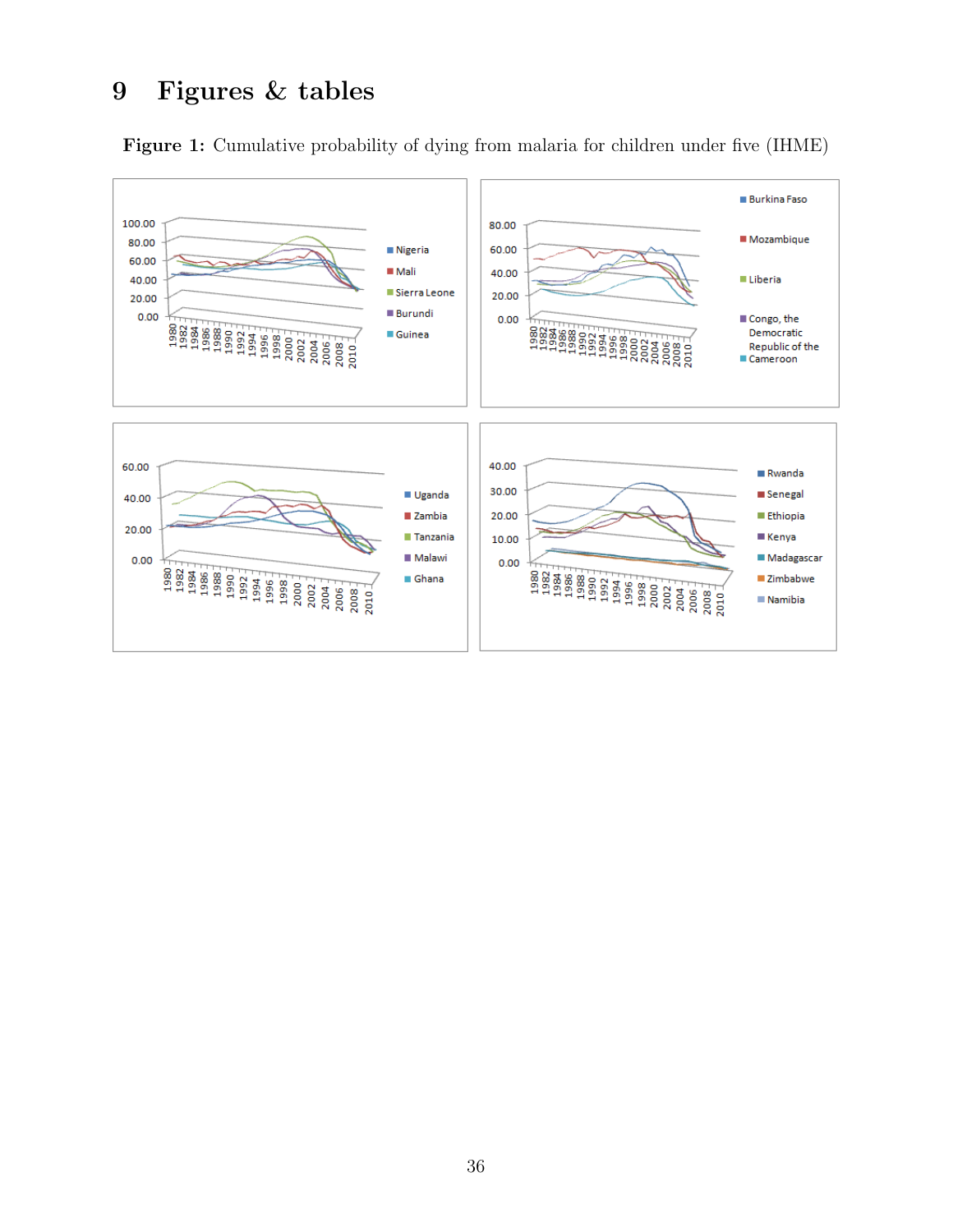# 9 Figures & tables

**Figure 1:** Cumulative probability of dying from malaria for children under five (IHME)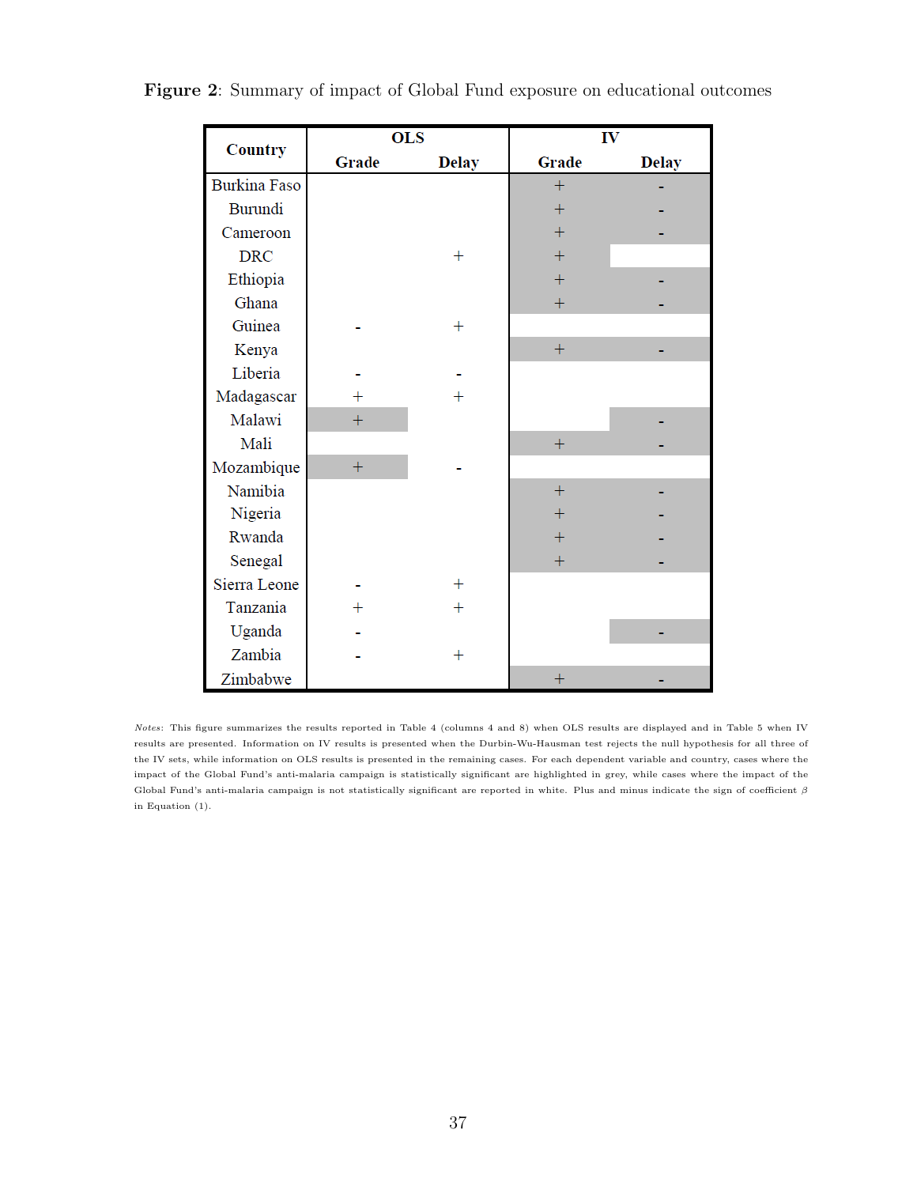**Figure 2**: Summary of impact of Global Fund exposure on educational outcomes

| Country | OLS | | IV | |
|---|---|---|---|---|
| | Grade | Delay | Grade | Delay |
| Burkina Faso | | | + | - |
| Burundi | | | + | - |
| Cameroon | | | + | - |
| DRC | | + | + | |
| Ethiopia | | | + | - |
| Ghana | | | + | - |
| Guinea | - | + | | |
| Kenya | | | + | - |
| Liberia | - | - | | |
| Madagascar | + | + | | |
| Malawi | + | | | - |
| Mali | | | + | - |
| Mozambique | + | - | | |
| Namibia | | | + | - |
| Nigeria | | | + | - |
| Rwanda | | | + | - |
| Senegal | | | + | - |
| Sierra Leone | - | + | | |
| Tanzania | + | + | | |
| Uganda | - | | | - |
| Zambia | - | + | | |
| Zimbabwe | | | + | - |

*Notes*: This figure summarizes the results reported in Table 4 (columns 4 and 8) when OLS results are displayed and in Table 5 when IV results are presented. Information on IV results is presented when the Durbin-Wu-Hausman test rejects the null hypothesis for all three of the IV sets, while information on OLS results is presented in the remaining cases. For each dependent variable and country, cases where the impact of the Global Fund's anti-malaria campaign is statistically significant are highlighted in grey, while cases where the impact of the Global Fund's anti-malaria campaign is not statistically significant are reported in white. Plus and minus indicate the sign of coefficient $\beta$ in Equation (1).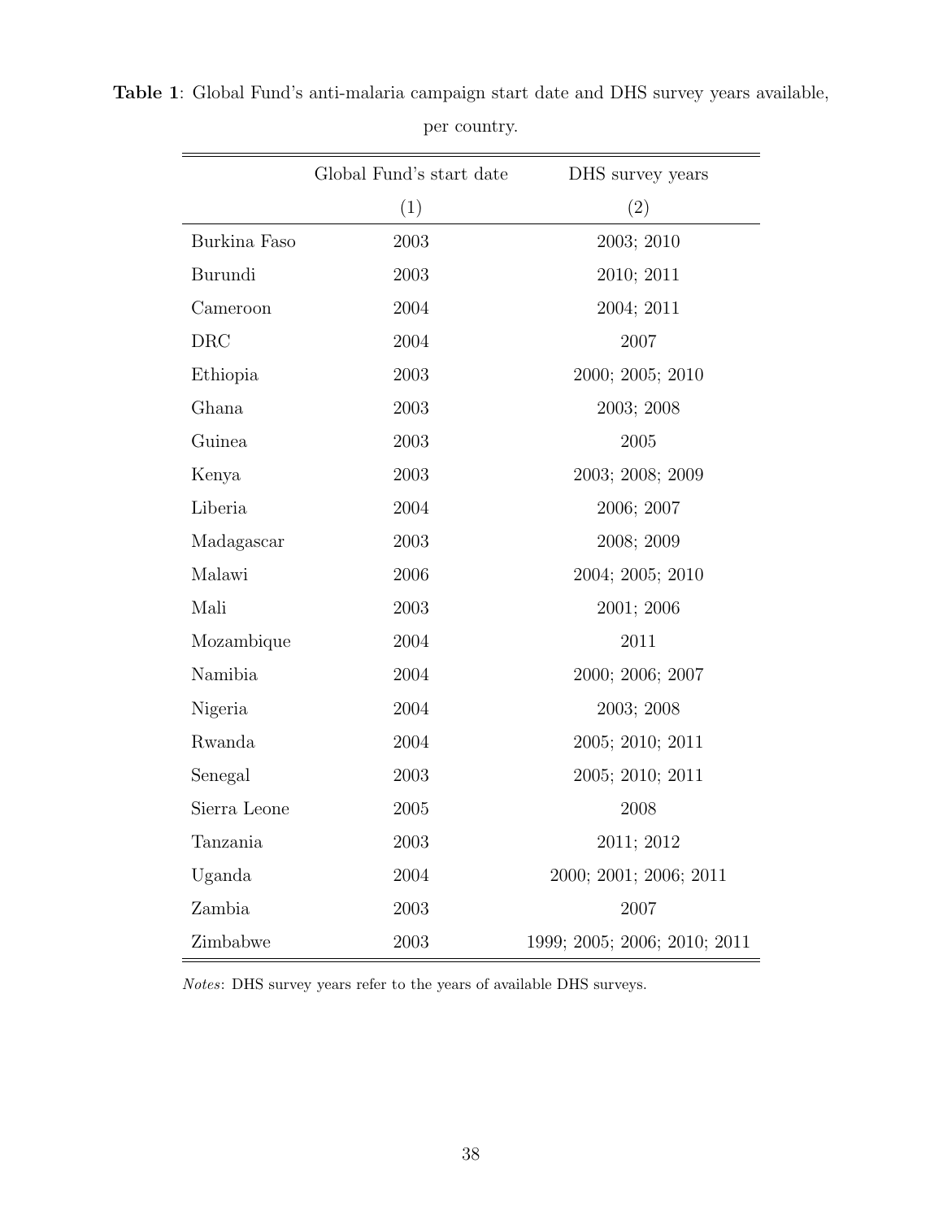**Table 1**: Global Fund's anti-malaria campaign start date and DHS survey years available, per country.

| | Global Fund's start date | DHS survey years |
|---|---|---|
| | (1) | (2) |
| Burkina Faso | 2003 | 2003; 2010 |
| Burundi | 2003 | 2010; 2011 |
| Cameroon | 2004 | 2004; 2011 |
| DRC | 2004 | 2007 |
| Ethiopia | 2003 | 2000; 2005; 2010 |
| Ghana | 2003 | 2003; 2008 |
| Guinea | 2003 | 2005 |
| Kenya | 2003 | 2003; 2008; 2009 |
| Liberia | 2004 | 2006; 2007 |
| Madagascar | 2003 | 2008; 2009 |
| Malawi | 2006 | 2004; 2005; 2010 |
| Mali | 2003 | 2001; 2006 |
| Mozambique | 2004 | 2011 |
| Namibia | 2004 | 2000; 2006; 2007 |
| Nigeria | 2004 | 2003; 2008 |
| Rwanda | 2004 | 2005; 2010; 2011 |
| Senegal | 2003 | 2005; 2010; 2011 |
| Sierra Leone | 2005 | 2008 |
| Tanzania | 2003 | 2011; 2012 |
| Uganda | 2004 | 2000; 2001; 2006; 2011 |
| Zambia | 2003 | 2007 |
| Zimbabwe | 2003 | 1999; 2005; 2006; 2010; 2011 |

*Notes*: DHS survey years refer to the years of available DHS surveys.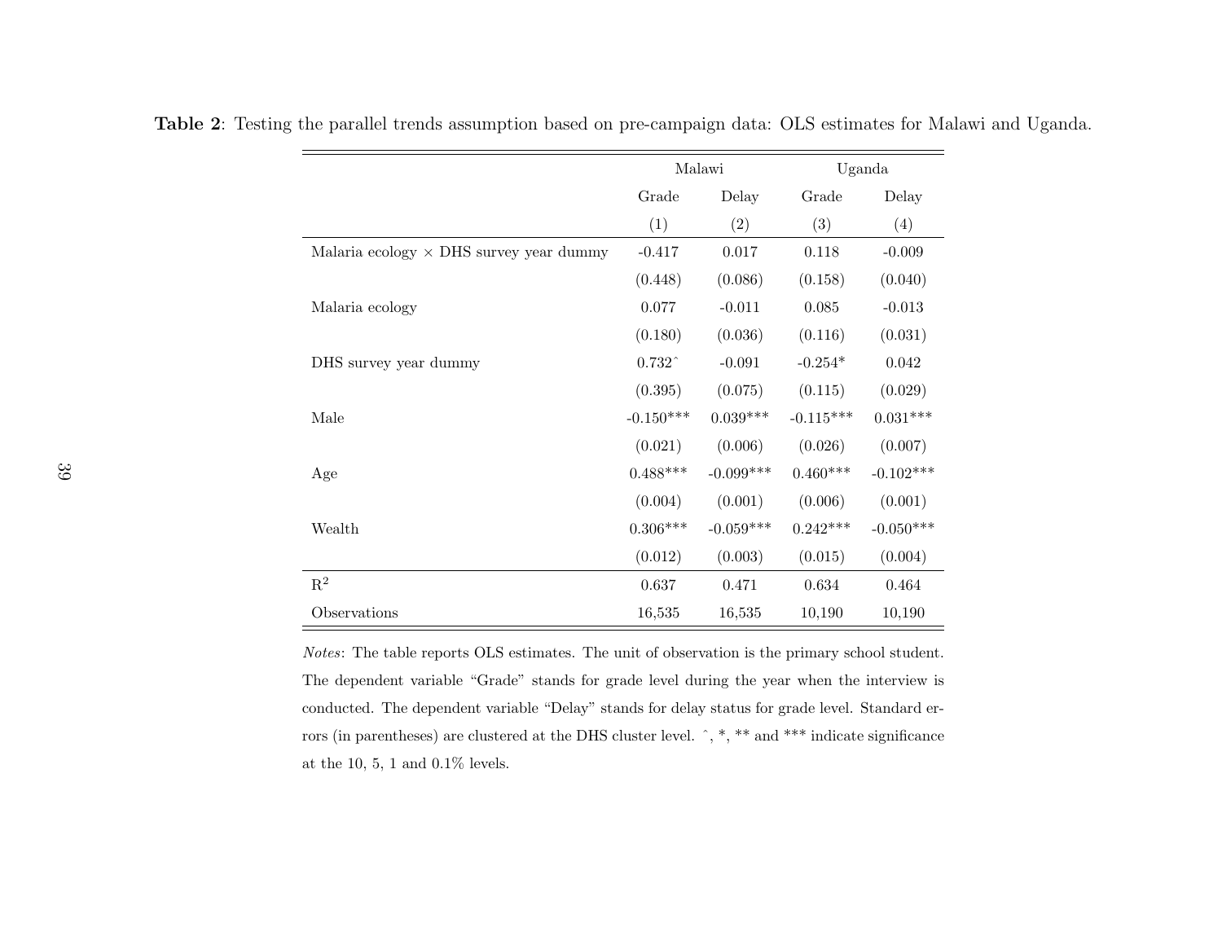**Table 2**: Testing the parallel trends assumption based on pre-campaign data: OLS estimates for Malawi and Uganda.

| | Malawi | | Uganda | |
|---|---|---|---|---|
| | Grade | Delay | Grade | Delay |
| | (1) | (2) | (3) | (4) |
| Malaria ecology × DHS survey year dummy | -0.417 | 0.017 | 0.118 | -0.009 |
| | (0.448) | (0.086) | (0.158) | (0.040) |
| Malaria ecology | 0.077 | -0.011 | 0.085 | -0.013 |
| | (0.180) | (0.036) | (0.116) | (0.031) |
| DHS survey year dummy | 0.732^ | -0.091 | -0.254* | 0.042 |
| | (0.395) | (0.075) | (0.115) | (0.029) |
| Male | -0.150*** | 0.039*** | -0.115*** | 0.031*** |
| | (0.021) | (0.006) | (0.026) | (0.007) |
| Age | 0.488*** | -0.099*** | 0.460*** | -0.102*** |
| | (0.004) | (0.001) | (0.006) | (0.001) |
| Wealth | 0.306*** | -0.059*** | 0.242*** | -0.050*** |
| | (0.012) | (0.003) | (0.015) | (0.004) |
| $R^2$ | 0.637 | 0.471 | 0.634 | 0.464 |
| Observations | 16,535 | 16,535 | 10,190 | 10,190 |

*Notes*: The table reports OLS estimates. The unit of observation is the primary school student. The dependent variable "Grade" stands for grade level during the year when the interview is conducted. The dependent variable "Delay" stands for delay status for grade level. Standard errors (in parentheses) are clustered at the DHS cluster level. ^, *, ** and *** indicate significance at the 10, 5, 1 and 0.1% levels.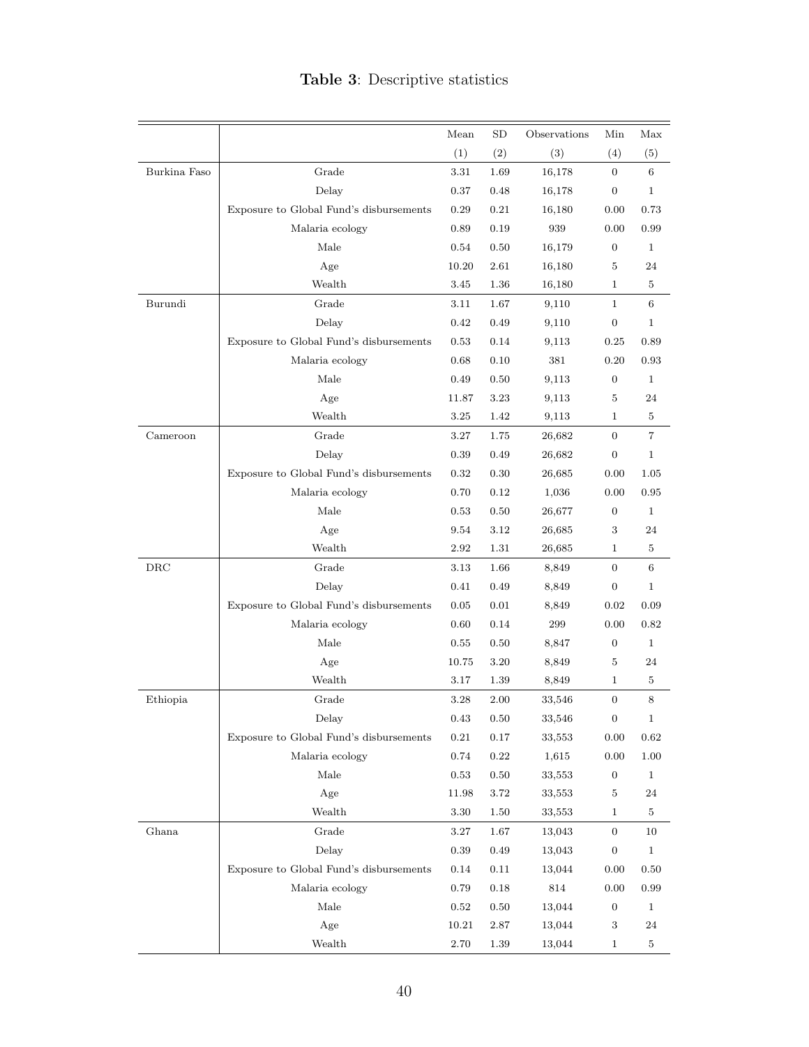**Table 3**: Descriptive statistics

| | | Mean | SD | Observations | Min | Max |
|---|---|---|---|---|---|---|
| | | (1) | (2) | (3) | (4) | (5) |
| Burkina Faso | Grade | 3.31 | 1.69 | 16,178 | 0 | 6 |
| | Delay | 0.37 | 0.48 | 16,178 | 0 | 1 |
| | Exposure to Global Fund's disbursements | 0.29 | 0.21 | 16,180 | 0.00 | 0.73 |
| | Malaria ecology | 0.89 | 0.19 | 939 | 0.00 | 0.99 |
| | Male | 0.54 | 0.50 | 16,179 | 0 | 1 |
| | Age | 10.20 | 2.61 | 16,180 | 5 | 24 |
| | Wealth | 3.45 | 1.36 | 16,180 | 1 | 5 |
| Burundi | Grade | 3.11 | 1.67 | 9,110 | 1 | 6 |
| | Delay | 0.42 | 0.49 | 9,110 | 0 | 1 |
| | Exposure to Global Fund's disbursements | 0.53 | 0.14 | 9,113 | 0.25 | 0.89 |
| | Malaria ecology | 0.68 | 0.10 | 381 | 0.20 | 0.93 |
| | Male | 0.49 | 0.50 | 9,113 | 0 | 1 |
| | Age | 11.87 | 3.23 | 9,113 | 5 | 24 |
| | Wealth | 3.25 | 1.42 | 9,113 | 1 | 5 |
| Cameroon | Grade | 3.27 | 1.75 | 26,682 | 0 | 7 |
| | Delay | 0.39 | 0.49 | 26,682 | 0 | 1 |
| | Exposure to Global Fund's disbursements | 0.32 | 0.30 | 26,685 | 0.00 | 1.05 |
| | Malaria ecology | 0.70 | 0.12 | 1,036 | 0.00 | 0.95 |
| | Male | 0.53 | 0.50 | 26,677 | 0 | 1 |
| | Age | 9.54 | 3.12 | 26,685 | 3 | 24 |
| | Wealth | 2.92 | 1.31 | 26,685 | 1 | 5 |
| DRC | Grade | 3.13 | 1.66 | 8,849 | 0 | 6 |
| | Delay | 0.41 | 0.49 | 8,849 | 0 | 1 |
| | Exposure to Global Fund's disbursements | 0.05 | 0.01 | 8,849 | 0.02 | 0.09 |
| | Malaria ecology | 0.60 | 0.14 | 299 | 0.00 | 0.82 |
| | Male | 0.55 | 0.50 | 8,847 | 0 | 1 |
| | Age | 10.75 | 3.20 | 8,849 | 5 | 24 |
| | Wealth | 3.17 | 1.39 | 8,849 | 1 | 5 |
| Ethiopia | Grade | 3.28 | 2.00 | 33,546 | 0 | 8 |
| | Delay | 0.43 | 0.50 | 33,546 | 0 | 1 |
| | Exposure to Global Fund's disbursements | 0.21 | 0.17 | 33,553 | 0.00 | 0.62 |
| | Malaria ecology | 0.74 | 0.22 | 1,615 | 0.00 | 1.00 |
| | Male | 0.53 | 0.50 | 33,553 | 0 | 1 |
| | Age | 11.98 | 3.72 | 33,553 | 5 | 24 |
| | Wealth | 3.30 | 1.50 | 33,553 | 1 | 5 |
| Ghana | Grade | 3.27 | 1.67 | 13,043 | 0 | 10 |
| | Delay | 0.39 | 0.49 | 13,043 | 0 | 1 |
| | Exposure to Global Fund's disbursements | 0.14 | 0.11 | 13,044 | 0.00 | 0.50 |
| | Malaria ecology | 0.79 | 0.18 | 814 | 0.00 | 0.99 |
| | Male | 0.52 | 0.50 | 13,044 | 0 | 1 |
| | Age | 10.21 | 2.87 | 13,044 | 3 | 24 |
| | Wealth | 2.70 | 1.39 | 13,044 | 1 | 5 |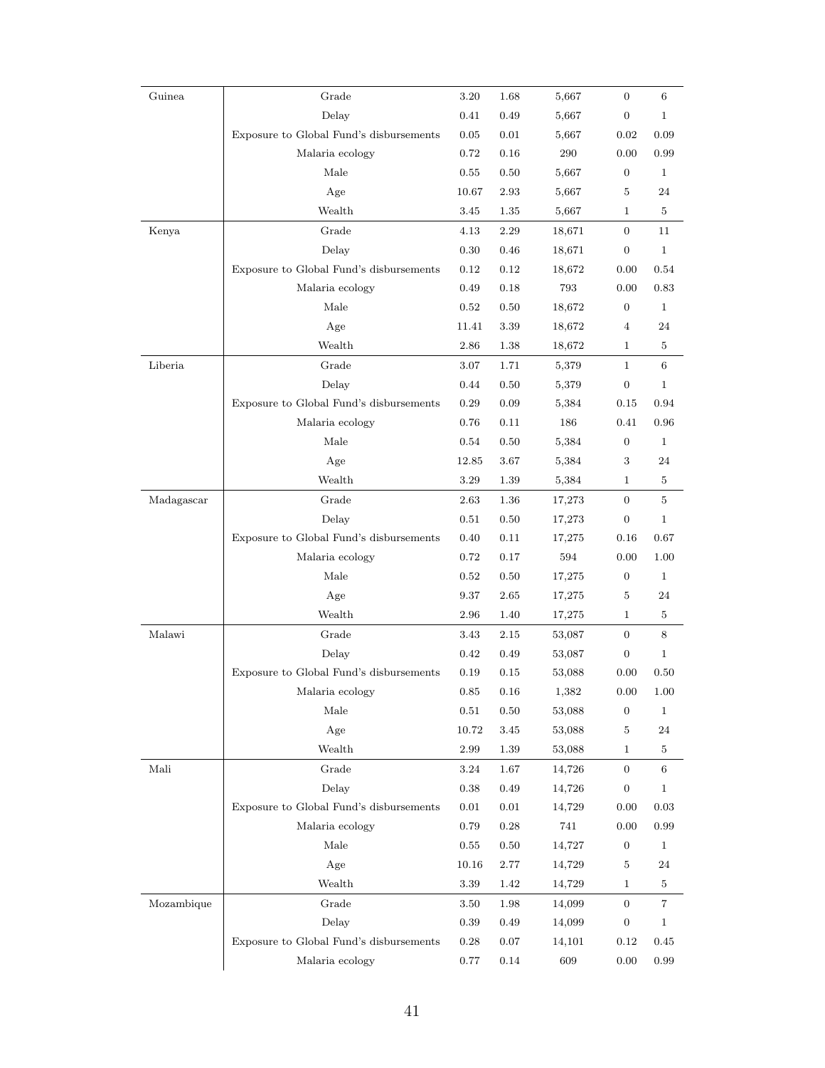| | | | | | | |
|---|---|---|---|---|---|---|
| Guinea | Grade | 3.20 | 1.68 | 5,667 | 0 | 6 |
| | Delay | 0.41 | 0.49 | 5,667 | 0 | 1 |
| | Exposure to Global Fund's disbursements | 0.05 | 0.01 | 5,667 | 0.02 | 0.09 |
| | Malaria ecology | 0.72 | 0.16 | 290 | 0.00 | 0.99 |
| | Male | 0.55 | 0.50 | 5,667 | 0 | 1 |
| | Age | 10.67 | 2.93 | 5,667 | 5 | 24 |
| | Wealth | 3.45 | 1.35 | 5,667 | 1 | 5 |
| Kenya | Grade | 4.13 | 2.29 | 18,671 | 0 | 11 |
| | Delay | 0.30 | 0.46 | 18,671 | 0 | 1 |
| | Exposure to Global Fund's disbursements | 0.12 | 0.12 | 18,672 | 0.00 | 0.54 |
| | Malaria ecology | 0.49 | 0.18 | 793 | 0.00 | 0.83 |
| | Male | 0.52 | 0.50 | 18,672 | 0 | 1 |
| | Age | 11.41 | 3.39 | 18,672 | 4 | 24 |
| | Wealth | 2.86 | 1.38 | 18,672 | 1 | 5 |
| Liberia | Grade | 3.07 | 1.71 | 5,379 | 1 | 6 |
| | Delay | 0.44 | 0.50 | 5,379 | 0 | 1 |
| | Exposure to Global Fund's disbursements | 0.29 | 0.09 | 5,384 | 0.15 | 0.94 |
| | Malaria ecology | 0.76 | 0.11 | 186 | 0.41 | 0.96 |
| | Male | 0.54 | 0.50 | 5,384 | 0 | 1 |
| | Age | 12.85 | 3.67 | 5,384 | 3 | 24 |
| | Wealth | 3.29 | 1.39 | 5,384 | 1 | 5 |
| Madagascar | Grade | 2.63 | 1.36 | 17,273 | 0 | 5 |
| | Delay | 0.51 | 0.50 | 17,273 | 0 | 1 |
| | Exposure to Global Fund's disbursements | 0.40 | 0.11 | 17,275 | 0.16 | 0.67 |
| | Malaria ecology | 0.72 | 0.17 | 594 | 0.00 | 1.00 |
| | Male | 0.52 | 0.50 | 17,275 | 0 | 1 |
| | Age | 9.37 | 2.65 | 17,275 | 5 | 24 |
| | Wealth | 2.96 | 1.40 | 17,275 | 1 | 5 |
| Malawi | Grade | 3.43 | 2.15 | 53,087 | 0 | 8 |
| | Delay | 0.42 | 0.49 | 53,087 | 0 | 1 |
| | Exposure to Global Fund's disbursements | 0.19 | 0.15 | 53,088 | 0.00 | 0.50 |
| | Malaria ecology | 0.85 | 0.16 | 1,382 | 0.00 | 1.00 |
| | Male | 0.51 | 0.50 | 53,088 | 0 | 1 |
| | Age | 10.72 | 3.45 | 53,088 | 5 | 24 |
| | Wealth | 2.99 | 1.39 | 53,088 | 1 | 5 |
| Mali | Grade | 3.24 | 1.67 | 14,726 | 0 | 6 |
| | Delay | 0.38 | 0.49 | 14,726 | 0 | 1 |
| | Exposure to Global Fund's disbursements | 0.01 | 0.01 | 14,729 | 0.00 | 0.03 |
| | Malaria ecology | 0.79 | 0.28 | 741 | 0.00 | 0.99 |
| | Male | 0.55 | 0.50 | 14,727 | 0 | 1 |
| | Age | 10.16 | 2.77 | 14,729 | 5 | 24 |
| | Wealth | 3.39 | 1.42 | 14,729 | 1 | 5 |
| Mozambique | Grade | 3.50 | 1.98 | 14,099 | 0 | 7 |
| | Delay | 0.39 | 0.49 | 14,099 | 0 | 1 |
| | Exposure to Global Fund's disbursements | 0.28 | 0.07 | 14,101 | 0.12 | 0.45 |
| | Malaria ecology | 0.77 | 0.14 | 609 | 0.00 | 0.99 |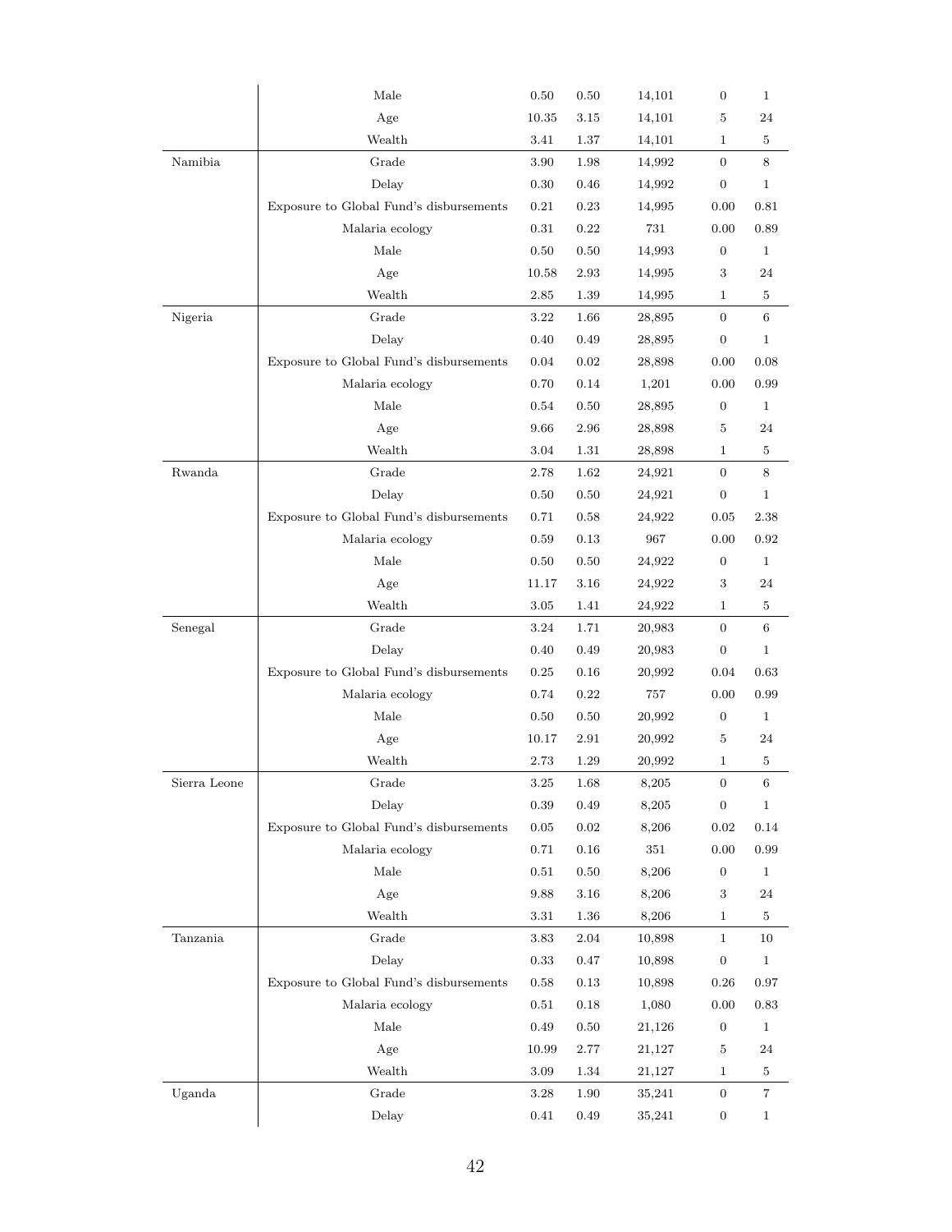| | | | | | | |
|---|---|---|---|---|---|---|
| | Male | 0.50 | 0.50 | 14,101 | 0 | 1 |
| | Age | 10.35 | 3.15 | 14,101 | 5 | 24 |
| | Wealth | 3.41 | 1.37 | 14,101 | 1 | 5 |
| Namibia | Grade | 3.90 | 1.98 | 14,992 | 0 | 8 |
| | Delay | 0.30 | 0.46 | 14,992 | 0 | 1 |
| | Exposure to Global Fund's disbursements | 0.21 | 0.23 | 14,995 | 0.00 | 0.81 |
| | Malaria ecology | 0.31 | 0.22 | 731 | 0.00 | 0.89 |
| | Male | 0.50 | 0.50 | 14,993 | 0 | 1 |
| | Age | 10.58 | 2.93 | 14,995 | 3 | 24 |
| | Wealth | 2.85 | 1.39 | 14,995 | 1 | 5 |
| Nigeria | Grade | 3.22 | 1.66 | 28,895 | 0 | 6 |
| | Delay | 0.40 | 0.49 | 28,895 | 0 | 1 |
| | Exposure to Global Fund's disbursements | 0.04 | 0.02 | 28,898 | 0.00 | 0.08 |
| | Malaria ecology | 0.70 | 0.14 | 1,201 | 0.00 | 0.99 |
| | Male | 0.54 | 0.50 | 28,895 | 0 | 1 |
| | Age | 9.66 | 2.96 | 28,898 | 5 | 24 |
| | Wealth | 3.04 | 1.31 | 28,898 | 1 | 5 |
| Rwanda | Grade | 2.78 | 1.62 | 24,921 | 0 | 8 |
| | Delay | 0.50 | 0.50 | 24,921 | 0 | 1 |
| | Exposure to Global Fund's disbursements | 0.71 | 0.58 | 24,922 | 0.05 | 2.38 |
| | Malaria ecology | 0.59 | 0.13 | 967 | 0.00 | 0.92 |
| | Male | 0.50 | 0.50 | 24,922 | 0 | 1 |
| | Age | 11.17 | 3.16 | 24,922 | 3 | 24 |
| | Wealth | 3.05 | 1.41 | 24,922 | 1 | 5 |
| Senegal | Grade | 3.24 | 1.71 | 20,983 | 0 | 6 |
| | Delay | 0.40 | 0.49 | 20,983 | 0 | 1 |
| | Exposure to Global Fund's disbursements | 0.25 | 0.16 | 20,992 | 0.04 | 0.63 |
| | Malaria ecology | 0.74 | 0.22 | 757 | 0.00 | 0.99 |
| | Male | 0.50 | 0.50 | 20,992 | 0 | 1 |
| | Age | 10.17 | 2.91 | 20,992 | 5 | 24 |
| | Wealth | 2.73 | 1.29 | 20,992 | 1 | 5 |
| Sierra Leone | Grade | 3.25 | 1.68 | 8,205 | 0 | 6 |
| | Delay | 0.39 | 0.49 | 8,205 | 0 | 1 |
| | Exposure to Global Fund's disbursements | 0.05 | 0.02 | 8,206 | 0.02 | 0.14 |
| | Malaria ecology | 0.71 | 0.16 | 351 | 0.00 | 0.99 |
| | Male | 0.51 | 0.50 | 8,206 | 0 | 1 |
| | Age | 9.88 | 3.16 | 8,206 | 3 | 24 |
| | Wealth | 3.31 | 1.36 | 8,206 | 1 | 5 |
| Tanzania | Grade | 3.83 | 2.04 | 10,898 | 1 | 10 |
| | Delay | 0.33 | 0.47 | 10,898 | 0 | 1 |
| | Exposure to Global Fund's disbursements | 0.58 | 0.13 | 10,898 | 0.26 | 0.97 |
| | Malaria ecology | 0.51 | 0.18 | 1,080 | 0.00 | 0.83 |
| | Male | 0.49 | 0.50 | 21,126 | 0 | 1 |
| | Age | 10.99 | 2.77 | 21,127 | 5 | 24 |
| | Wealth | 3.09 | 1.34 | 21,127 | 1 | 5 |
| Uganda | Grade | 3.28 | 1.90 | 35,241 | 0 | 7 |
| | Delay | 0.41 | 0.49 | 35,241 | 0 | 1 |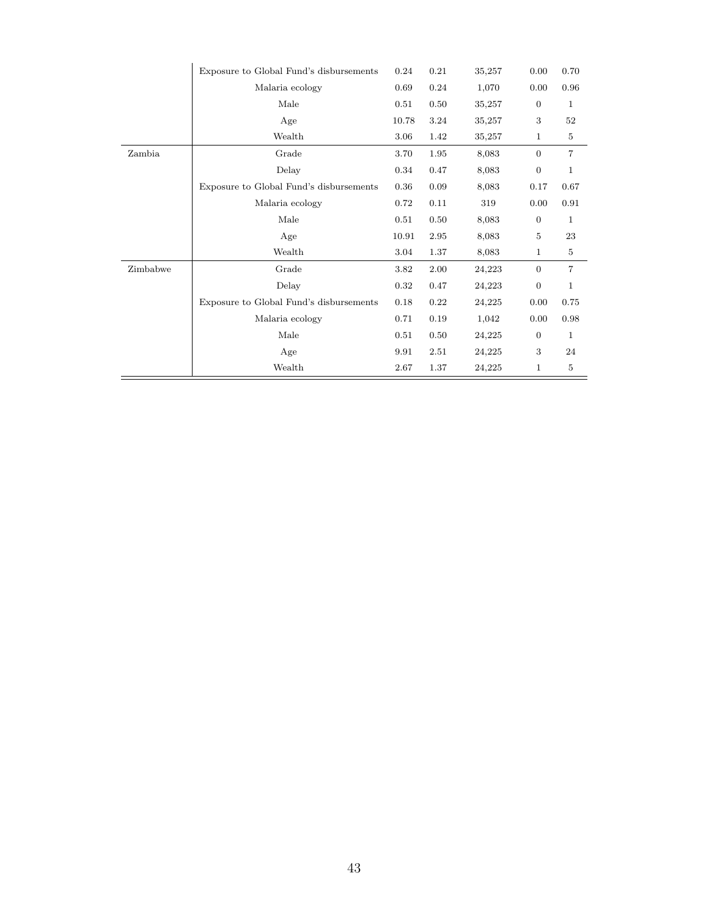| | | | | | | |
|---|---|---|---|---|---|---|
| | Exposure to Global Fund's disbursements | 0.24 | 0.21 | 35,257 | 0.00 | 0.70 |
| | Malaria ecology | 0.69 | 0.24 | 1,070 | 0.00 | 0.96 |
| | Male | 0.51 | 0.50 | 35,257 | 0 | 1 |
| | Age | 10.78 | 3.24 | 35,257 | 3 | 52 |
| | Wealth | 3.06 | 1.42 | 35,257 | 1 | 5 |
| Zambia | Grade | 3.70 | 1.95 | 8,083 | 0 | 7 |
| | Delay | 0.34 | 0.47 | 8,083 | 0 | 1 |
| | Exposure to Global Fund's disbursements | 0.36 | 0.09 | 8,083 | 0.17 | 0.67 |
| | Malaria ecology | 0.72 | 0.11 | 319 | 0.00 | 0.91 |
| | Male | 0.51 | 0.50 | 8,083 | 0 | 1 |
| | Age | 10.91 | 2.95 | 8,083 | 5 | 23 |
| | Wealth | 3.04 | 1.37 | 8,083 | 1 | 5 |
| Zimbabwe | Grade | 3.82 | 2.00 | 24,223 | 0 | 7 |
| | Delay | 0.32 | 0.47 | 24,223 | 0 | 1 |
| | Exposure to Global Fund's disbursements | 0.18 | 0.22 | 24,225 | 0.00 | 0.75 |
| | Malaria ecology | 0.71 | 0.19 | 1,042 | 0.00 | 0.98 |
| | Male | 0.51 | 0.50 | 24,225 | 0 | 1 |
| | Age | 9.91 | 2.51 | 24,225 | 3 | 24 |
| | Wealth | 2.67 | 1.37 | 24,225 | 1 | 5 |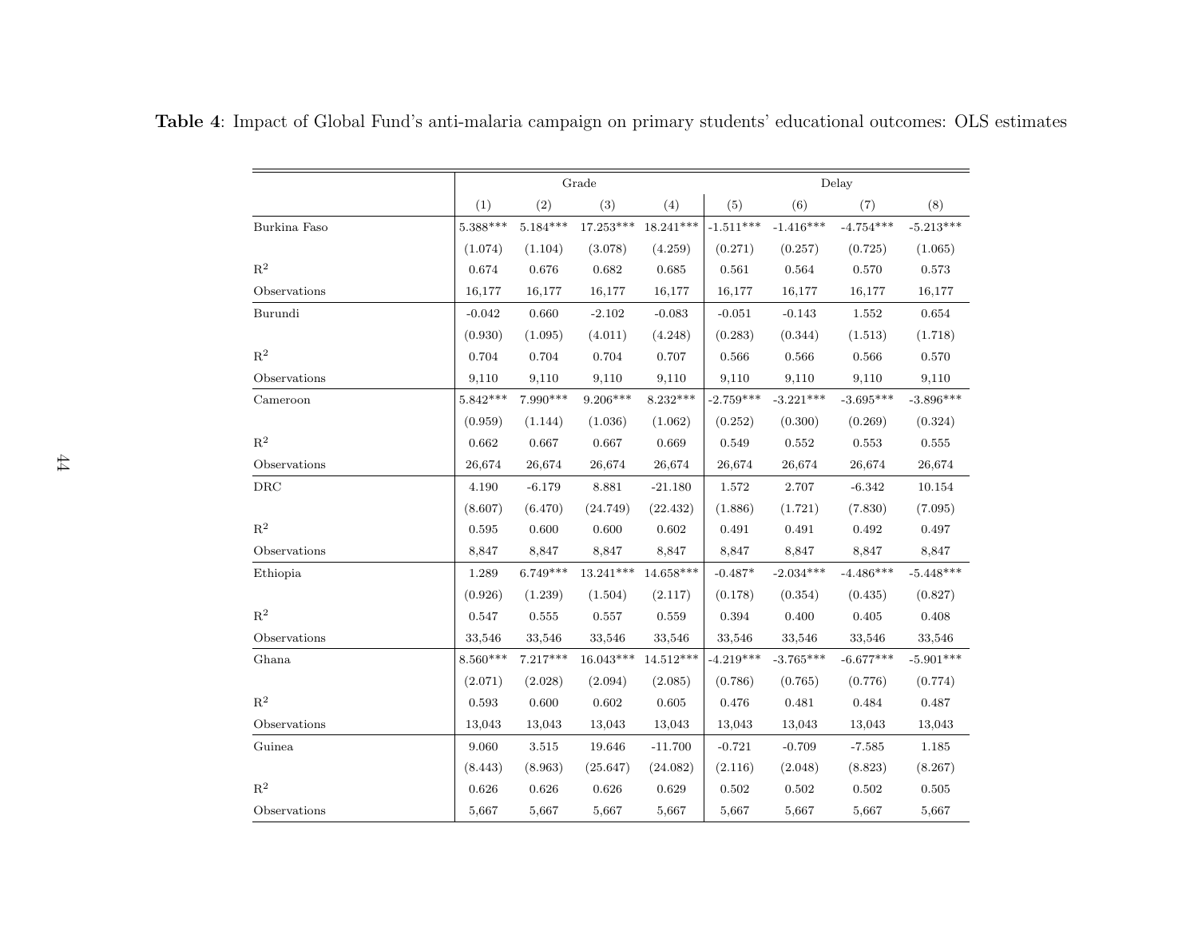**Table 4**: Impact of Global Fund's anti-malaria campaign on primary students' educational outcomes: OLS estimates

| | Grade | | | | Delay | | | |
|---|---|---|---|---|---|---|---|---|
| | (1) | (2) | (3) | (4) | (5) | (6) | (7) | (8) |
| Burkina Faso | 5.388*** | 5.184*** | 17.253*** | 18.241*** | -1.511*** | -1.416*** | -4.754*** | -5.213*** |
| | (1.074) | (1.104) | (3.078) | (4.259) | (0.271) | (0.257) | (0.725) | (1.065) |
| $R^2$ | 0.674 | 0.676 | 0.682 | 0.685 | 0.561 | 0.564 | 0.570 | 0.573 |
| Observations | 16,177 | 16,177 | 16,177 | 16,177 | 16,177 | 16,177 | 16,177 | 16,177 |
| Burundi | -0.042 | 0.660 | -2.102 | -0.083 | -0.051 | -0.143 | 1.552 | 0.654 |
| | (0.930) | (1.095) | (4.011) | (4.248) | (0.283) | (0.344) | (1.513) | (1.718) |
| $R^2$ | 0.704 | 0.704 | 0.704 | 0.707 | 0.566 | 0.566 | 0.566 | 0.570 |
| Observations | 9,110 | 9,110 | 9,110 | 9,110 | 9,110 | 9,110 | 9,110 | 9,110 |
| Cameroon | 5.842*** | 7.990*** | 9.206*** | 8.232*** | -2.759*** | -3.221*** | -3.695*** | -3.896*** |
| | (0.959) | (1.144) | (1.036) | (1.062) | (0.252) | (0.300) | (0.269) | (0.324) |
| $R^2$ | 0.662 | 0.667 | 0.667 | 0.669 | 0.549 | 0.552 | 0.553 | 0.555 |
| Observations | 26,674 | 26,674 | 26,674 | 26,674 | 26,674 | 26,674 | 26,674 | 26,674 |
| DRC | 4.190 | -6.179 | 8.881 | -21.180 | 1.572 | 2.707 | -6.342 | 10.154 |
| | (8.607) | (6.470) | (24.749) | (22.432) | (1.886) | (1.721) | (7.830) | (7.095) |
| $R^2$ | 0.595 | 0.600 | 0.600 | 0.602 | 0.491 | 0.491 | 0.492 | 0.497 |
| Observations | 8,847 | 8,847 | 8,847 | 8,847 | 8,847 | 8,847 | 8,847 | 8,847 |
| Ethiopia | 1.289 | 6.749*** | 13.241*** | 14.658*** | -0.487* | -2.034*** | -4.486*** | -5.448*** |
| | (0.926) | (1.239) | (1.504) | (2.117) | (0.178) | (0.354) | (0.435) | (0.827) |
| $R^2$ | 0.547 | 0.555 | 0.557 | 0.559 | 0.394 | 0.400 | 0.405 | 0.408 |
| Observations | 33,546 | 33,546 | 33,546 | 33,546 | 33,546 | 33,546 | 33,546 | 33,546 |
| Ghana | 8.560*** | 7.217*** | 16.043*** | 14.512*** | -4.219*** | -3.765*** | -6.677*** | -5.901*** |
| | (2.071) | (2.028) | (2.094) | (2.085) | (0.786) | (0.765) | (0.776) | (0.774) |
| $R^2$ | 0.593 | 0.600 | 0.602 | 0.605 | 0.476 | 0.481 | 0.484 | 0.487 |
| Observations | 13,043 | 13,043 | 13,043 | 13,043 | 13,043 | 13,043 | 13,043 | 13,043 |
| Guinea | 9.060 | 3.515 | 19.646 | -11.700 | -0.721 | -0.709 | -7.585 | 1.185 |
| | (8.443) | (8.963) | (25.647) | (24.082) | (2.116) | (2.048) | (8.823) | (8.267) |
| $R^2$ | 0.626 | 0.626 | 0.626 | 0.629 | 0.502 | 0.502 | 0.502 | 0.505 |
| Observations | 5,667 | 5,667 | 5,667 | 5,667 | 5,667 | 5,667 | 5,667 | 5,667 |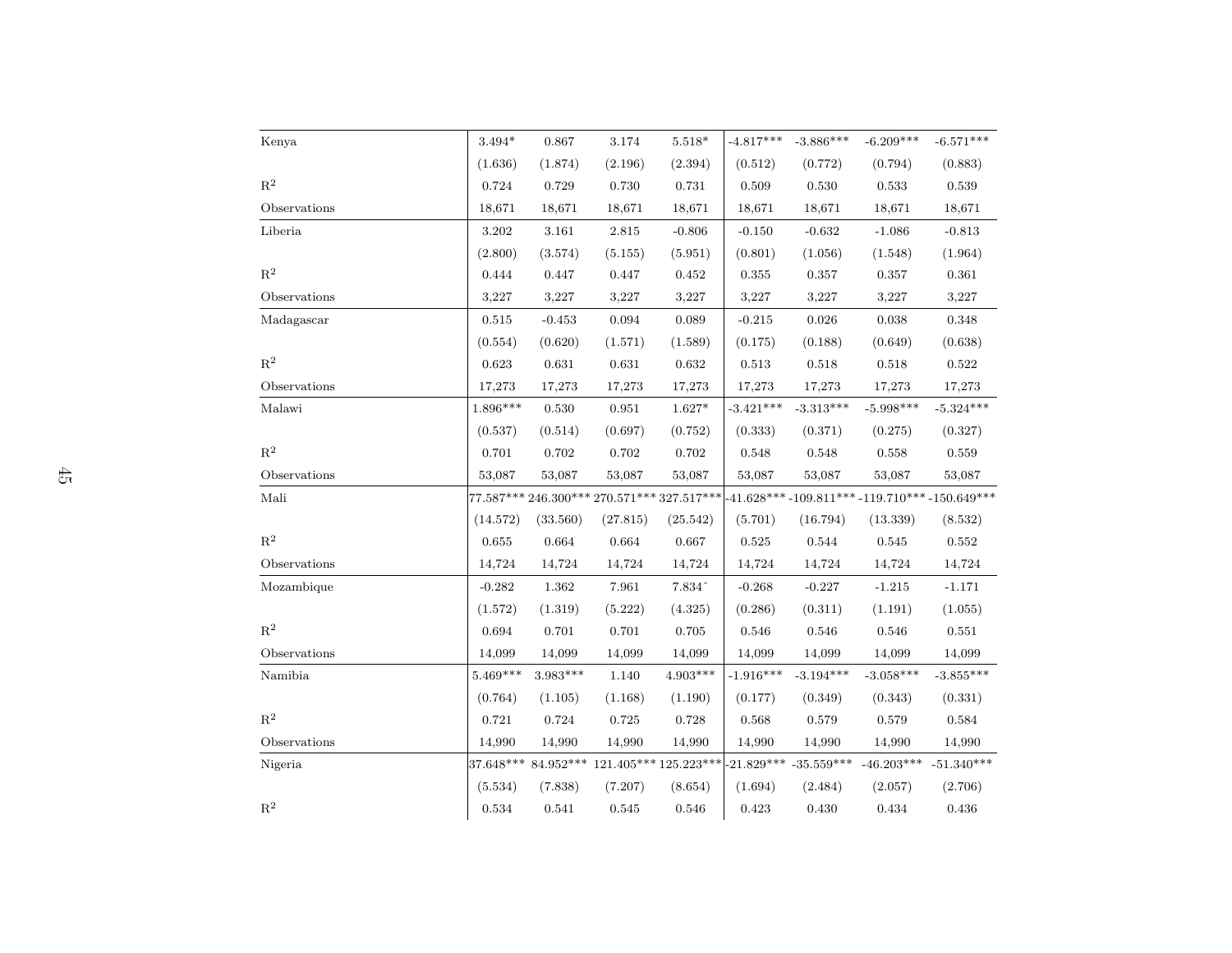| | | | | | | | | |
|---|---|---|---|---|---|---|---|---|
| Kenya | 3.494* | 0.867 | 3.174 | 5.518* | -4.817*** | -3.886*** | -6.209*** | -6.571*** |
| | (1.636) | (1.874) | (2.196) | (2.394) | (0.512) | (0.772) | (0.794) | (0.883) |
| $R^2$ | 0.724 | 0.729 | 0.730 | 0.731 | 0.509 | 0.530 | 0.533 | 0.539 |
| Observations | 18,671 | 18,671 | 18,671 | 18,671 | 18,671 | 18,671 | 18,671 | 18,671 |
| Liberia | 3.202 | 3.161 | 2.815 | -0.806 | -0.150 | -0.632 | -1.086 | -0.813 |
| | (2.800) | (3.574) | (5.155) | (5.951) | (0.801) | (1.056) | (1.548) | (1.964) |
| $R^2$ | 0.444 | 0.447 | 0.447 | 0.452 | 0.355 | 0.357 | 0.357 | 0.361 |
| Observations | 3,227 | 3,227 | 3,227 | 3,227 | 3,227 | 3,227 | 3,227 | 3,227 |
| Madagascar | 0.515 | -0.453 | 0.094 | 0.089 | -0.215 | 0.026 | 0.038 | 0.348 |
| | (0.554) | (0.620) | (1.571) | (1.589) | (0.175) | (0.188) | (0.649) | (0.638) |
| $R^2$ | 0.623 | 0.631 | 0.631 | 0.632 | 0.513 | 0.518 | 0.518 | 0.522 |
| Observations | 17,273 | 17,273 | 17,273 | 17,273 | 17,273 | 17,273 | 17,273 | 17,273 |
| Malawi | 1.896*** | 0.530 | 0.951 | 1.627* | -3.421*** | -3.313*** | -5.998*** | -5.324*** |
| | (0.537) | (0.514) | (0.697) | (0.752) | (0.333) | (0.371) | (0.275) | (0.327) |
| $R^2$ | 0.701 | 0.702 | 0.702 | 0.702 | 0.548 | 0.548 | 0.558 | 0.559 |
| Observations | 53,087 | 53,087 | 53,087 | 53,087 | 53,087 | 53,087 | 53,087 | 53,087 |
| Mali | 77.587*** | 246.300*** | 270.571*** | 327.517*** | -41.628*** | -109.811*** | -119.710*** | -150.649*** |
| | (14.572) | (33.560) | (27.815) | (25.542) | (5.701) | (16.794) | (13.339) | (8.532) |
| $R^2$ | 0.655 | 0.664 | 0.664 | 0.667 | 0.525 | 0.544 | 0.545 | 0.552 |
| Observations | 14,724 | 14,724 | 14,724 | 14,724 | 14,724 | 14,724 | 14,724 | 14,724 |
| Mozambique | -0.282 | 1.362 | 7.961 | 7.834^ | -0.268 | -0.227 | -1.215 | -1.171 |
| | (1.572) | (1.319) | (5.222) | (4.325) | (0.286) | (0.311) | (1.191) | (1.055) |
| $R^2$ | 0.694 | 0.701 | 0.701 | 0.705 | 0.546 | 0.546 | 0.546 | 0.551 |
| Observations | 14,099 | 14,099 | 14,099 | 14,099 | 14,099 | 14,099 | 14,099 | 14,099 |
| Namibia | 5.469*** | 3.983*** | 1.140 | 4.903*** | -1.916*** | -3.194*** | -3.058*** | -3.855*** |
| | (0.764) | (1.105) | (1.168) | (1.190) | (0.177) | (0.349) | (0.343) | (0.331) |
| $R^2$ | 0.721 | 0.724 | 0.725 | 0.728 | 0.568 | 0.579 | 0.579 | 0.584 |
| Observations | 14,990 | 14,990 | 14,990 | 14,990 | 14,990 | 14,990 | 14,990 | 14,990 |
| Nigeria | 37.648*** | 84.952*** | 121.405*** | 125.223*** | -21.829*** | -35.559*** | -46.203*** | -51.340*** |
| | (5.534) | (7.838) | (7.207) | (8.654) | (1.694) | (2.484) | (2.057) | (2.706) |
| $R^2$ | 0.534 | 0.541 | 0.545 | 0.546 | 0.423 | 0.430 | 0.434 | 0.436 |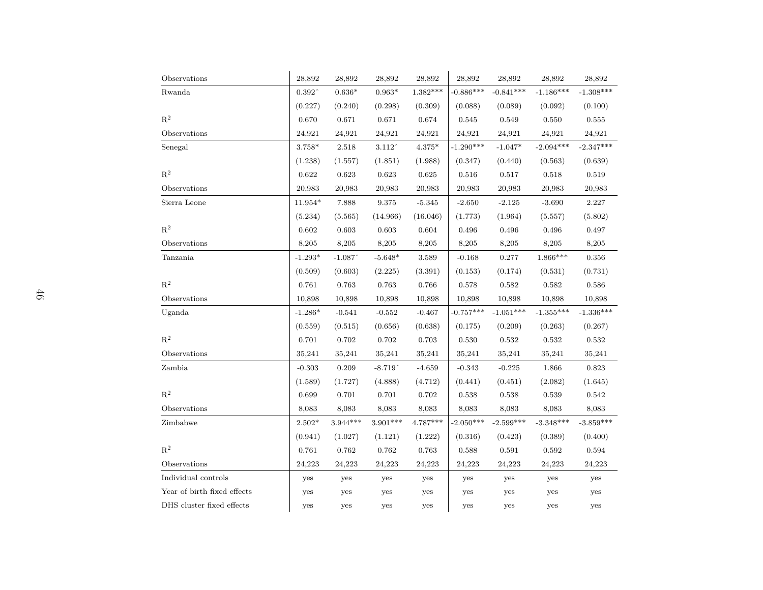| | | | | | | | | |
|---|---|---|---|---|---|---|---|---|
| Observations | 28,892 | 28,892 | 28,892 | 28,892 | 28,892 | 28,892 | 28,892 | 28,892 |
| Rwanda | 0.392ˆ | 0.636* | 0.963* | 1.382*** | -0.886*** | -0.841*** | -1.186*** | -1.308*** |
| | (0.227) | (0.240) | (0.298) | (0.309) | (0.088) | (0.089) | (0.092) | (0.100) |
| $R^2$ | 0.670 | 0.671 | 0.671 | 0.674 | 0.545 | 0.549 | 0.550 | 0.555 |
| Observations | 24,921 | 24,921 | 24,921 | 24,921 | 24,921 | 24,921 | 24,921 | 24,921 |
| Senegal | 3.758* | 2.518 | 3.112ˆ | 4.375* | -1.290*** | -1.047* | -2.094*** | -2.347*** |
| | (1.238) | (1.557) | (1.851) | (1.988) | (0.347) | (0.440) | (0.563) | (0.639) |
| $R^2$ | 0.622 | 0.623 | 0.623 | 0.625 | 0.516 | 0.517 | 0.518 | 0.519 |
| Observations | 20,983 | 20,983 | 20,983 | 20,983 | 20,983 | 20,983 | 20,983 | 20,983 |
| Sierra Leone | 11.954* | 7.888 | 9.375 | -5.345 | -2.650 | -2.125 | -3.690 | 2.227 |
| | (5.234) | (5.565) | (14.966) | (16.046) | (1.773) | (1.964) | (5.557) | (5.802) |
| $R^2$ | 0.602 | 0.603 | 0.603 | 0.604 | 0.496 | 0.496 | 0.496 | 0.497 |
| Observations | 8,205 | 8,205 | 8,205 | 8,205 | 8,205 | 8,205 | 8,205 | 8,205 |
| Tanzania | -1.293* | -1.087ˆ | -5.648* | 3.589 | -0.168 | 0.277 | 1.866*** | 0.356 |
| | (0.509) | (0.603) | (2.225) | (3.391) | (0.153) | (0.174) | (0.531) | (0.731) |
| $R^2$ | 0.761 | 0.763 | 0.763 | 0.766 | 0.578 | 0.582 | 0.582 | 0.586 |
| Observations | 10,898 | 10,898 | 10,898 | 10,898 | 10,898 | 10,898 | 10,898 | 10,898 |
| Uganda | -1.286* | -0.541 | -0.552 | -0.467 | -0.757*** | -1.051*** | -1.355*** | -1.336*** |
| | (0.559) | (0.515) | (0.656) | (0.638) | (0.175) | (0.209) | (0.263) | (0.267) |
| $R^2$ | 0.701 | 0.702 | 0.702 | 0.703 | 0.530 | 0.532 | 0.532 | 0.532 |
| Observations | 35,241 | 35,241 | 35,241 | 35,241 | 35,241 | 35,241 | 35,241 | 35,241 |
| Zambia | -0.303 | 0.209 | -8.719ˆ | -4.659 | -0.343 | -0.225 | 1.866 | 0.823 |
| | (1.589) | (1.727) | (4.888) | (4.712) | (0.441) | (0.451) | (2.082) | (1.645) |
| $R^2$ | 0.699 | 0.701 | 0.701 | 0.702 | 0.538 | 0.538 | 0.539 | 0.542 |
| Observations | 8,083 | 8,083 | 8,083 | 8,083 | 8,083 | 8,083 | 8,083 | 8,083 |
| Zimbabwe | 2.502* | 3.944*** | 3.901*** | 4.787*** | -2.050*** | -2.599*** | -3.348*** | -3.859*** |
| | (0.941) | (1.027) | (1.121) | (1.222) | (0.316) | (0.423) | (0.389) | (0.400) |
| $R^2$ | 0.761 | 0.762 | 0.762 | 0.763 | 0.588 | 0.591 | 0.592 | 0.594 |
| Observations | 24,223 | 24,223 | 24,223 | 24,223 | 24,223 | 24,223 | 24,223 | 24,223 |
| Individual controls | yes | yes | yes | yes | yes | yes | yes | yes |
| Year of birth fixed effects | yes | yes | yes | yes | yes | yes | yes | yes |
| DHS cluster fixed effects | yes | yes | yes | yes | yes | yes | yes | yes |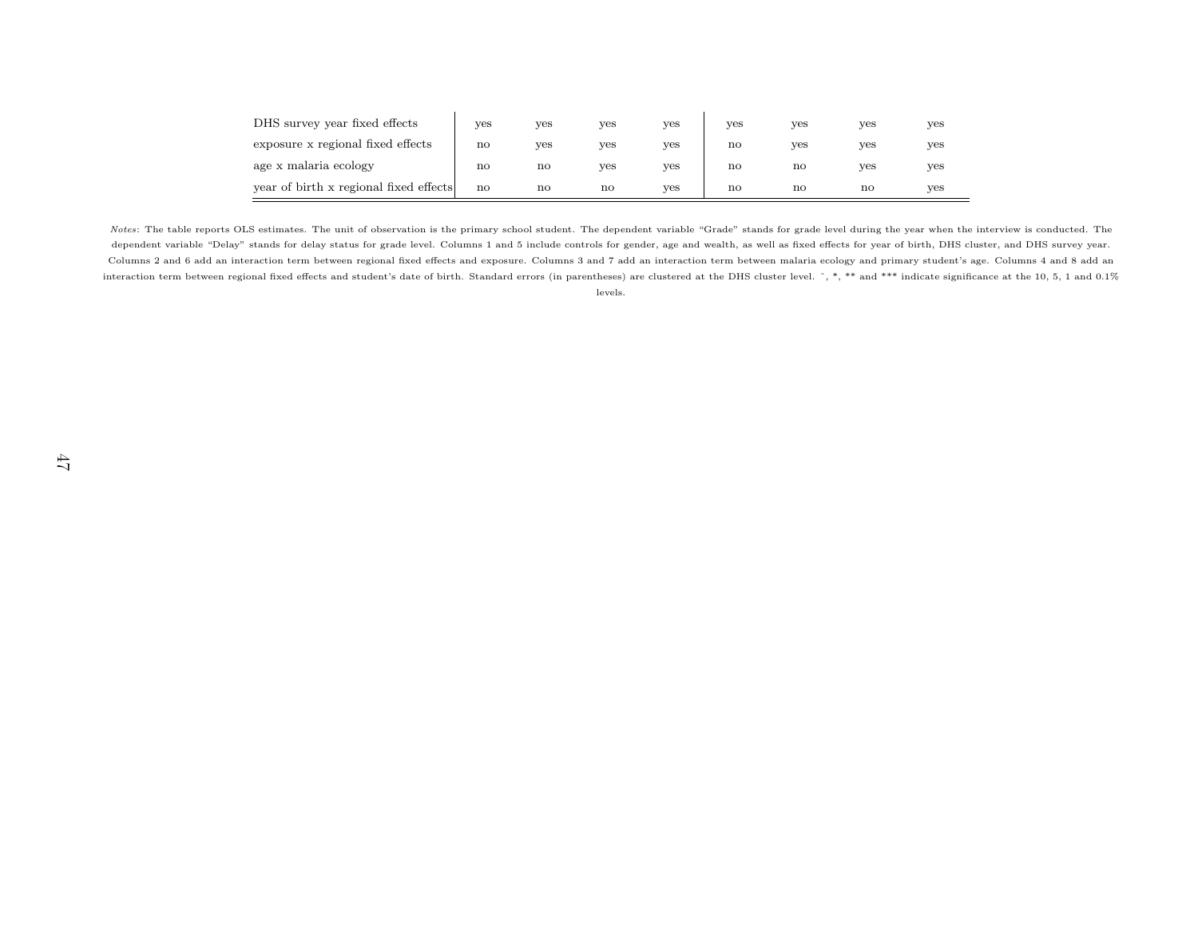| | (1) | (2) | (3) | (4) | (5) | (6) | (7) | (8) |
|---|---|---|---|---|---|---|---|---|
| DHS survey year fixed effects | yes | yes | yes | yes | yes | yes | yes | yes |
| exposure x regional fixed effects | no | yes | yes | yes | no | yes | yes | yes |
| age x malaria ecology | no | no | yes | yes | no | no | yes | yes |
| year of birth x regional fixed effects | no | no | no | yes | no | no | no | yes |

*Notes*: The table reports OLS estimates. The unit of observation is the primary school student. The dependent variable "Grade" stands for grade level during the year when the interview is conducted. The dependent variable "Delay" stands for delay status for grade level. Columns 1 and 5 include controls for gender, age and wealth, as well as fixed effects for year of birth, DHS cluster, and DHS survey year. Columns 2 and 6 add an interaction term between regional fixed effects and exposure. Columns 3 and 7 add an interaction term between malaria ecology and primary student's age. Columns 4 and 8 add an interaction term between regional fixed effects and student's date of birth. Standard errors (in parentheses) are clustered at the DHS cluster level. ˆ, *, ** and *** indicate significance at the 10, 5, 1 and 0.1% levels.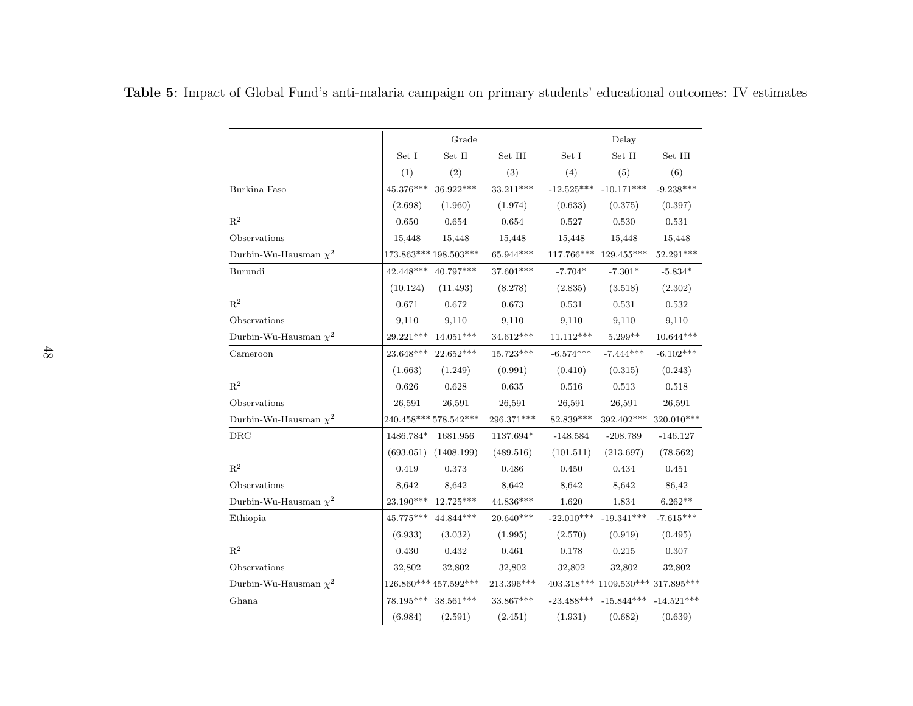**Table 5**: Impact of Global Fund's anti-malaria campaign on primary students' educational outcomes: IV estimates

| | Grade | | | Delay | | |
|---|---|---|---|---|---|---|
| | Set I | Set II | Set III | Set I | Set II | Set III |
| | (1) | (2) | (3) | (4) | (5) | (6) |
| Burkina Faso | 45.376*** | 36.922*** | 33.211*** | -12.525*** | -10.171*** | -9.238*** |
| | (2.698) | (1.960) | (1.974) | (0.633) | (0.375) | (0.397) |
| $R^2$ | 0.650 | 0.654 | 0.654 | 0.527 | 0.530 | 0.531 |
| Observations | 15,448 | 15,448 | 15,448 | 15,448 | 15,448 | 15,448 |
| Durbin-Wu-Hausman $\chi^2$ | 173.863*** | 198.503*** | 65.944*** | 117.766*** | 129.455*** | 52.291*** |
| Burundi | 42.448*** | 40.797*** | 37.601*** | -7.704* | -7.301* | -5.834* |
| | (10.124) | (11.493) | (8.278) | (2.835) | (3.518) | (2.302) |
| $R^2$ | 0.671 | 0.672 | 0.673 | 0.531 | 0.531 | 0.532 |
| Observations | 9,110 | 9,110 | 9,110 | 9,110 | 9,110 | 9,110 |
| Durbin-Wu-Hausman $\chi^2$ | 29.221*** | 14.051*** | 34.612*** | 11.112*** | 5.299** | 10.644*** |
| Cameroon | 23.648*** | 22.652*** | 15.723*** | -6.574*** | -7.444*** | -6.102*** |
| | (1.663) | (1.249) | (0.991) | (0.410) | (0.315) | (0.243) |
| $R^2$ | 0.626 | 0.628 | 0.635 | 0.516 | 0.513 | 0.518 |
| Observations | 26,591 | 26,591 | 26,591 | 26,591 | 26,591 | 26,591 |
| Durbin-Wu-Hausman $\chi^2$ | 240.458*** | 578.542*** | 296.371*** | 82.839*** | 392.402*** | 320.010*** |
| DRC | 1486.784* | 1681.956 | 1137.694* | -148.584 | -208.789 | -146.127 |
| | (693.051) | (1408.199) | (489.516) | (101.511) | (213.697) | (78.562) |
| $R^2$ | 0.419 | 0.373 | 0.486 | 0.450 | 0.434 | 0.451 |
| Observations | 8,642 | 8,642 | 8,642 | 8,642 | 8,642 | 86,42 |
| Durbin-Wu-Hausman $\chi^2$ | 23.190*** | 12.725*** | 44.836*** | 1.620 | 1.834 | 6.262** |
| Ethiopia | 45.775*** | 44.844*** | 20.640*** | -22.010*** | -19.341*** | -7.615*** |
| | (6.933) | (3.032) | (1.995) | (2.570) | (0.919) | (0.495) |
| $R^2$ | 0.430 | 0.432 | 0.461 | 0.178 | 0.215 | 0.307 |
| Observations | 32,802 | 32,802 | 32,802 | 32,802 | 32,802 | 32,802 |
| Durbin-Wu-Hausman $\chi^2$ | 126.860*** | 457.592*** | 213.396*** | 403.318*** | 1109.530*** | 317.895*** |
| Ghana | 78.195*** | 38.561*** | 33.867*** | -23.488*** | -15.844*** | -14.521*** |
| | (6.984) | (2.591) | (2.451) | (1.931) | (0.682) | (0.639) |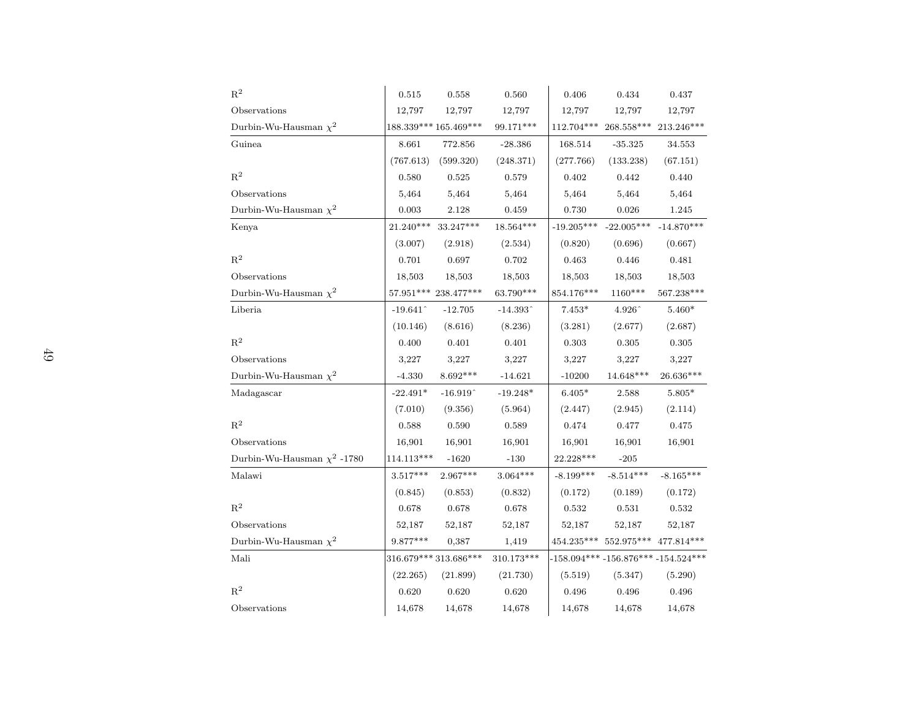| | | | | | | |
|---|---|---|---|---|---|---|
| $R^2$ | 0.515 | 0.558 | 0.560 | 0.406 | 0.434 | 0.437 |
| Observations | 12,797 | 12,797 | 12,797 | 12,797 | 12,797 | 12,797 |
| Durbin-Wu-Hausman $\chi^2$ | 188.339*** | 165.469*** | 99.171*** | 112.704*** | 268.558*** | 213.246*** |
| Guinea | 8.661 | 772.856 | -28.386 | 168.514 | -35.325 | 34.553 |
| | (767.613) | (599.320) | (248.371) | (277.766) | (133.238) | (67.151) |
| $R^2$ | 0.580 | 0.525 | 0.579 | 0.402 | 0.442 | 0.440 |
| Observations | 5,464 | 5,464 | 5,464 | 5,464 | 5,464 | 5,464 |
| Durbin-Wu-Hausman $\chi^2$ | 0.003 | 2.128 | 0.459 | 0.730 | 0.026 | 1.245 |
| Kenya | 21.240*** | 33.247*** | 18.564*** | -19.205*** | -22.005*** | -14.870*** |
| | (3.007) | (2.918) | (2.534) | (0.820) | (0.696) | (0.667) |
| $R^2$ | 0.701 | 0.697 | 0.702 | 0.463 | 0.446 | 0.481 |
| Observations | 18,503 | 18,503 | 18,503 | 18,503 | 18,503 | 18,503 |
| Durbin-Wu-Hausman $\chi^2$ | 57.951*** | 238.477*** | 63.790*** | 854.176*** | 1160*** | 567.238*** |
| Liberia | -19.641^ | -12.705 | -14.393^ | 7.453* | 4.926^ | 5.460* |
| | (10.146) | (8.616) | (8.236) | (3.281) | (2.677) | (2.687) |
| $R^2$ | 0.400 | 0.401 | 0.401 | 0.303 | 0.305 | 0.305 |
| Observations | 3,227 | 3,227 | 3,227 | 3,227 | 3,227 | 3,227 |
| Durbin-Wu-Hausman $\chi^2$ | -4.330 | 8.692*** | -14.621 | -10200 | 14.648*** | 26.636*** |
| Madagascar | -22.491* | -16.919^ | -19.248* | 6.405* | 2.588 | 5.805* |
| | (7.010) | (9.356) | (5.964) | (2.447) | (2.945) | (2.114) |
| $R^2$ | 0.588 | 0.590 | 0.589 | 0.474 | 0.477 | 0.475 |
| Observations | 16,901 | 16,901 | 16,901 | 16,901 | 16,901 | 16,901 |
| Durbin-Wu-Hausman $\chi^2$ -1780 | 114.113*** | -1620 | -130 | 22.228*** | -205 | |
| Malawi | 3.517*** | 2.967*** | 3.064*** | -8.199*** | -8.514*** | -8.165*** |
| | (0.845) | (0.853) | (0.832) | (0.172) | (0.189) | (0.172) |
| $R^2$ | 0.678 | 0.678 | 0.678 | 0.532 | 0.531 | 0.532 |
| Observations | 52,187 | 52,187 | 52,187 | 52,187 | 52,187 | 52,187 |
| Durbin-Wu-Hausman $\chi^2$ | 9.877*** | 0,387 | 1,419 | 454.235*** | 552.975*** | 477.814*** |
| Mali | 316.679*** | 313.686*** | 310.173*** | -158.094*** | -156.876*** | -154.524*** |
| | (22.265) | (21.899) | (21.730) | (5.519) | (5.347) | (5.290) |
| $R^2$ | 0.620 | 0.620 | 0.620 | 0.496 | 0.496 | 0.496 |
| Observations | 14,678 | 14,678 | 14,678 | 14,678 | 14,678 | 14,678 |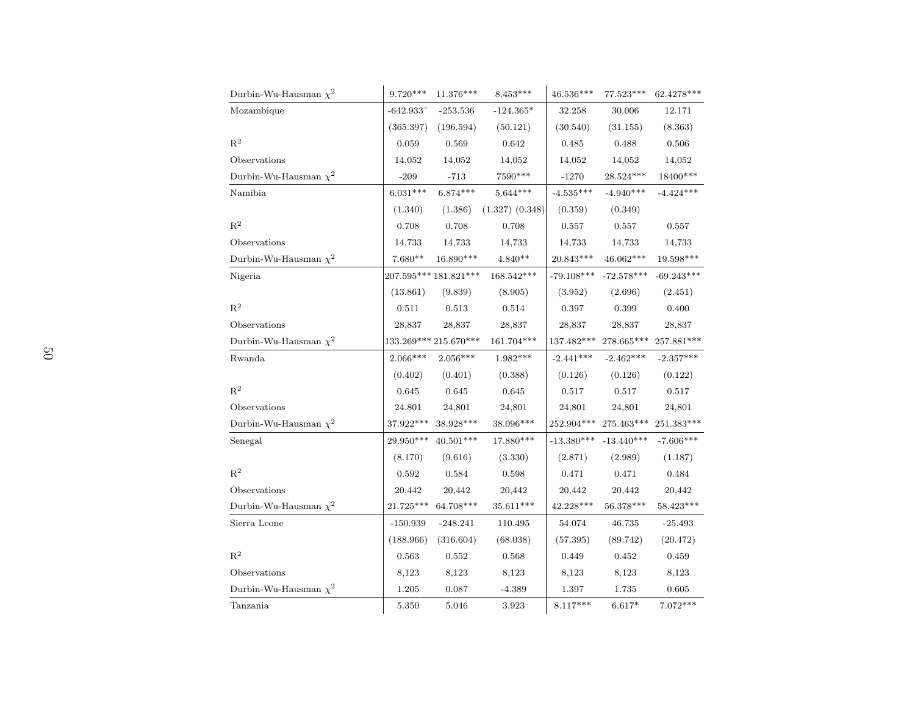| | | | | | | |
|---|---|---|---|---|---|---|
| Durbin-Wu-Hausman $\chi^2$ | 9.720*** | 11.376*** | 8.453*** | 46.536*** | 77.523*** | 62.4278*** |
| Mozambique | -642.933ˆ | -253.536 | -124.365* | 32.258 | 30.006 | 12.171 |
| | (365.397) | (196.594) | (50.121) | (30.540) | (31.155) | (8.363) |
| $R^2$ | 0.059 | 0.569 | 0.642 | 0.485 | 0.488 | 0.506 |
| Observations | 14,052 | 14,052 | 14,052 | 14,052 | 14,052 | 14,052 |
| Durbin-Wu-Hausman $\chi^2$ | -209 | -713 | 7590*** | -1270 | 28.524*** | 18400*** |
| Namibia | 6.031*** | 6.874*** | 5.644*** | -4.535*** | -4.940*** | -4.424*** |
| | (1.340) | (1.386) | (1.327) (0.348) | (0.359) | (0.349) | |
| $R^2$ | 0.708 | 0.708 | 0.708 | 0.557 | 0.557 | 0.557 |
| Observations | 14,733 | 14,733 | 14,733 | 14,733 | 14,733 | 14,733 |
| Durbin-Wu-Hausman $\chi^2$ | 7.680** | 16.890*** | 4.840** | 20.843*** | 46.062*** | 19.598*** |
| Nigeria | 207.595*** | 181.821*** | 168.542*** | -79.108*** | -72.578*** | -69.243*** |
| | (13.861) | (9.839) | (8.905) | (3.952) | (2.696) | (2.451) |
| $R^2$ | 0.511 | 0.513 | 0.514 | 0.397 | 0.399 | 0.400 |
| Observations | 28,837 | 28,837 | 28,837 | 28,837 | 28,837 | 28,837 |
| Durbin-Wu-Hausman $\chi^2$ | 133.269*** | 215.670*** | 161.704*** | 137.482*** | 278.665*** | 257.881*** |
| Rwanda | 2.066*** | 2.056*** | 1.982*** | -2.441*** | -2.462*** | -2.357*** |
| | (0.402) | (0.401) | (0.388) | (0.126) | (0.126) | (0.122) |
| $R^2$ | 0.645 | 0.645 | 0.645 | 0.517 | 0.517 | 0.517 |
| Observations | 24,801 | 24,801 | 24,801 | 24,801 | 24,801 | 24,801 |
| Durbin-Wu-Hausman $\chi^2$ | 37.922*** | 38.928*** | 38.096*** | 252.904*** | 275.463*** | 251.383*** |
| Senegal | 29.950*** | 40.501*** | 17.880*** | -13.380*** | -13.440*** | -7.606*** |
| | (8.170) | (9.616) | (3.330) | (2.871) | (2.989) | (1.187) |
| $R^2$ | 0.592 | 0.584 | 0.598 | 0.471 | 0.471 | 0.484 |
| Observations | 20,442 | 20,442 | 20,442 | 20,442 | 20,442 | 20,442 |
| Durbin-Wu-Hausman $\chi^2$ | 21.725*** | 64.708*** | 35.611*** | 42.228*** | 56.378*** | 58.423*** |
| Sierra Leone | -150.939 | -248.241 | 110.495 | 54.074 | 46.735 | -25.493 |
| | (188.966) | (316.604) | (68.038) | (57.395) | (89.742) | (20.472) |
| $R^2$ | 0.563 | 0.552 | 0.568 | 0.449 | 0.452 | 0.459 |
| Observations | 8,123 | 8,123 | 8,123 | 8,123 | 8,123 | 8,123 |
| Durbin-Wu-Hausman $\chi^2$ | 1.205 | 0.087 | -4.389 | 1.397 | 1.735 | 0.605 |
| Tanzania | 5.350 | 5.046 | 3.923 | 8.117*** | 6.617* | 7.072*** |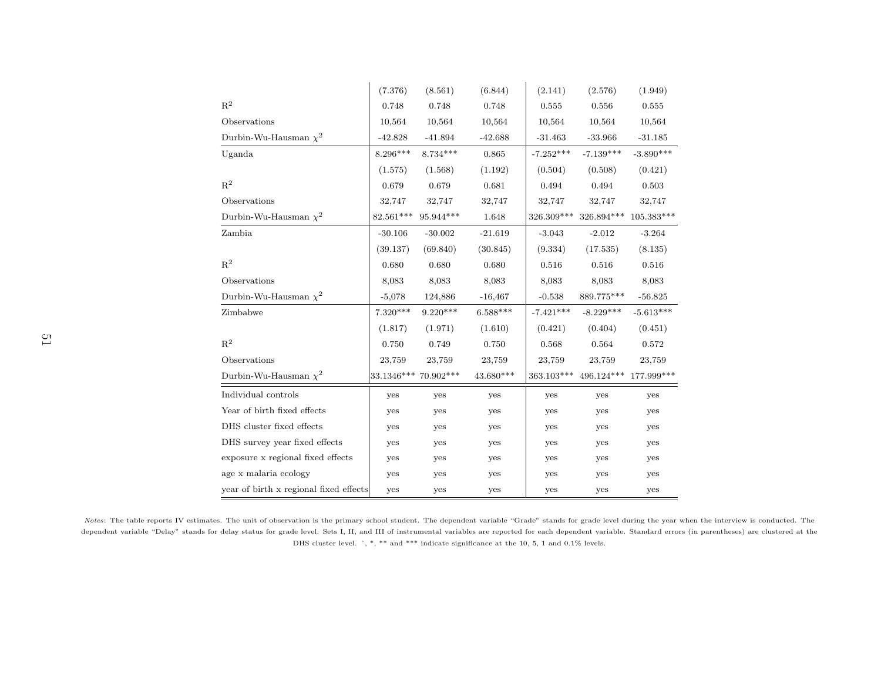| | | | | | | |
|---|---|---|---|---|---|---|
| | (7.376) | (8.561) | (6.844) | (2.141) | (2.576) | (1.949) |
| $R^2$ | 0.748 | 0.748 | 0.748 | 0.555 | 0.556 | 0.555 |
| Observations | 10,564 | 10,564 | 10,564 | 10,564 | 10,564 | 10,564 |
| Durbin-Wu-Hausman $\chi^2$ | -42.828 | -41.894 | -42.688 | -31.463 | -33.966 | -31.185 |
| Uganda | 8.296*** | 8.734*** | 0.865 | -7.252*** | -7.139*** | -3.890*** |
| | (1.575) | (1.568) | (1.192) | (0.504) | (0.508) | (0.421) |
| $R^2$ | 0.679 | 0.679 | 0.681 | 0.494 | 0.494 | 0.503 |
| Observations | 32,747 | 32,747 | 32,747 | 32,747 | 32,747 | 32,747 |
| Durbin-Wu-Hausman $\chi^2$ | 82.561*** | 95.944*** | 1.648 | 326.309*** | 326.894*** | 105.383*** |
| Zambia | -30.106 | -30.002 | -21.619 | -3.043 | -2.012 | -3.264 |
| | (39.137) | (69.840) | (30.845) | (9.334) | (17.535) | (8.135) |
| $R^2$ | 0.680 | 0.680 | 0.680 | 0.516 | 0.516 | 0.516 |
| Observations | 8,083 | 8,083 | 8,083 | 8,083 | 8,083 | 8,083 |
| Durbin-Wu-Hausman $\chi^2$ | -5,078 | 124,886 | -16,467 | -0.538 | 889.775*** | -56.825 |
| Zimbabwe | 7.320*** | 9.220*** | 6.588*** | -7.421*** | -8.229*** | -5.613*** |
| | (1.817) | (1.971) | (1.610) | (0.421) | (0.404) | (0.451) |
| $R^2$ | 0.750 | 0.749 | 0.750 | 0.568 | 0.564 | 0.572 |
| Observations | 23,759 | 23,759 | 23,759 | 23,759 | 23,759 | 23,759 |
| Durbin-Wu-Hausman $\chi^2$ | 33.1346*** | 70.902*** | 43.680*** | 363.103*** | 496.124*** | 177.999*** |
| Individual controls | yes | yes | yes | yes | yes | yes |
| Year of birth fixed effects | yes | yes | yes | yes | yes | yes |
| DHS cluster fixed effects | yes | yes | yes | yes | yes | yes |
| DHS survey year fixed effects | yes | yes | yes | yes | yes | yes |
| exposure x regional fixed effects | yes | yes | yes | yes | yes | yes |
| age x malaria ecology | yes | yes | yes | yes | yes | yes |
| year of birth x regional fixed effects | yes | yes | yes | yes | yes | yes |

*Notes*: The table reports IV estimates. The unit of observation is the primary school student. The dependent variable "Grade" stands for grade level during the year when the interview is conducted. The dependent variable "Delay" stands for delay status for grade level. Sets I, II, and III of instrumental variables are reported for each dependent variable. Standard errors (in parentheses) are clustered at the DHS cluster level. ^, *, ** and *** indicate significance at the 10, 5, 1 and 0.1% levels.